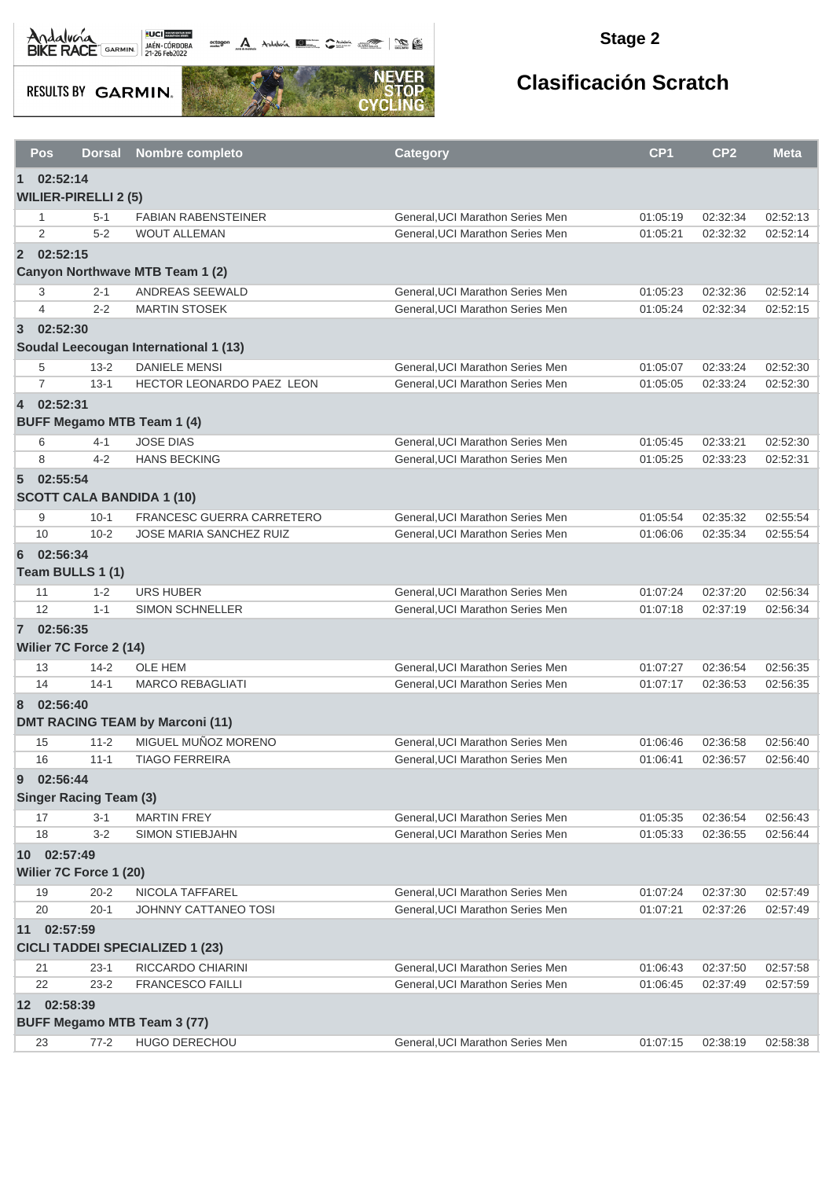## Stage 2

# Clasificación Scratch

RESULTS BY GARMIN

| Pos | Dorsal | Nombre completo | Category | CP1 | CP2 | Meta |
|---|---|---|---|---|---|---|
| **1 02:52:14** | | | | | | |
| **WILIER-PIRELLI 2 (5)** | | | | | | |
| 1 | 5-1 | FABIAN RABENSTEINER | General,UCI Marathon Series Men | 01:05:19 | 02:32:34 | 02:52:13 |
| 2 | 5-2 | WOUT ALLEMAN | General,UCI Marathon Series Men | 01:05:21 | 02:32:32 | 02:52:14 |
| **2 02:52:15** | | | | | | |
| **Canyon Northwave MTB Team 1 (2)** | | | | | | |
| 3 | 2-1 | ANDREAS SEEWALD | General,UCI Marathon Series Men | 01:05:23 | 02:32:36 | 02:52:14 |
| 4 | 2-2 | MARTIN STOSEK | General,UCI Marathon Series Men | 01:05:24 | 02:32:34 | 02:52:15 |
| **3 02:52:30** | | | | | | |
| **Soudal Leecougan International 1 (13)** | | | | | | |
| 5 | 13-2 | DANIELE MENSI | General,UCI Marathon Series Men | 01:05:07 | 02:33:24 | 02:52:30 |
| 7 | 13-1 | HECTOR LEONARDO PAEZ LEON | General,UCI Marathon Series Men | 01:05:05 | 02:33:24 | 02:52:30 |
| **4 02:52:31** | | | | | | |
| **BUFF Megamo MTB Team 1 (4)** | | | | | | |
| 6 | 4-1 | JOSE DIAS | General,UCI Marathon Series Men | 01:05:45 | 02:33:21 | 02:52:30 |
| 8 | 4-2 | HANS BECKING | General,UCI Marathon Series Men | 01:05:25 | 02:33:23 | 02:52:31 |
| **5 02:55:54** | | | | | | |
| **SCOTT CALA BANDIDA 1 (10)** | | | | | | |
| 9 | 10-1 | FRANCESC GUERRA CARRETERO | General,UCI Marathon Series Men | 01:05:54 | 02:35:32 | 02:55:54 |
| 10 | 10-2 | JOSE MARIA SANCHEZ RUIZ | General,UCI Marathon Series Men | 01:06:06 | 02:35:34 | 02:55:54 |
| **6 02:56:34** | | | | | | |
| **Team BULLS 1 (1)** | | | | | | |
| 11 | 1-2 | URS HUBER | General,UCI Marathon Series Men | 01:07:24 | 02:37:20 | 02:56:34 |
| 12 | 1-1 | SIMON SCHNELLER | General,UCI Marathon Series Men | 01:07:18 | 02:37:19 | 02:56:34 |
| **7 02:56:35** | | | | | | |
| **Wilier 7C Force 2 (14)** | | | | | | |
| 13 | 14-2 | OLE HEM | General,UCI Marathon Series Men | 01:07:27 | 02:36:54 | 02:56:35 |
| 14 | 14-1 | MARCO REBAGLIATI | General,UCI Marathon Series Men | 01:07:17 | 02:36:53 | 02:56:35 |
| **8 02:56:40** | | | | | | |
| **DMT RACING TEAM by Marconi (11)** | | | | | | |
| 15 | 11-2 | MIGUEL MUÑOZ MORENO | General,UCI Marathon Series Men | 01:06:46 | 02:36:58 | 02:56:40 |
| 16 | 11-1 | TIAGO FERREIRA | General,UCI Marathon Series Men | 01:06:41 | 02:36:57 | 02:56:40 |
| **9 02:56:44** | | | | | | |
| **Singer Racing Team (3)** | | | | | | |
| 17 | 3-1 | MARTIN FREY | General,UCI Marathon Series Men | 01:05:35 | 02:36:54 | 02:56:43 |
| 18 | 3-2 | SIMON STIEBJAHN | General,UCI Marathon Series Men | 01:05:33 | 02:36:55 | 02:56:44 |
| **10 02:57:49** | | | | | | |
| **Wilier 7C Force 1 (20)** | | | | | | |
| 19 | 20-2 | NICOLA TAFFAREL | General,UCI Marathon Series Men | 01:07:24 | 02:37:30 | 02:57:49 |
| 20 | 20-1 | JOHNNY CATTANEO TOSI | General,UCI Marathon Series Men | 01:07:21 | 02:37:26 | 02:57:49 |
| **11 02:57:59** | | | | | | |
| **CICLI TADDEI SPECIALIZED 1 (23)** | | | | | | |
| 21 | 23-1 | RICCARDO CHIARINI | General,UCI Marathon Series Men | 01:06:43 | 02:37:50 | 02:57:58 |
| 22 | 23-2 | FRANCESCO FAILLI | General,UCI Marathon Series Men | 01:06:45 | 02:37:49 | 02:57:59 |
| **12 02:58:39** | | | | | | |
| **BUFF Megamo MTB Team 3 (77)** | | | | | | |
| 23 | 77-2 | HUGO DERECHOU | General,UCI Marathon Series Men | 01:07:15 | 02:38:19 | 02:58:38 |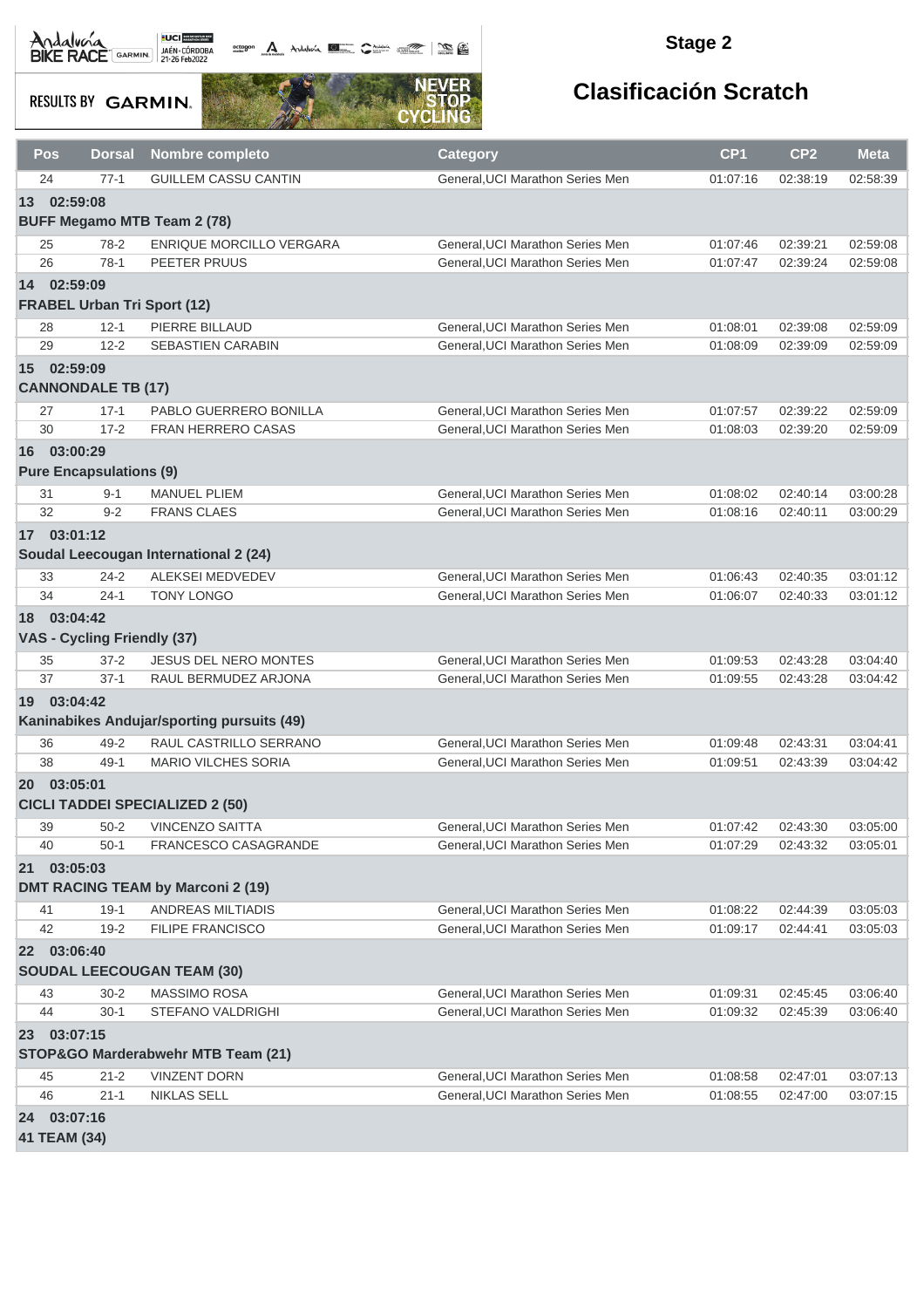## Stage 2

# Clasificación Scratch

| Pos | Dorsal | Nombre completo | Category | CP1 | CP2 | Meta |
|---|---|---|---|---|---|---|
| 24 | 77-1 | GUILLEM CASSU CANTIN | General,UCI Marathon Series Men | 01:07:16 | 02:38:19 | 02:58:39 |
| **13 02:59:08** | | | | | | |
| **BUFF Megamo MTB Team 2 (78)** | | | | | | |
| 25 | 78-2 | ENRIQUE MORCILLO VERGARA | General,UCI Marathon Series Men | 01:07:46 | 02:39:21 | 02:59:08 |
| 26 | 78-1 | PEETER PRUUS | General,UCI Marathon Series Men | 01:07:47 | 02:39:24 | 02:59:08 |
| **14 02:59:09** | | | | | | |
| **FRABEL Urban Tri Sport (12)** | | | | | | |
| 28 | 12-1 | PIERRE BILLAUD | General,UCI Marathon Series Men | 01:08:01 | 02:39:08 | 02:59:09 |
| 29 | 12-2 | SEBASTIEN CARABIN | General,UCI Marathon Series Men | 01:08:09 | 02:39:09 | 02:59:09 |
| **15 02:59:09** | | | | | | |
| **CANNONDALE TB (17)** | | | | | | |
| 27 | 17-1 | PABLO GUERRERO BONILLA | General,UCI Marathon Series Men | 01:07:57 | 02:39:22 | 02:59:09 |
| 30 | 17-2 | FRAN HERRERO CASAS | General,UCI Marathon Series Men | 01:08:03 | 02:39:20 | 02:59:09 |
| **16 03:00:29** | | | | | | |
| **Pure Encapsulations (9)** | | | | | | |
| 31 | 9-1 | MANUEL PLIEM | General,UCI Marathon Series Men | 01:08:02 | 02:40:14 | 03:00:28 |
| 32 | 9-2 | FRANS CLAES | General,UCI Marathon Series Men | 01:08:16 | 02:40:11 | 03:00:29 |
| **17 03:01:12** | | | | | | |
| **Soudal Leecougan International 2 (24)** | | | | | | |
| 33 | 24-2 | ALEKSEI MEDVEDEV | General,UCI Marathon Series Men | 01:06:43 | 02:40:35 | 03:01:12 |
| 34 | 24-1 | TONY LONGO | General,UCI Marathon Series Men | 01:06:07 | 02:40:33 | 03:01:12 |
| **18 03:04:42** | | | | | | |
| **VAS - Cycling Friendly (37)** | | | | | | |
| 35 | 37-2 | JESUS DEL NERO MONTES | General,UCI Marathon Series Men | 01:09:53 | 02:43:28 | 03:04:40 |
| 37 | 37-1 | RAUL BERMUDEZ ARJONA | General,UCI Marathon Series Men | 01:09:55 | 02:43:28 | 03:04:42 |
| **19 03:04:42** | | | | | | |
| **Kaninabikes Andujar/sporting pursuits (49)** | | | | | | |
| 36 | 49-2 | RAUL CASTRILLO SERRANO | General,UCI Marathon Series Men | 01:09:48 | 02:43:31 | 03:04:41 |
| 38 | 49-1 | MARIO VILCHES SORIA | General,UCI Marathon Series Men | 01:09:51 | 02:43:39 | 03:04:42 |
| **20 03:05:01** | | | | | | |
| **CICLI TADDEI SPECIALIZED 2 (50)** | | | | | | |
| 39 | 50-2 | VINCENZO SAITTA | General,UCI Marathon Series Men | 01:07:42 | 02:43:30 | 03:05:00 |
| 40 | 50-1 | FRANCESCO CASAGRANDE | General,UCI Marathon Series Men | 01:07:29 | 02:43:32 | 03:05:01 |
| **21 03:05:03** | | | | | | |
| **DMT RACING TEAM by Marconi 2 (19)** | | | | | | |
| 41 | 19-1 | ANDREAS MILTIADIS | General,UCI Marathon Series Men | 01:08:22 | 02:44:39 | 03:05:03 |
| 42 | 19-2 | FILIPE FRANCISCO | General,UCI Marathon Series Men | 01:09:17 | 02:44:41 | 03:05:03 |
| **22 03:06:40** | | | | | | |
| **SOUDAL LEECOUGAN TEAM (30)** | | | | | | |
| 43 | 30-2 | MASSIMO ROSA | General,UCI Marathon Series Men | 01:09:31 | 02:45:45 | 03:06:40 |
| 44 | 30-1 | STEFANO VALDRIGHI | General,UCI Marathon Series Men | 01:09:32 | 02:45:39 | 03:06:40 |
| **23 03:07:15** | | | | | | |
| **STOP&GO Marderabwehr MTB Team (21)** | | | | | | |
| 45 | 21-2 | VINZENT DORN | General,UCI Marathon Series Men | 01:08:58 | 02:47:01 | 03:07:13 |
| 46 | 21-1 | NIKLAS SELL | General,UCI Marathon Series Men | 01:08:55 | 02:47:00 | 03:07:15 |
| **24 03:07:16** | | | | | | |
| **41 TEAM (34)** | | | | | | |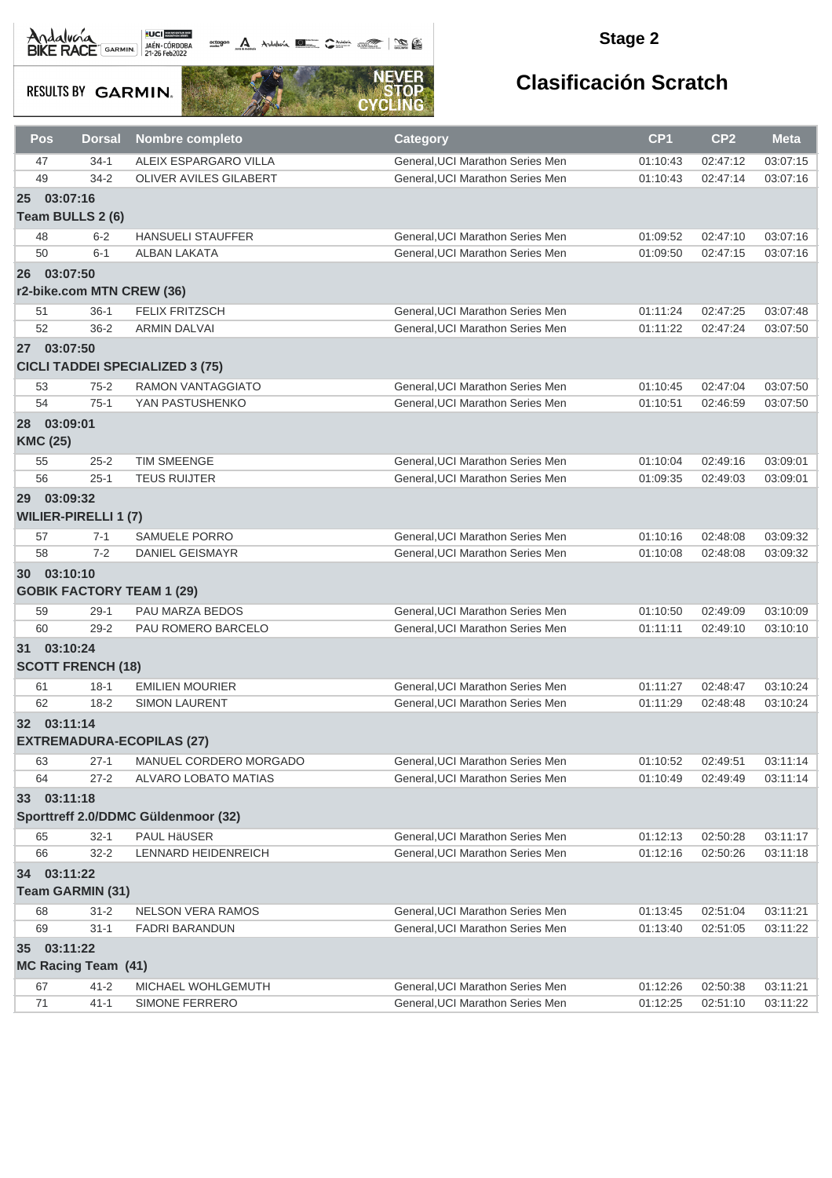## Stage 2

## Clasificación Scratch

| Pos | Dorsal | Nombre completo | Category | CP1 | CP2 | Meta |
|---|---|---|---|---|---|---|
| 47 | 34-1 | ALEIX ESPARGARO VILLA | General,UCI Marathon Series Men | 01:10:43 | 02:47:12 | 03:07:15 |
| 49 | 34-2 | OLIVER AVILES GILABERT | General,UCI Marathon Series Men | 01:10:43 | 02:47:14 | 03:07:16 |
| **25 03:07:16** | | | | | | |
| **Team BULLS 2 (6)** | | | | | | |
| 48 | 6-2 | HANSUELI STAUFFER | General,UCI Marathon Series Men | 01:09:52 | 02:47:10 | 03:07:16 |
| 50 | 6-1 | ALBAN LAKATA | General,UCI Marathon Series Men | 01:09:50 | 02:47:15 | 03:07:16 |
| **26 03:07:50** | | | | | | |
| **r2-bike.com MTN CREW (36)** | | | | | | |
| 51 | 36-1 | FELIX FRITZSCH | General,UCI Marathon Series Men | 01:11:24 | 02:47:25 | 03:07:48 |
| 52 | 36-2 | ARMIN DALVAI | General,UCI Marathon Series Men | 01:11:22 | 02:47:24 | 03:07:50 |
| **27 03:07:50** | | | | | | |
| **CICLI TADDEI SPECIALIZED 3 (75)** | | | | | | |
| 53 | 75-2 | RAMON VANTAGGIATO | General,UCI Marathon Series Men | 01:10:45 | 02:47:04 | 03:07:50 |
| 54 | 75-1 | YAN PASTUSHENKO | General,UCI Marathon Series Men | 01:10:51 | 02:46:59 | 03:07:50 |
| **28 03:09:01** | | | | | | |
| **KMC (25)** | | | | | | |
| 55 | 25-2 | TIM SMEENGE | General,UCI Marathon Series Men | 01:10:04 | 02:49:16 | 03:09:01 |
| 56 | 25-1 | TEUS RUIJTER | General,UCI Marathon Series Men | 01:09:35 | 02:49:03 | 03:09:01 |
| **29 03:09:32** | | | | | | |
| **WILIER-PIRELLI 1 (7)** | | | | | | |
| 57 | 7-1 | SAMUELE PORRO | General,UCI Marathon Series Men | 01:10:16 | 02:48:08 | 03:09:32 |
| 58 | 7-2 | DANIEL GEISMAYR | General,UCI Marathon Series Men | 01:10:08 | 02:48:08 | 03:09:32 |
| **30 03:10:10** | | | | | | |
| **GOBIK FACTORY TEAM 1 (29)** | | | | | | |
| 59 | 29-1 | PAU MARZA BEDOS | General,UCI Marathon Series Men | 01:10:50 | 02:49:09 | 03:10:09 |
| 60 | 29-2 | PAU ROMERO BARCELO | General,UCI Marathon Series Men | 01:11:11 | 02:49:10 | 03:10:10 |
| **31 03:10:24** | | | | | | |
| **SCOTT FRENCH (18)** | | | | | | |
| 61 | 18-1 | EMILIEN MOURIER | General,UCI Marathon Series Men | 01:11:27 | 02:48:47 | 03:10:24 |
| 62 | 18-2 | SIMON LAURENT | General,UCI Marathon Series Men | 01:11:29 | 02:48:48 | 03:10:24 |
| **32 03:11:14** | | | | | | |
| **EXTREMADURA-ECOPILAS (27)** | | | | | | |
| 63 | 27-1 | MANUEL CORDERO MORGADO | General,UCI Marathon Series Men | 01:10:52 | 02:49:51 | 03:11:14 |
| 64 | 27-2 | ALVARO LOBATO MATIAS | General,UCI Marathon Series Men | 01:10:49 | 02:49:49 | 03:11:14 |
| **33 03:11:18** | | | | | | |
| **Sporttreff 2.0/DDMC Güldenmoor (32)** | | | | | | |
| 65 | 32-1 | PAUL HäUSER | General,UCI Marathon Series Men | 01:12:13 | 02:50:28 | 03:11:17 |
| 66 | 32-2 | LENNARD HEIDENREICH | General,UCI Marathon Series Men | 01:12:16 | 02:50:26 | 03:11:18 |
| **34 03:11:22** | | | | | | |
| **Team GARMIN (31)** | | | | | | |
| 68 | 31-2 | NELSON VERA RAMOS | General,UCI Marathon Series Men | 01:13:45 | 02:51:04 | 03:11:21 |
| 69 | 31-1 | FADRI BARANDUN | General,UCI Marathon Series Men | 01:13:40 | 02:51:05 | 03:11:22 |
| **35 03:11:22** | | | | | | |
| **MC Racing Team (41)** | | | | | | |
| 67 | 41-2 | MICHAEL WOHLGEMUTH | General,UCI Marathon Series Men | 01:12:26 | 02:50:38 | 03:11:21 |
| 71 | 41-1 | SIMONE FERRERO | General,UCI Marathon Series Men | 01:12:25 | 02:51:10 | 03:11:22 |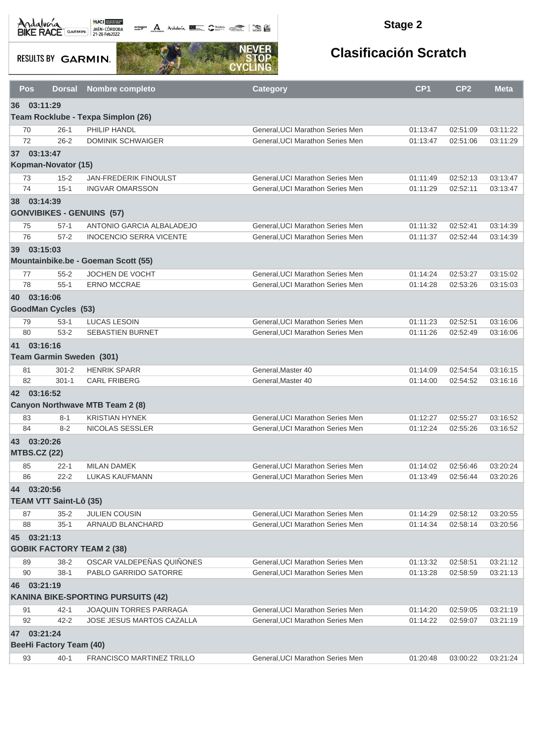## Stage 2

# Clasificación Scratch

| Pos | Dorsal | Nombre completo | Category | CP1 | CP2 | Meta |
|---|---|---|---|---|---|---|
| **36 03:11:29** | | | | | | |
| **Team Rocklube - Texpa Simplon (26)** | | | | | | |
| 70 | 26-1 | PHILIP HANDL | General,UCI Marathon Series Men | 01:13:47 | 02:51:09 | 03:11:22 |
| 72 | 26-2 | DOMINIK SCHWAIGER | General,UCI Marathon Series Men | 01:13:47 | 02:51:06 | 03:11:29 |
| **37 03:13:47** | | | | | | |
| **Kopman-Novator (15)** | | | | | | |
| 73 | 15-2 | JAN-FREDERIK FINOULST | General,UCI Marathon Series Men | 01:11:49 | 02:52:13 | 03:13:47 |
| 74 | 15-1 | INGVAR OMARSSON | General,UCI Marathon Series Men | 01:11:29 | 02:52:11 | 03:13:47 |
| **38 03:14:39** | | | | | | |
| **GONVIBIKES - GENUINS (57)** | | | | | | |
| 75 | 57-1 | ANTONIO GARCIA ALBALADEJO | General,UCI Marathon Series Men | 01:11:32 | 02:52:41 | 03:14:39 |
| 76 | 57-2 | INOCENCIO SERRA VICENTE | General,UCI Marathon Series Men | 01:11:37 | 02:52:44 | 03:14:39 |
| **39 03:15:03** | | | | | | |
| **Mountainbike.be - Goeman Scott (55)** | | | | | | |
| 77 | 55-2 | JOCHEN DE VOCHT | General,UCI Marathon Series Men | 01:14:24 | 02:53:27 | 03:15:02 |
| 78 | 55-1 | ERNO MCCRAE | General,UCI Marathon Series Men | 01:14:28 | 02:53:26 | 03:15:03 |
| **40 03:16:06** | | | | | | |
| **GoodMan Cycles (53)** | | | | | | |
| 79 | 53-1 | LUCAS LESOIN | General,UCI Marathon Series Men | 01:11:23 | 02:52:51 | 03:16:06 |
| 80 | 53-2 | SEBASTIEN BURNET | General,UCI Marathon Series Men | 01:11:26 | 02:52:49 | 03:16:06 |
| **41 03:16:16** | | | | | | |
| **Team Garmin Sweden (301)** | | | | | | |
| 81 | 301-2 | HENRIK SPARR | General,Master 40 | 01:14:09 | 02:54:54 | 03:16:15 |
| 82 | 301-1 | CARL FRIBERG | General,Master 40 | 01:14:00 | 02:54:52 | 03:16:16 |
| **42 03:16:52** | | | | | | |
| **Canyon Northwave MTB Team 2 (8)** | | | | | | |
| 83 | 8-1 | KRISTIAN HYNEK | General,UCI Marathon Series Men | 01:12:27 | 02:55:27 | 03:16:52 |
| 84 | 8-2 | NICOLAS SESSLER | General,UCI Marathon Series Men | 01:12:24 | 02:55:26 | 03:16:52 |
| **43 03:20:26** | | | | | | |
| **MTBS.CZ (22)** | | | | | | |
| 85 | 22-1 | MILAN DAMEK | General,UCI Marathon Series Men | 01:14:02 | 02:56:46 | 03:20:24 |
| 86 | 22-2 | LUKAS KAUFMANN | General,UCI Marathon Series Men | 01:13:49 | 02:56:44 | 03:20:26 |
| **44 03:20:56** | | | | | | |
| **TEAM VTT Saint-Lô (35)** | | | | | | |
| 87 | 35-2 | JULIEN COUSIN | General,UCI Marathon Series Men | 01:14:29 | 02:58:12 | 03:20:55 |
| 88 | 35-1 | ARNAUD BLANCHARD | General,UCI Marathon Series Men | 01:14:34 | 02:58:14 | 03:20:56 |
| **45 03:21:13** | | | | | | |
| **GOBIK FACTORY TEAM 2 (38)** | | | | | | |
| 89 | 38-2 | OSCAR VALDEPEÑAS QUIÑONES | General,UCI Marathon Series Men | 01:13:32 | 02:58:51 | 03:21:12 |
| 90 | 38-1 | PABLO GARRIDO SATORRE | General,UCI Marathon Series Men | 01:13:28 | 02:58:59 | 03:21:13 |
| **46 03:21:19** | | | | | | |
| **KANINA BIKE-SPORTING PURSUITS (42)** | | | | | | |
| 91 | 42-1 | JOAQUIN TORRES PARRAGA | General,UCI Marathon Series Men | 01:14:20 | 02:59:05 | 03:21:19 |
| 92 | 42-2 | JOSE JESUS MARTOS CAZALLA | General,UCI Marathon Series Men | 01:14:22 | 02:59:07 | 03:21:19 |
| **47 03:21:24** | | | | | | |
| **BeeHi Factory Team (40)** | | | | | | |
| 93 | 40-1 | FRANCISCO MARTINEZ TRILLO | General,UCI Marathon Series Men | 01:20:48 | 03:00:22 | 03:21:24 |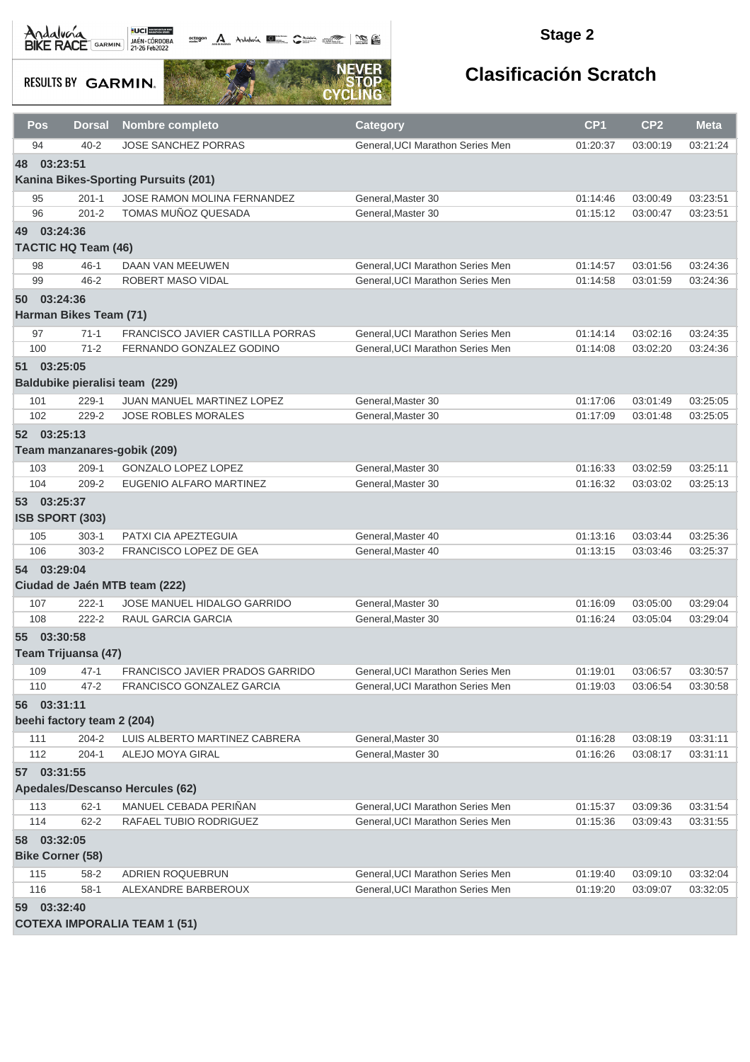## Stage 2

# Clasificación Scratch

| Pos | Dorsal | Nombre completo | Category | CP1 | CP2 | Meta |
|---|---|---|---|---|---|---|
| 94 | 40-2 | JOSE SANCHEZ PORRAS | General,UCI Marathon Series Men | 01:20:37 | 03:00:19 | 03:21:24 |
| **48 03:23:51** | | | | | | |
| **Kanina Bikes-Sporting Pursuits (201)** | | | | | | |
| 95 | 201-1 | JOSE RAMON MOLINA FERNANDEZ | General,Master 30 | 01:14:46 | 03:00:49 | 03:23:51 |
| 96 | 201-2 | TOMAS MUÑOZ QUESADA | General,Master 30 | 01:15:12 | 03:00:47 | 03:23:51 |
| **49 03:24:36** | | | | | | |
| **TACTIC HQ Team (46)** | | | | | | |
| 98 | 46-1 | DAAN VAN MEEUWEN | General,UCI Marathon Series Men | 01:14:57 | 03:01:56 | 03:24:36 |
| 99 | 46-2 | ROBERT MASO VIDAL | General,UCI Marathon Series Men | 01:14:58 | 03:01:59 | 03:24:36 |
| **50 03:24:36** | | | | | | |
| **Harman Bikes Team (71)** | | | | | | |
| 97 | 71-1 | FRANCISCO JAVIER CASTILLA PORRAS | General,UCI Marathon Series Men | 01:14:14 | 03:02:16 | 03:24:35 |
| 100 | 71-2 | FERNANDO GONZALEZ GODINO | General,UCI Marathon Series Men | 01:14:08 | 03:02:20 | 03:24:36 |
| **51 03:25:05** | | | | | | |
| **Baldubike pieralisi team (229)** | | | | | | |
| 101 | 229-1 | JUAN MANUEL MARTINEZ LOPEZ | General,Master 30 | 01:17:06 | 03:01:49 | 03:25:05 |
| 102 | 229-2 | JOSE ROBLES MORALES | General,Master 30 | 01:17:09 | 03:01:48 | 03:25:05 |
| **52 03:25:13** | | | | | | |
| **Team manzanares-gobik (209)** | | | | | | |
| 103 | 209-1 | GONZALO LOPEZ LOPEZ | General,Master 30 | 01:16:33 | 03:02:59 | 03:25:11 |
| 104 | 209-2 | EUGENIO ALFARO MARTINEZ | General,Master 30 | 01:16:32 | 03:03:02 | 03:25:13 |
| **53 03:25:37** | | | | | | |
| **ISB SPORT (303)** | | | | | | |
| 105 | 303-1 | PATXI CIA APEZTEGUIA | General,Master 40 | 01:13:16 | 03:03:44 | 03:25:36 |
| 106 | 303-2 | FRANCISCO LOPEZ DE GEA | General,Master 40 | 01:13:15 | 03:03:46 | 03:25:37 |
| **54 03:29:04** | | | | | | |
| **Ciudad de Jaén MTB team (222)** | | | | | | |
| 107 | 222-1 | JOSE MANUEL HIDALGO GARRIDO | General,Master 30 | 01:16:09 | 03:05:00 | 03:29:04 |
| 108 | 222-2 | RAUL GARCIA GARCIA | General,Master 30 | 01:16:24 | 03:05:04 | 03:29:04 |
| **55 03:30:58** | | | | | | |
| **Team Trijuansa (47)** | | | | | | |
| 109 | 47-1 | FRANCISCO JAVIER PRADOS GARRIDO | General,UCI Marathon Series Men | 01:19:01 | 03:06:57 | 03:30:57 |
| 110 | 47-2 | FRANCISCO GONZALEZ GARCIA | General,UCI Marathon Series Men | 01:19:03 | 03:06:54 | 03:30:58 |
| **56 03:31:11** | | | | | | |
| **beehi factory team 2 (204)** | | | | | | |
| 111 | 204-2 | LUIS ALBERTO MARTINEZ CABRERA | General,Master 30 | 01:16:28 | 03:08:19 | 03:31:11 |
| 112 | 204-1 | ALEJO MOYA GIRAL | General,Master 30 | 01:16:26 | 03:08:17 | 03:31:11 |
| **57 03:31:55** | | | | | | |
| **Apedales/Descanso Hercules (62)** | | | | | | |
| 113 | 62-1 | MANUEL CEBADA PERIÑAN | General,UCI Marathon Series Men | 01:15:37 | 03:09:36 | 03:31:54 |
| 114 | 62-2 | RAFAEL TUBIO RODRIGUEZ | General,UCI Marathon Series Men | 01:15:36 | 03:09:43 | 03:31:55 |
| **58 03:32:05** | | | | | | |
| **Bike Corner (58)** | | | | | | |
| 115 | 58-2 | ADRIEN ROQUEBRUN | General,UCI Marathon Series Men | 01:19:40 | 03:09:10 | 03:32:04 |
| 116 | 58-1 | ALEXANDRE BARBEROUX | General,UCI Marathon Series Men | 01:19:20 | 03:09:07 | 03:32:05 |
| **59 03:32:40** | | | | | | |
| **COTEXA IMPORALIA TEAM 1 (51)** | | | | | | |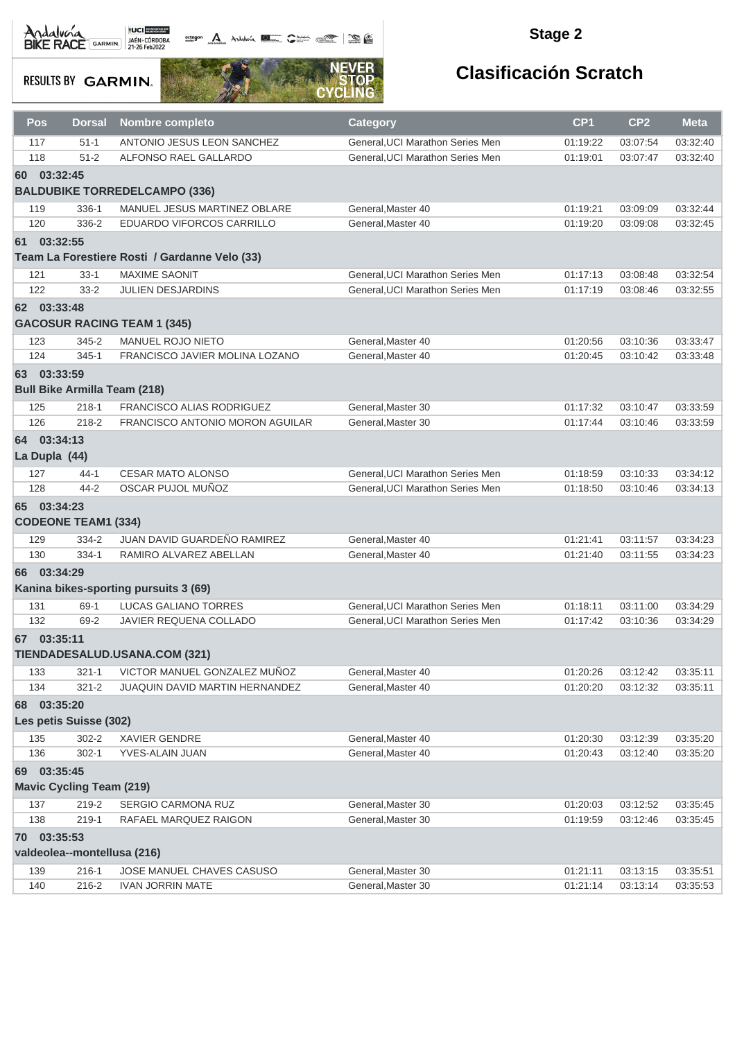## Stage 2

## Clasificación Scratch

| Pos | Dorsal | Nombre completo | Category | CP1 | CP2 | Meta |
|---|---|---|---|---|---|---|
| 117 | 51-1 | ANTONIO JESUS LEON SANCHEZ | General,UCI Marathon Series Men | 01:19:22 | 03:07:54 | 03:32:40 |
| 118 | 51-2 | ALFONSO RAEL GALLARDO | General,UCI Marathon Series Men | 01:19:01 | 03:07:47 | 03:32:40 |
| **60 03:32:45** | | | | | | |
| **BALDUBIKE TORREDELCAMPO (336)** | | | | | | |
| 119 | 336-1 | MANUEL JESUS MARTINEZ OBLARE | General,Master 40 | 01:19:21 | 03:09:09 | 03:32:44 |
| 120 | 336-2 | EDUARDO VIFORCOS CARRILLO | General,Master 40 | 01:19:20 | 03:09:08 | 03:32:45 |
| **61 03:32:55** | | | | | | |
| **Team La Forestiere Rosti / Gardanne Velo (33)** | | | | | | |
| 121 | 33-1 | MAXIME SAONIT | General,UCI Marathon Series Men | 01:17:13 | 03:08:48 | 03:32:54 |
| 122 | 33-2 | JULIEN DESJARDINS | General,UCI Marathon Series Men | 01:17:19 | 03:08:46 | 03:32:55 |
| **62 03:33:48** | | | | | | |
| **GACOSUR RACING TEAM 1 (345)** | | | | | | |
| 123 | 345-2 | MANUEL ROJO NIETO | General,Master 40 | 01:20:56 | 03:10:36 | 03:33:47 |
| 124 | 345-1 | FRANCISCO JAVIER MOLINA LOZANO | General,Master 40 | 01:20:45 | 03:10:42 | 03:33:48 |
| **63 03:33:59** | | | | | | |
| **Bull Bike Armilla Team (218)** | | | | | | |
| 125 | 218-1 | FRANCISCO ALIAS RODRIGUEZ | General,Master 30 | 01:17:32 | 03:10:47 | 03:33:59 |
| 126 | 218-2 | FRANCISCO ANTONIO MORON AGUILAR | General,Master 30 | 01:17:44 | 03:10:46 | 03:33:59 |
| **64 03:34:13** | | | | | | |
| **La Dupla (44)** | | | | | | |
| 127 | 44-1 | CESAR MATO ALONSO | General,UCI Marathon Series Men | 01:18:59 | 03:10:33 | 03:34:12 |
| 128 | 44-2 | OSCAR PUJOL MUÑOZ | General,UCI Marathon Series Men | 01:18:50 | 03:10:46 | 03:34:13 |
| **65 03:34:23** | | | | | | |
| **CODEONE TEAM1 (334)** | | | | | | |
| 129 | 334-2 | JUAN DAVID GUARDEÑO RAMIREZ | General,Master 40 | 01:21:41 | 03:11:57 | 03:34:23 |
| 130 | 334-1 | RAMIRO ALVAREZ ABELLAN | General,Master 40 | 01:21:40 | 03:11:55 | 03:34:23 |
| **66 03:34:29** | | | | | | |
| **Kanina bikes-sporting pursuits 3 (69)** | | | | | | |
| 131 | 69-1 | LUCAS GALIANO TORRES | General,UCI Marathon Series Men | 01:18:11 | 03:11:00 | 03:34:29 |
| 132 | 69-2 | JAVIER REQUENA COLLADO | General,UCI Marathon Series Men | 01:17:42 | 03:10:36 | 03:34:29 |
| **67 03:35:11** | | | | | | |
| **TIENDADESALUD.USANA.COM (321)** | | | | | | |
| 133 | 321-1 | VICTOR MANUEL GONZALEZ MUÑOZ | General,Master 40 | 01:20:26 | 03:12:42 | 03:35:11 |
| 134 | 321-2 | JUAQUIN DAVID MARTIN HERNANDEZ | General,Master 40 | 01:20:20 | 03:12:32 | 03:35:11 |
| **68 03:35:20** | | | | | | |
| **Les petis Suisse (302)** | | | | | | |
| 135 | 302-2 | XAVIER GENDRE | General,Master 40 | 01:20:30 | 03:12:39 | 03:35:20 |
| 136 | 302-1 | YVES-ALAIN JUAN | General,Master 40 | 01:20:43 | 03:12:40 | 03:35:20 |
| **69 03:35:45** | | | | | | |
| **Mavic Cycling Team (219)** | | | | | | |
| 137 | 219-2 | SERGIO CARMONA RUZ | General,Master 30 | 01:20:03 | 03:12:52 | 03:35:45 |
| 138 | 219-1 | RAFAEL MARQUEZ RAIGON | General,Master 30 | 01:19:59 | 03:12:46 | 03:35:45 |
| **70 03:35:53** | | | | | | |
| **valdeolea--montellusa (216)** | | | | | | |
| 139 | 216-1 | JOSE MANUEL CHAVES CASUSO | General,Master 30 | 01:21:11 | 03:13:15 | 03:35:51 |
| 140 | 216-2 | IVAN JORRIN MATE | General,Master 30 | 01:21:14 | 03:13:14 | 03:35:53 |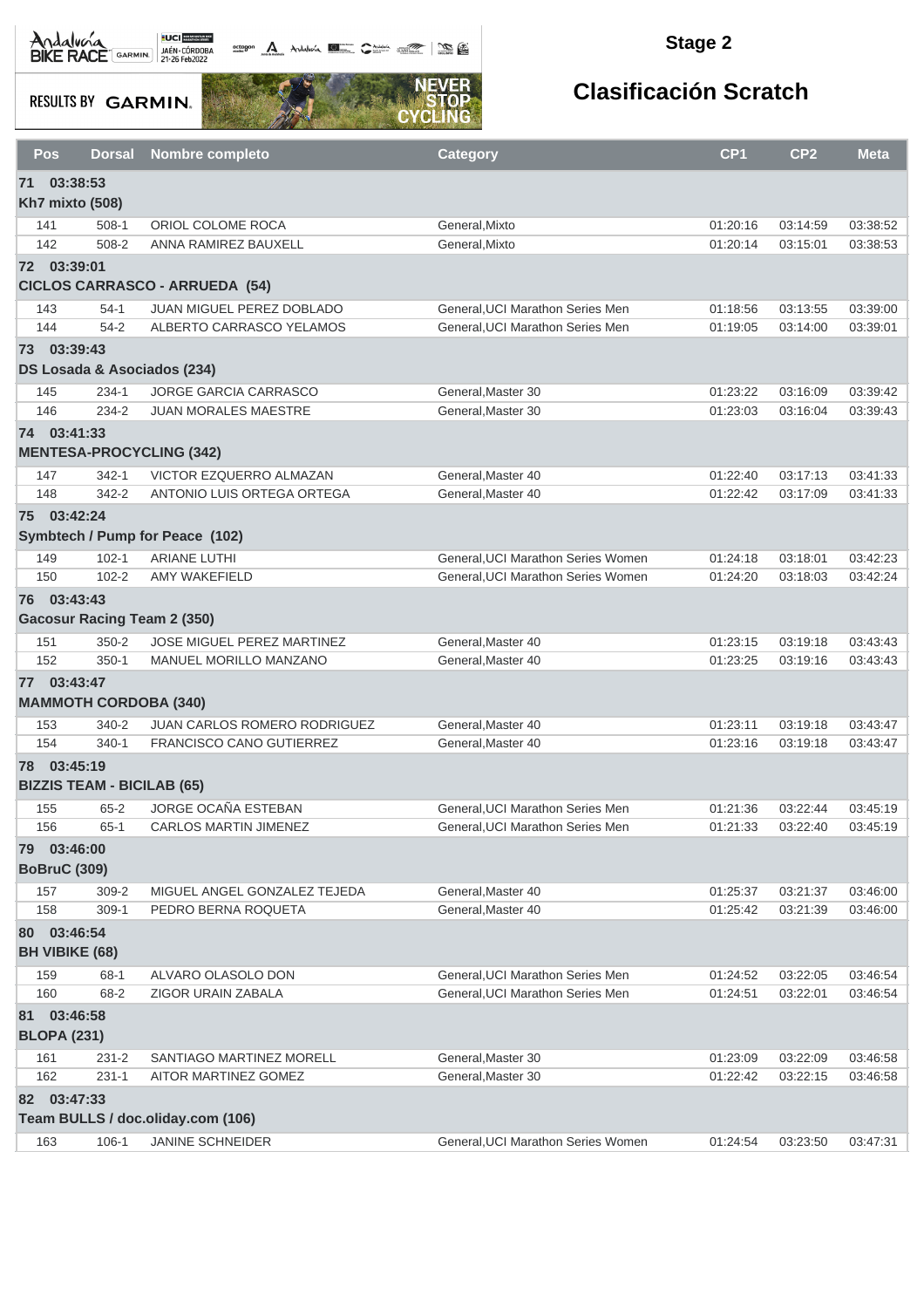## Stage 2

# Clasificación Scratch

| Pos | Dorsal | Nombre completo | Category | CP1 | CP2 | Meta |
|---|---|---|---|---|---|---|
| **71 03:38:53** | | | | | | |
| **Kh7 mixto (508)** | | | | | | |
| 141 | 508-1 | ORIOL COLOME ROCA | General,Mixto | 01:20:16 | 03:14:59 | 03:38:52 |
| 142 | 508-2 | ANNA RAMIREZ BAUXELL | General,Mixto | 01:20:14 | 03:15:01 | 03:38:53 |
| **72 03:39:01** | | | | | | |
| **CICLOS CARRASCO - ARRUEDA (54)** | | | | | | |
| 143 | 54-1 | JUAN MIGUEL PEREZ DOBLADO | General,UCI Marathon Series Men | 01:18:56 | 03:13:55 | 03:39:00 |
| 144 | 54-2 | ALBERTO CARRASCO YELAMOS | General,UCI Marathon Series Men | 01:19:05 | 03:14:00 | 03:39:01 |
| **73 03:39:43** | | | | | | |
| **DS Losada & Asociados (234)** | | | | | | |
| 145 | 234-1 | JORGE GARCIA CARRASCO | General,Master 30 | 01:23:22 | 03:16:09 | 03:39:42 |
| 146 | 234-2 | JUAN MORALES MAESTRE | General,Master 30 | 01:23:03 | 03:16:04 | 03:39:43 |
| **74 03:41:33** | | | | | | |
| **MENTESA-PROCYCLING (342)** | | | | | | |
| 147 | 342-1 | VICTOR EZQUERRO ALMAZAN | General,Master 40 | 01:22:40 | 03:17:13 | 03:41:33 |
| 148 | 342-2 | ANTONIO LUIS ORTEGA ORTEGA | General,Master 40 | 01:22:42 | 03:17:09 | 03:41:33 |
| **75 03:42:24** | | | | | | |
| **Symbtech / Pump for Peace (102)** | | | | | | |
| 149 | 102-1 | ARIANE LUTHI | General,UCI Marathon Series Women | 01:24:18 | 03:18:01 | 03:42:23 |
| 150 | 102-2 | AMY WAKEFIELD | General,UCI Marathon Series Women | 01:24:20 | 03:18:03 | 03:42:24 |
| **76 03:43:43** | | | | | | |
| **Gacosur Racing Team 2 (350)** | | | | | | |
| 151 | 350-2 | JOSE MIGUEL PEREZ MARTINEZ | General,Master 40 | 01:23:15 | 03:19:18 | 03:43:43 |
| 152 | 350-1 | MANUEL MORILLO MANZANO | General,Master 40 | 01:23:25 | 03:19:16 | 03:43:43 |
| **77 03:43:47** | | | | | | |
| **MAMMOTH CORDOBA (340)** | | | | | | |
| 153 | 340-2 | JUAN CARLOS ROMERO RODRIGUEZ | General,Master 40 | 01:23:11 | 03:19:18 | 03:43:47 |
| 154 | 340-1 | FRANCISCO CANO GUTIERREZ | General,Master 40 | 01:23:16 | 03:19:18 | 03:43:47 |
| **78 03:45:19** | | | | | | |
| **BIZZIS TEAM - BICILAB (65)** | | | | | | |
| 155 | 65-2 | JORGE OCAÑA ESTEBAN | General,UCI Marathon Series Men | 01:21:36 | 03:22:44 | 03:45:19 |
| 156 | 65-1 | CARLOS MARTIN JIMENEZ | General,UCI Marathon Series Men | 01:21:33 | 03:22:40 | 03:45:19 |
| **79 03:46:00** | | | | | | |
| **BoBruC (309)** | | | | | | |
| 157 | 309-2 | MIGUEL ANGEL GONZALEZ TEJEDA | General,Master 40 | 01:25:37 | 03:21:37 | 03:46:00 |
| 158 | 309-1 | PEDRO BERNA ROQUETA | General,Master 40 | 01:25:42 | 03:21:39 | 03:46:00 |
| **80 03:46:54** | | | | | | |
| **BH VIBIKE (68)** | | | | | | |
| 159 | 68-1 | ALVARO OLASOLO DON | General,UCI Marathon Series Men | 01:24:52 | 03:22:05 | 03:46:54 |
| 160 | 68-2 | ZIGOR URAIN ZABALA | General,UCI Marathon Series Men | 01:24:51 | 03:22:01 | 03:46:54 |
| **81 03:46:58** | | | | | | |
| **BLOPA (231)** | | | | | | |
| 161 | 231-2 | SANTIAGO MARTINEZ MORELL | General,Master 30 | 01:23:09 | 03:22:09 | 03:46:58 |
| 162 | 231-1 | AITOR MARTINEZ GOMEZ | General,Master 30 | 01:22:42 | 03:22:15 | 03:46:58 |
| **82 03:47:33** | | | | | | |
| **Team BULLS / doc.oliday.com (106)** | | | | | | |
| 163 | 106-1 | JANINE SCHNEIDER | General,UCI Marathon Series Women | 01:24:54 | 03:23:50 | 03:47:31 |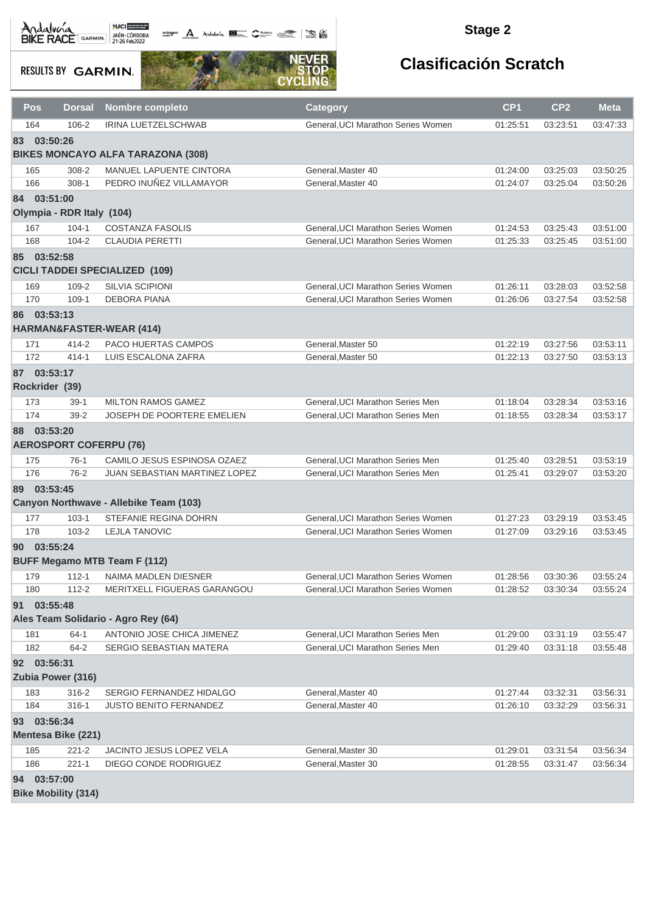## Stage 2

# Clasificación Scratch

| Pos | Dorsal | Nombre completo | Category | CP1 | CP2 | Meta |
|---|---|---|---|---|---|---|
| 164 | 106-2 | IRINA LUETZELSCHWAB | General,UCI Marathon Series Women | 01:25:51 | 03:23:51 | 03:47:33 |
| **83 03:50:26** | | | | | | |
| **BIKES MONCAYO ALFA TARAZONA (308)** | | | | | | |
| 165 | 308-2 | MANUEL LAPUENTE CINTORA | General,Master 40 | 01:24:00 | 03:25:03 | 03:50:25 |
| 166 | 308-1 | PEDRO INUÑEZ VILLAMAYOR | General,Master 40 | 01:24:07 | 03:25:04 | 03:50:26 |
| **84 03:51:00** | | | | | | |
| **Olympia - RDR Italy (104)** | | | | | | |
| 167 | 104-1 | COSTANZA FASOLIS | General,UCI Marathon Series Women | 01:24:53 | 03:25:43 | 03:51:00 |
| 168 | 104-2 | CLAUDIA PERETTI | General,UCI Marathon Series Women | 01:25:33 | 03:25:45 | 03:51:00 |
| **85 03:52:58** | | | | | | |
| **CICLI TADDEI SPECIALIZED (109)** | | | | | | |
| 169 | 109-2 | SILVIA SCIPIONI | General,UCI Marathon Series Women | 01:26:11 | 03:28:03 | 03:52:58 |
| 170 | 109-1 | DEBORA PIANA | General,UCI Marathon Series Women | 01:26:06 | 03:27:54 | 03:52:58 |
| **86 03:53:13** | | | | | | |
| **HARMAN&FASTER-WEAR (414)** | | | | | | |
| 171 | 414-2 | PACO HUERTAS CAMPOS | General,Master 50 | 01:22:19 | 03:27:56 | 03:53:11 |
| 172 | 414-1 | LUIS ESCALONA ZAFRA | General,Master 50 | 01:22:13 | 03:27:50 | 03:53:13 |
| **87 03:53:17** | | | | | | |
| **Rockrider (39)** | | | | | | |
| 173 | 39-1 | MILTON RAMOS GAMEZ | General,UCI Marathon Series Men | 01:18:04 | 03:28:34 | 03:53:16 |
| 174 | 39-2 | JOSEPH DE POORTERE EMELIEN | General,UCI Marathon Series Men | 01:18:55 | 03:28:34 | 03:53:17 |
| **88 03:53:20** | | | | | | |
| **AEROSPORT COFERPU (76)** | | | | | | |
| 175 | 76-1 | CAMILO JESUS ESPINOSA OZAEZ | General,UCI Marathon Series Men | 01:25:40 | 03:28:51 | 03:53:19 |
| 176 | 76-2 | JUAN SEBASTIAN MARTINEZ LOPEZ | General,UCI Marathon Series Men | 01:25:41 | 03:29:07 | 03:53:20 |
| **89 03:53:45** | | | | | | |
| **Canyon Northwave - Allebike Team (103)** | | | | | | |
| 177 | 103-1 | STEFANIE REGINA DOHRN | General,UCI Marathon Series Women | 01:27:23 | 03:29:19 | 03:53:45 |
| 178 | 103-2 | LEJLA TANOVIC | General,UCI Marathon Series Women | 01:27:09 | 03:29:16 | 03:53:45 |
| **90 03:55:24** | | | | | | |
| **BUFF Megamo MTB Team F (112)** | | | | | | |
| 179 | 112-1 | NAIMA MADLEN DIESNER | General,UCI Marathon Series Women | 01:28:56 | 03:30:36 | 03:55:24 |
| 180 | 112-2 | MERITXELL FIGUERAS GARANGOU | General,UCI Marathon Series Women | 01:28:52 | 03:30:34 | 03:55:24 |
| **91 03:55:48** | | | | | | |
| **Ales Team Solidario - Agro Rey (64)** | | | | | | |
| 181 | 64-1 | ANTONIO JOSE CHICA JIMENEZ | General,UCI Marathon Series Men | 01:29:00 | 03:31:19 | 03:55:47 |
| 182 | 64-2 | SERGIO SEBASTIAN MATERA | General,UCI Marathon Series Men | 01:29:40 | 03:31:18 | 03:55:48 |
| **92 03:56:31** | | | | | | |
| **Zubia Power (316)** | | | | | | |
| 183 | 316-2 | SERGIO FERNANDEZ HIDALGO | General,Master 40 | 01:27:44 | 03:32:31 | 03:56:31 |
| 184 | 316-1 | JUSTO BENITO FERNANDEZ | General,Master 40 | 01:26:10 | 03:32:29 | 03:56:31 |
| **93 03:56:34** | | | | | | |
| **Mentesa Bike (221)** | | | | | | |
| 185 | 221-2 | JACINTO JESUS LOPEZ VELA | General,Master 30 | 01:29:01 | 03:31:54 | 03:56:34 |
| 186 | 221-1 | DIEGO CONDE RODRIGUEZ | General,Master 30 | 01:28:55 | 03:31:47 | 03:56:34 |
| **94 03:57:00** | | | | | | |
| **Bike Mobility (314)** | | | | | | |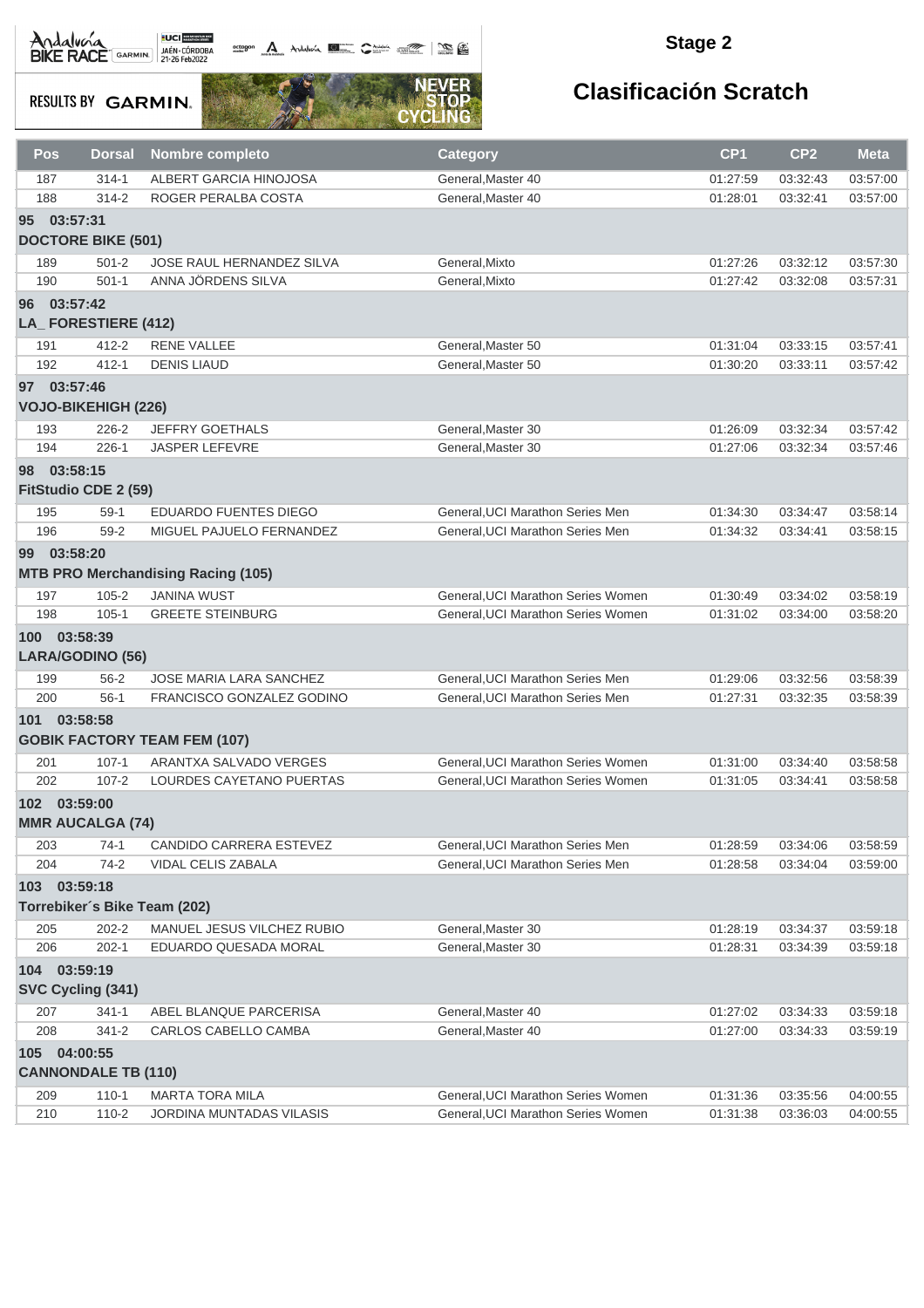## Stage 2

# Clasificación Scratch

| Pos | Dorsal | Nombre completo | Category | CP1 | CP2 | Meta |
|---|---|---|---|---|---|---|
| 187 | 314-1 | ALBERT GARCIA HINOJOSA | General,Master 40 | 01:27:59 | 03:32:43 | 03:57:00 |
| 188 | 314-2 | ROGER PERALBA COSTA | General,Master 40 | 01:28:01 | 03:32:41 | 03:57:00 |
| **95 03:57:31** | | | | | | |
| **DOCTORE BIKE (501)** | | | | | | |
| 189 | 501-2 | JOSE RAUL HERNANDEZ SILVA | General,Mixto | 01:27:26 | 03:32:12 | 03:57:30 |
| 190 | 501-1 | ANNA JÖRDENS SILVA | General,Mixto | 01:27:42 | 03:32:08 | 03:57:31 |
| **96 03:57:42** | | | | | | |
| **LA_ FORESTIERE (412)** | | | | | | |
| 191 | 412-2 | RENE VALLEE | General,Master 50 | 01:31:04 | 03:33:15 | 03:57:41 |
| 192 | 412-1 | DENIS LIAUD | General,Master 50 | 01:30:20 | 03:33:11 | 03:57:42 |
| **97 03:57:46** | | | | | | |
| **VOJO-BIKEHIGH (226)** | | | | | | |
| 193 | 226-2 | JEFFRY GOETHALS | General,Master 30 | 01:26:09 | 03:32:34 | 03:57:42 |
| 194 | 226-1 | JASPER LEFEVRE | General,Master 30 | 01:27:06 | 03:32:34 | 03:57:46 |
| **98 03:58:15** | | | | | | |
| **FitStudio CDE 2 (59)** | | | | | | |
| 195 | 59-1 | EDUARDO FUENTES DIEGO | General,UCI Marathon Series Men | 01:34:30 | 03:34:47 | 03:58:14 |
| 196 | 59-2 | MIGUEL PAJUELO FERNANDEZ | General,UCI Marathon Series Men | 01:34:32 | 03:34:41 | 03:58:15 |
| **99 03:58:20** | | | | | | |
| **MTB PRO Merchandising Racing (105)** | | | | | | |
| 197 | 105-2 | JANINA WUST | General,UCI Marathon Series Women | 01:30:49 | 03:34:02 | 03:58:19 |
| 198 | 105-1 | GREETE STEINBURG | General,UCI Marathon Series Women | 01:31:02 | 03:34:00 | 03:58:20 |
| **100 03:58:39** | | | | | | |
| **LARA/GODINO (56)** | | | | | | |
| 199 | 56-2 | JOSE MARIA LARA SANCHEZ | General,UCI Marathon Series Men | 01:29:06 | 03:32:56 | 03:58:39 |
| 200 | 56-1 | FRANCISCO GONZALEZ GODINO | General,UCI Marathon Series Men | 01:27:31 | 03:32:35 | 03:58:39 |
| **101 03:58:58** | | | | | | |
| **GOBIK FACTORY TEAM FEM (107)** | | | | | | |
| 201 | 107-1 | ARANTXA SALVADO VERGES | General,UCI Marathon Series Women | 01:31:00 | 03:34:40 | 03:58:58 |
| 202 | 107-2 | LOURDES CAYETANO PUERTAS | General,UCI Marathon Series Women | 01:31:05 | 03:34:41 | 03:58:58 |
| **102 03:59:00** | | | | | | |
| **MMR AUCALGA (74)** | | | | | | |
| 203 | 74-1 | CANDIDO CARRERA ESTEVEZ | General,UCI Marathon Series Men | 01:28:59 | 03:34:06 | 03:58:59 |
| 204 | 74-2 | VIDAL CELIS ZABALA | General,UCI Marathon Series Men | 01:28:58 | 03:34:04 | 03:59:00 |
| **103 03:59:18** | | | | | | |
| **Torrebiker´s Bike Team (202)** | | | | | | |
| 205 | 202-2 | MANUEL JESUS VILCHEZ RUBIO | General,Master 30 | 01:28:19 | 03:34:37 | 03:59:18 |
| 206 | 202-1 | EDUARDO QUESADA MORAL | General,Master 30 | 01:28:31 | 03:34:39 | 03:59:18 |
| **104 03:59:19** | | | | | | |
| **SVC Cycling (341)** | | | | | | |
| 207 | 341-1 | ABEL BLANQUE PARCERISA | General,Master 40 | 01:27:02 | 03:34:33 | 03:59:18 |
| 208 | 341-2 | CARLOS CABELLO CAMBA | General,Master 40 | 01:27:00 | 03:34:33 | 03:59:19 |
| **105 04:00:55** | | | | | | |
| **CANNONDALE TB (110)** | | | | | | |
| 209 | 110-1 | MARTA TORA MILA | General,UCI Marathon Series Women | 01:31:36 | 03:35:56 | 04:00:55 |
| 210 | 110-2 | JORDINA MUNTADAS VILASIS | General,UCI Marathon Series Women | 01:31:38 | 03:36:03 | 04:00:55 |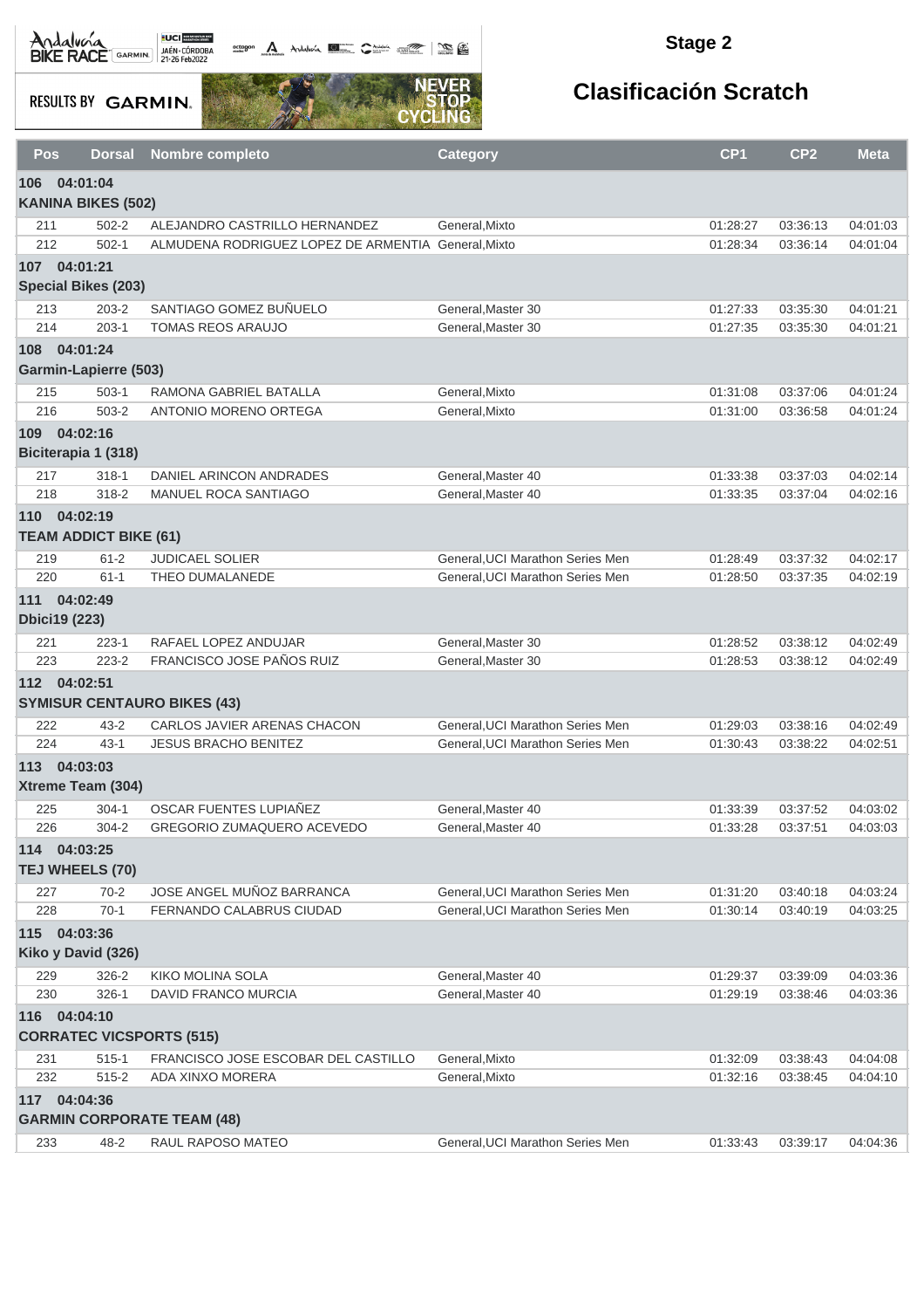## Stage 2

## Clasificación Scratch

| Pos | Dorsal | Nombre completo | Category | CP1 | CP2 | Meta |
|---|---|---|---|---|---|---|
| **106 04:01:04** | | | | | | |
| **KANINA BIKES (502)** | | | | | | |
| 211 | 502-2 | ALEJANDRO CASTRILLO HERNANDEZ | General,Mixto | 01:28:27 | 03:36:13 | 04:01:03 |
| 212 | 502-1 | ALMUDENA RODRIGUEZ LOPEZ DE ARMENTIA | General,Mixto | 01:28:34 | 03:36:14 | 04:01:04 |
| **107 04:01:21** | | | | | | |
| **Special Bikes (203)** | | | | | | |
| 213 | 203-2 | SANTIAGO GOMEZ BUÑUELO | General,Master 30 | 01:27:33 | 03:35:30 | 04:01:21 |
| 214 | 203-1 | TOMAS REOS ARAUJO | General,Master 30 | 01:27:35 | 03:35:30 | 04:01:21 |
| **108 04:01:24** | | | | | | |
| **Garmin-Lapierre (503)** | | | | | | |
| 215 | 503-1 | RAMONA GABRIEL BATALLA | General,Mixto | 01:31:08 | 03:37:06 | 04:01:24 |
| 216 | 503-2 | ANTONIO MORENO ORTEGA | General,Mixto | 01:31:00 | 03:36:58 | 04:01:24 |
| **109 04:02:16** | | | | | | |
| **Biciterapia 1 (318)** | | | | | | |
| 217 | 318-1 | DANIEL ARINCON ANDRADES | General,Master 40 | 01:33:38 | 03:37:03 | 04:02:14 |
| 218 | 318-2 | MANUEL ROCA SANTIAGO | General,Master 40 | 01:33:35 | 03:37:04 | 04:02:16 |
| **110 04:02:19** | | | | | | |
| **TEAM ADDICT BIKE (61)** | | | | | | |
| 219 | 61-2 | JUDICAEL SOLIER | General,UCI Marathon Series Men | 01:28:49 | 03:37:32 | 04:02:17 |
| 220 | 61-1 | THEO DUMALANEDE | General,UCI Marathon Series Men | 01:28:50 | 03:37:35 | 04:02:19 |
| **111 04:02:49** | | | | | | |
| **Dbici19 (223)** | | | | | | |
| 221 | 223-1 | RAFAEL LOPEZ ANDUJAR | General,Master 30 | 01:28:52 | 03:38:12 | 04:02:49 |
| 223 | 223-2 | FRANCISCO JOSE PAÑOS RUIZ | General,Master 30 | 01:28:53 | 03:38:12 | 04:02:49 |
| **112 04:02:51** | | | | | | |
| **SYMISUR CENTAURO BIKES (43)** | | | | | | |
| 222 | 43-2 | CARLOS JAVIER ARENAS CHACON | General,UCI Marathon Series Men | 01:29:03 | 03:38:16 | 04:02:49 |
| 224 | 43-1 | JESUS BRACHO BENITEZ | General,UCI Marathon Series Men | 01:30:43 | 03:38:22 | 04:02:51 |
| **113 04:03:03** | | | | | | |
| **Xtreme Team (304)** | | | | | | |
| 225 | 304-1 | OSCAR FUENTES LUPIAÑEZ | General,Master 40 | 01:33:39 | 03:37:52 | 04:03:02 |
| 226 | 304-2 | GREGORIO ZUMAQUERO ACEVEDO | General,Master 40 | 01:33:28 | 03:37:51 | 04:03:03 |
| **114 04:03:25** | | | | | | |
| **TEJ WHEELS (70)** | | | | | | |
| 227 | 70-2 | JOSE ANGEL MUÑOZ BARRANCA | General,UCI Marathon Series Men | 01:31:20 | 03:40:18 | 04:03:24 |
| 228 | 70-1 | FERNANDO CALABRUS CIUDAD | General,UCI Marathon Series Men | 01:30:14 | 03:40:19 | 04:03:25 |
| **115 04:03:36** | | | | | | |
| **Kiko y David (326)** | | | | | | |
| 229 | 326-2 | KIKO MOLINA SOLA | General,Master 40 | 01:29:37 | 03:39:09 | 04:03:36 |
| 230 | 326-1 | DAVID FRANCO MURCIA | General,Master 40 | 01:29:19 | 03:38:46 | 04:03:36 |
| **116 04:04:10** | | | | | | |
| **CORRATEC VICSPORTS (515)** | | | | | | |
| 231 | 515-1 | FRANCISCO JOSE ESCOBAR DEL CASTILLO | General,Mixto | 01:32:09 | 03:38:43 | 04:04:08 |
| 232 | 515-2 | ADA XINXO MORERA | General,Mixto | 01:32:16 | 03:38:45 | 04:04:10 |
| **117 04:04:36** | | | | | | |
| **GARMIN CORPORATE TEAM (48)** | | | | | | |
| 233 | 48-2 | RAUL RAPOSO MATEO | General,UCI Marathon Series Men | 01:33:43 | 03:39:17 | 04:04:36 |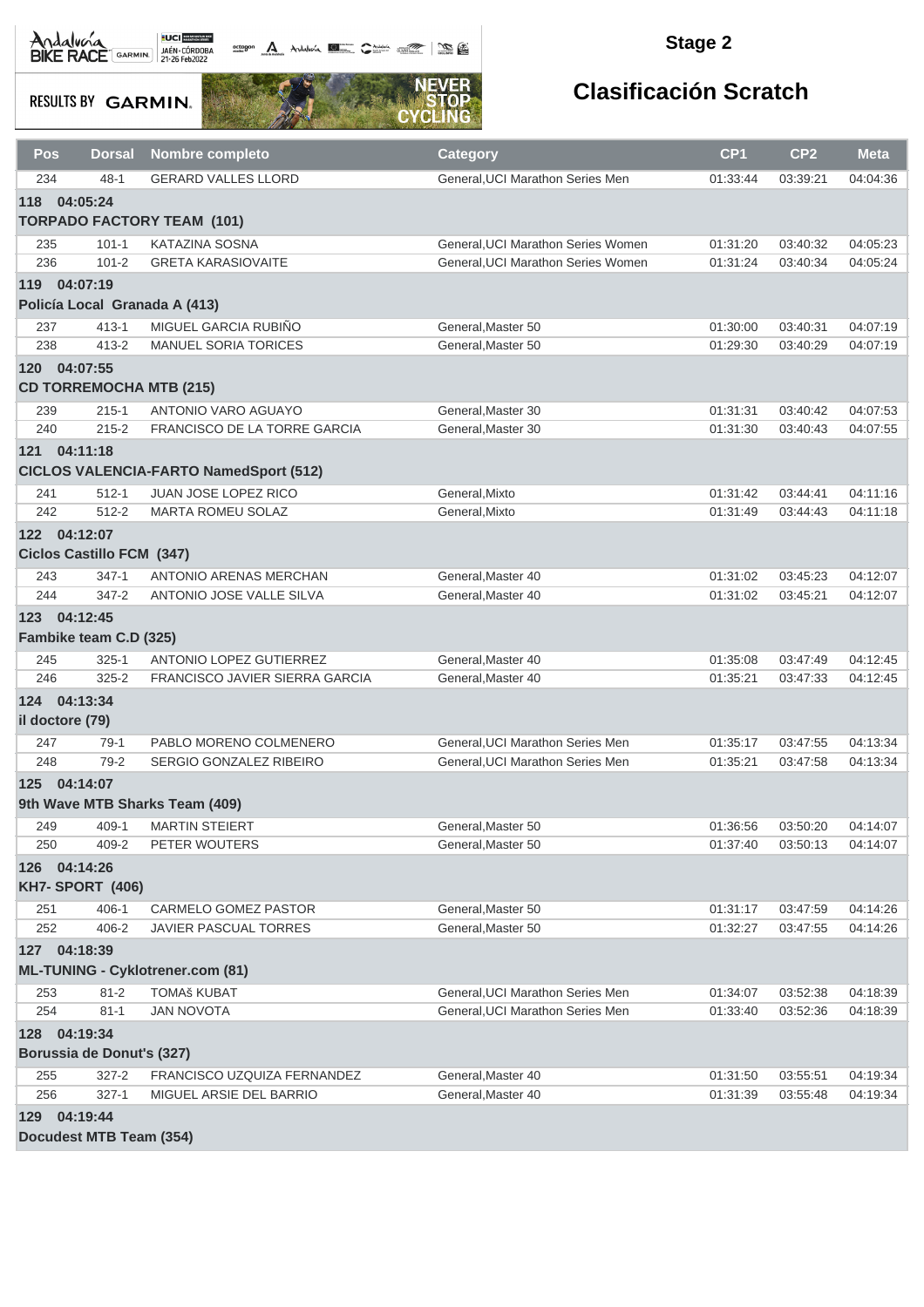## Stage 2

## Clasificación Scratch

| Pos | Dorsal | Nombre completo | Category | CP1 | CP2 | Meta |
|---|---|---|---|---|---|---|
| 234 | 48-1 | GERARD VALLES LLORD | General,UCI Marathon Series Men | 01:33:44 | 03:39:21 | 04:04:36 |
| **118 04:05:24** | | | | | | |
| **TORPADO FACTORY TEAM (101)** | | | | | | |
| 235 | 101-1 | KATAZINA SOSNA | General,UCI Marathon Series Women | 01:31:20 | 03:40:32 | 04:05:23 |
| 236 | 101-2 | GRETA KARASIOVAITE | General,UCI Marathon Series Women | 01:31:24 | 03:40:34 | 04:05:24 |
| **119 04:07:19** | | | | | | |
| **Policía Local Granada A (413)** | | | | | | |
| 237 | 413-1 | MIGUEL GARCIA RUBIÑO | General,Master 50 | 01:30:00 | 03:40:31 | 04:07:19 |
| 238 | 413-2 | MANUEL SORIA TORICES | General,Master 50 | 01:29:30 | 03:40:29 | 04:07:19 |
| **120 04:07:55** | | | | | | |
| **CD TORREMOCHA MTB (215)** | | | | | | |
| 239 | 215-1 | ANTONIO VARO AGUAYO | General,Master 30 | 01:31:31 | 03:40:42 | 04:07:53 |
| 240 | 215-2 | FRANCISCO DE LA TORRE GARCIA | General,Master 30 | 01:31:30 | 03:40:43 | 04:07:55 |
| **121 04:11:18** | | | | | | |
| **CICLOS VALENCIA-FARTO NamedSport (512)** | | | | | | |
| 241 | 512-1 | JUAN JOSE LOPEZ RICO | General,Mixto | 01:31:42 | 03:44:41 | 04:11:16 |
| 242 | 512-2 | MARTA ROMEU SOLAZ | General,Mixto | 01:31:49 | 03:44:43 | 04:11:18 |
| **122 04:12:07** | | | | | | |
| **Ciclos Castillo FCM (347)** | | | | | | |
| 243 | 347-1 | ANTONIO ARENAS MERCHAN | General,Master 40 | 01:31:02 | 03:45:23 | 04:12:07 |
| 244 | 347-2 | ANTONIO JOSE VALLE SILVA | General,Master 40 | 01:31:02 | 03:45:21 | 04:12:07 |
| **123 04:12:45** | | | | | | |
| **Fambike team C.D (325)** | | | | | | |
| 245 | 325-1 | ANTONIO LOPEZ GUTIERREZ | General,Master 40 | 01:35:08 | 03:47:49 | 04:12:45 |
| 246 | 325-2 | FRANCISCO JAVIER SIERRA GARCIA | General,Master 40 | 01:35:21 | 03:47:33 | 04:12:45 |
| **124 04:13:34** | | | | | | |
| **il doctore (79)** | | | | | | |
| 247 | 79-1 | PABLO MORENO COLMENERO | General,UCI Marathon Series Men | 01:35:17 | 03:47:55 | 04:13:34 |
| 248 | 79-2 | SERGIO GONZALEZ RIBEIRO | General,UCI Marathon Series Men | 01:35:21 | 03:47:58 | 04:13:34 |
| **125 04:14:07** | | | | | | |
| **9th Wave MTB Sharks Team (409)** | | | | | | |
| 249 | 409-1 | MARTIN STEIERT | General,Master 50 | 01:36:56 | 03:50:20 | 04:14:07 |
| 250 | 409-2 | PETER WOUTERS | General,Master 50 | 01:37:40 | 03:50:13 | 04:14:07 |
| **126 04:14:26** | | | | | | |
| **KH7- SPORT (406)** | | | | | | |
| 251 | 406-1 | CARMELO GOMEZ PASTOR | General,Master 50 | 01:31:17 | 03:47:59 | 04:14:26 |
| 252 | 406-2 | JAVIER PASCUAL TORRES | General,Master 50 | 01:32:27 | 03:47:55 | 04:14:26 |
| **127 04:18:39** | | | | | | |
| **ML-TUNING - Cyklotrener.com (81)** | | | | | | |
| 253 | 81-2 | TOMAš KUBAT | General,UCI Marathon Series Men | 01:34:07 | 03:52:38 | 04:18:39 |
| 254 | 81-1 | JAN NOVOTA | General,UCI Marathon Series Men | 01:33:40 | 03:52:36 | 04:18:39 |
| **128 04:19:34** | | | | | | |
| **Borussia de Donut's (327)** | | | | | | |
| 255 | 327-2 | FRANCISCO UZQUIZA FERNANDEZ | General,Master 40 | 01:31:50 | 03:55:51 | 04:19:34 |
| 256 | 327-1 | MIGUEL ARSIE DEL BARRIO | General,Master 40 | 01:31:39 | 03:55:48 | 04:19:34 |
| **129 04:19:44** | | | | | | |
| **Docudest MTB Team (354)** | | | | | | |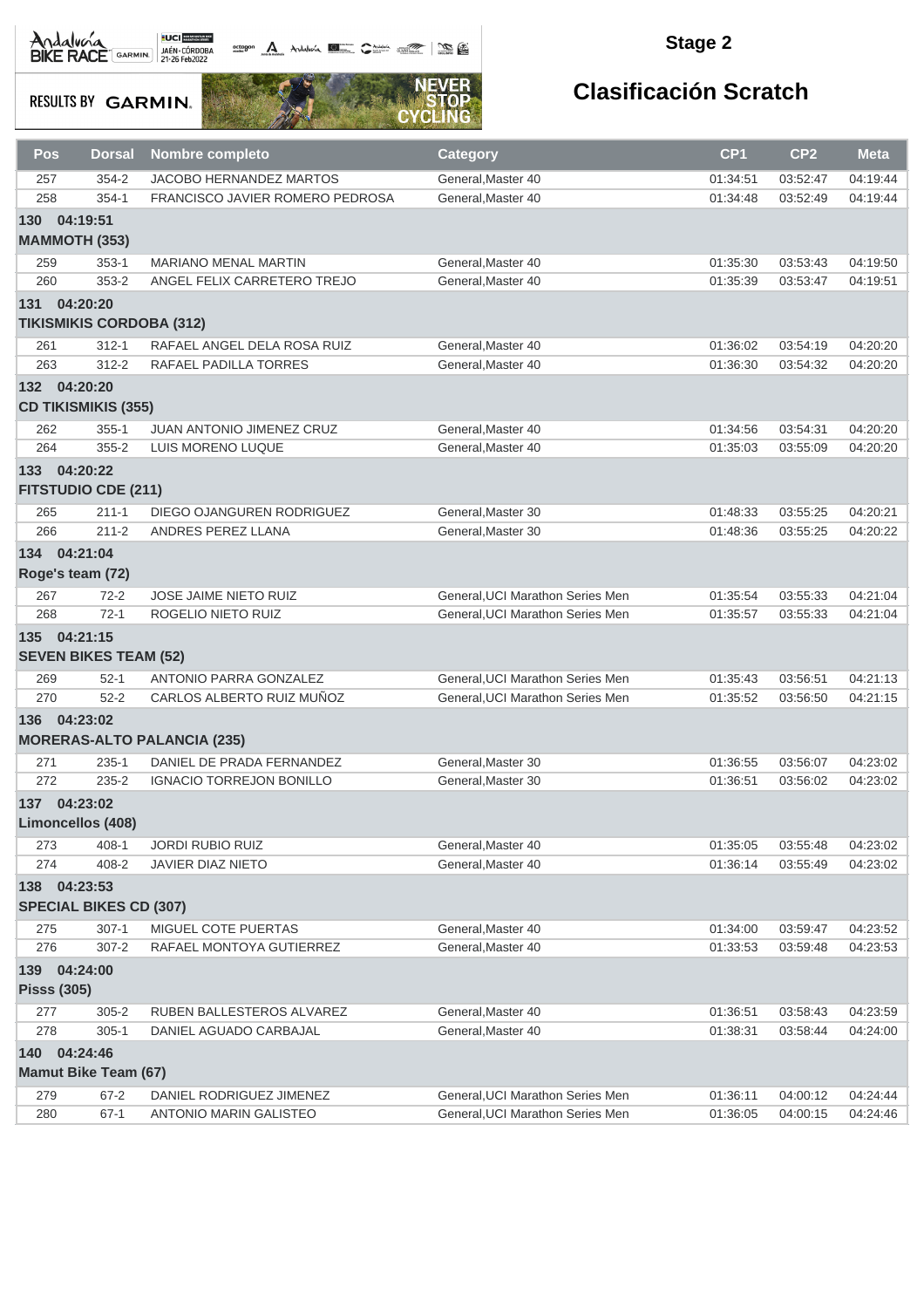## Stage 2

## Clasificación Scratch

| Pos | Dorsal | Nombre completo | Category | CP1 | CP2 | Meta |
|---|---|---|---|---|---|---|
| 257 | 354-2 | JACOBO HERNANDEZ MARTOS | General,Master 40 | 01:34:51 | 03:52:47 | 04:19:44 |
| 258 | 354-1 | FRANCISCO JAVIER ROMERO PEDROSA | General,Master 40 | 01:34:48 | 03:52:49 | 04:19:44 |
| **130 04:19:51** | | | | | | |
| **MAMMOTH (353)** | | | | | | |
| 259 | 353-1 | MARIANO MENAL MARTIN | General,Master 40 | 01:35:30 | 03:53:43 | 04:19:50 |
| 260 | 353-2 | ANGEL FELIX CARRETERO TREJO | General,Master 40 | 01:35:39 | 03:53:47 | 04:19:51 |
| **131 04:20:20** | | | | | | |
| **TIKISMIKIS CORDOBA (312)** | | | | | | |
| 261 | 312-1 | RAFAEL ANGEL DELA ROSA RUIZ | General,Master 40 | 01:36:02 | 03:54:19 | 04:20:20 |
| 263 | 312-2 | RAFAEL PADILLA TORRES | General,Master 40 | 01:36:30 | 03:54:32 | 04:20:20 |
| **132 04:20:20** | | | | | | |
| **CD TIKISMIKIS (355)** | | | | | | |
| 262 | 355-1 | JUAN ANTONIO JIMENEZ CRUZ | General,Master 40 | 01:34:56 | 03:54:31 | 04:20:20 |
| 264 | 355-2 | LUIS MORENO LUQUE | General,Master 40 | 01:35:03 | 03:55:09 | 04:20:20 |
| **133 04:20:22** | | | | | | |
| **FITSTUDIO CDE (211)** | | | | | | |
| 265 | 211-1 | DIEGO OJANGUREN RODRIGUEZ | General,Master 30 | 01:48:33 | 03:55:25 | 04:20:21 |
| 266 | 211-2 | ANDRES PEREZ LLANA | General,Master 30 | 01:48:36 | 03:55:25 | 04:20:22 |
| **134 04:21:04** | | | | | | |
| **Roge's team (72)** | | | | | | |
| 267 | 72-2 | JOSE JAIME NIETO RUIZ | General,UCI Marathon Series Men | 01:35:54 | 03:55:33 | 04:21:04 |
| 268 | 72-1 | ROGELIO NIETO RUIZ | General,UCI Marathon Series Men | 01:35:57 | 03:55:33 | 04:21:04 |
| **135 04:21:15** | | | | | | |
| **SEVEN BIKES TEAM (52)** | | | | | | |
| 269 | 52-1 | ANTONIO PARRA GONZALEZ | General,UCI Marathon Series Men | 01:35:43 | 03:56:51 | 04:21:13 |
| 270 | 52-2 | CARLOS ALBERTO RUIZ MUÑOZ | General,UCI Marathon Series Men | 01:35:52 | 03:56:50 | 04:21:15 |
| **136 04:23:02** | | | | | | |
| **MORERAS-ALTO PALANCIA (235)** | | | | | | |
| 271 | 235-1 | DANIEL DE PRADA FERNANDEZ | General,Master 30 | 01:36:55 | 03:56:07 | 04:23:02 |
| 272 | 235-2 | IGNACIO TORREJON BONILLO | General,Master 30 | 01:36:51 | 03:56:02 | 04:23:02 |
| **137 04:23:02** | | | | | | |
| **Limoncellos (408)** | | | | | | |
| 273 | 408-1 | JORDI RUBIO RUIZ | General,Master 40 | 01:35:05 | 03:55:48 | 04:23:02 |
| 274 | 408-2 | JAVIER DIAZ NIETO | General,Master 40 | 01:36:14 | 03:55:49 | 04:23:02 |
| **138 04:23:53** | | | | | | |
| **SPECIAL BIKES CD (307)** | | | | | | |
| 275 | 307-1 | MIGUEL COTE PUERTAS | General,Master 40 | 01:34:00 | 03:59:47 | 04:23:52 |
| 276 | 307-2 | RAFAEL MONTOYA GUTIERREZ | General,Master 40 | 01:33:53 | 03:59:48 | 04:23:53 |
| **139 04:24:00** | | | | | | |
| **Pisss (305)** | | | | | | |
| 277 | 305-2 | RUBEN BALLESTEROS ALVAREZ | General,Master 40 | 01:36:51 | 03:58:43 | 04:23:59 |
| 278 | 305-1 | DANIEL AGUADO CARBAJAL | General,Master 40 | 01:38:31 | 03:58:44 | 04:24:00 |
| **140 04:24:46** | | | | | | |
| **Mamut Bike Team (67)** | | | | | | |
| 279 | 67-2 | DANIEL RODRIGUEZ JIMENEZ | General,UCI Marathon Series Men | 01:36:11 | 04:00:12 | 04:24:44 |
| 280 | 67-1 | ANTONIO MARIN GALISTEO | General,UCI Marathon Series Men | 01:36:05 | 04:00:15 | 04:24:46 |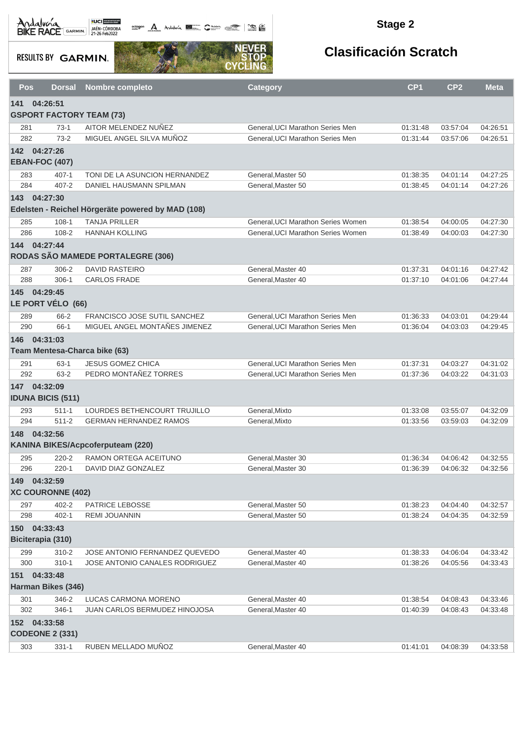## Stage 2

## Clasificación Scratch

| Pos | Dorsal | Nombre completo | Category | CP1 | CP2 | Meta |
|---|---|---|---|---|---|---|
| **141 04:26:51** | | | | | | |
| **GSPORT FACTORY TEAM (73)** | | | | | | |
| 281 | 73-1 | AITOR MELENDEZ NUÑEZ | General,UCI Marathon Series Men | 01:31:48 | 03:57:04 | 04:26:51 |
| 282 | 73-2 | MIGUEL ANGEL SILVA MUÑOZ | General,UCI Marathon Series Men | 01:31:44 | 03:57:06 | 04:26:51 |
| **142 04:27:26** | | | | | | |
| **EBAN-FOC (407)** | | | | | | |
| 283 | 407-1 | TONI DE LA ASUNCION HERNANDEZ | General,Master 50 | 01:38:35 | 04:01:14 | 04:27:25 |
| 284 | 407-2 | DANIEL HAUSMANN SPILMAN | General,Master 50 | 01:38:45 | 04:01:14 | 04:27:26 |
| **143 04:27:30** | | | | | | |
| **Edelsten - Reichel Hörgeräte powered by MAD (108)** | | | | | | |
| 285 | 108-1 | TANJA PRILLER | General,UCI Marathon Series Women | 01:38:54 | 04:00:05 | 04:27:30 |
| 286 | 108-2 | HANNAH KOLLING | General,UCI Marathon Series Women | 01:38:49 | 04:00:03 | 04:27:30 |
| **144 04:27:44** | | | | | | |
| **RODAS SÃO MAMEDE PORTALEGRE (306)** | | | | | | |
| 287 | 306-2 | DAVID RASTEIRO | General,Master 40 | 01:37:31 | 04:01:16 | 04:27:42 |
| 288 | 306-1 | CARLOS FRADE | General,Master 40 | 01:37:10 | 04:01:06 | 04:27:44 |
| **145 04:29:45** | | | | | | |
| **LE PORT VÉLO (66)** | | | | | | |
| 289 | 66-2 | FRANCISCO JOSE SUTIL SANCHEZ | General,UCI Marathon Series Men | 01:36:33 | 04:03:01 | 04:29:44 |
| 290 | 66-1 | MIGUEL ANGEL MONTAÑES JIMENEZ | General,UCI Marathon Series Men | 01:36:04 | 04:03:03 | 04:29:45 |
| **146 04:31:03** | | | | | | |
| **Team Mentesa-Charca bike (63)** | | | | | | |
| 291 | 63-1 | JESUS GOMEZ CHICA | General,UCI Marathon Series Men | 01:37:31 | 04:03:27 | 04:31:02 |
| 292 | 63-2 | PEDRO MONTAÑEZ TORRES | General,UCI Marathon Series Men | 01:37:36 | 04:03:22 | 04:31:03 |
| **147 04:32:09** | | | | | | |
| **IDUNA BICIS (511)** | | | | | | |
| 293 | 511-1 | LOURDES BETHENCOURT TRUJILLO | General,Mixto | 01:33:08 | 03:55:07 | 04:32:09 |
| 294 | 511-2 | GERMAN HERNANDEZ RAMOS | General,Mixto | 01:33:56 | 03:59:03 | 04:32:09 |
| **148 04:32:56** | | | | | | |
| **KANINA BIKES/Acpcoferputeam (220)** | | | | | | |
| 295 | 220-2 | RAMON ORTEGA ACEITUNO | General,Master 30 | 01:36:34 | 04:06:42 | 04:32:55 |
| 296 | 220-1 | DAVID DIAZ GONZALEZ | General,Master 30 | 01:36:39 | 04:06:32 | 04:32:56 |
| **149 04:32:59** | | | | | | |
| **XC COURONNE (402)** | | | | | | |
| 297 | 402-2 | PATRICE LEBOSSE | General,Master 50 | 01:38:23 | 04:04:40 | 04:32:57 |
| 298 | 402-1 | REMI JOUANNIN | General,Master 50 | 01:38:24 | 04:04:35 | 04:32:59 |
| **150 04:33:43** | | | | | | |
| **Biciterapia (310)** | | | | | | |
| 299 | 310-2 | JOSE ANTONIO FERNANDEZ QUEVEDO | General,Master 40 | 01:38:33 | 04:06:04 | 04:33:42 |
| 300 | 310-1 | JOSE ANTONIO CANALES RODRIGUEZ | General,Master 40 | 01:38:26 | 04:05:56 | 04:33:43 |
| **151 04:33:48** | | | | | | |
| **Harman Bikes (346)** | | | | | | |
| 301 | 346-2 | LUCAS CARMONA MORENO | General,Master 40 | 01:38:54 | 04:08:43 | 04:33:46 |
| 302 | 346-1 | JUAN CARLOS BERMUDEZ HINOJOSA | General,Master 40 | 01:40:39 | 04:08:43 | 04:33:48 |
| **152 04:33:58** | | | | | | |
| **CODEONE 2 (331)** | | | | | | |
| 303 | 331-1 | RUBEN MELLADO MUÑOZ | General,Master 40 | 01:41:01 | 04:08:39 | 04:33:58 |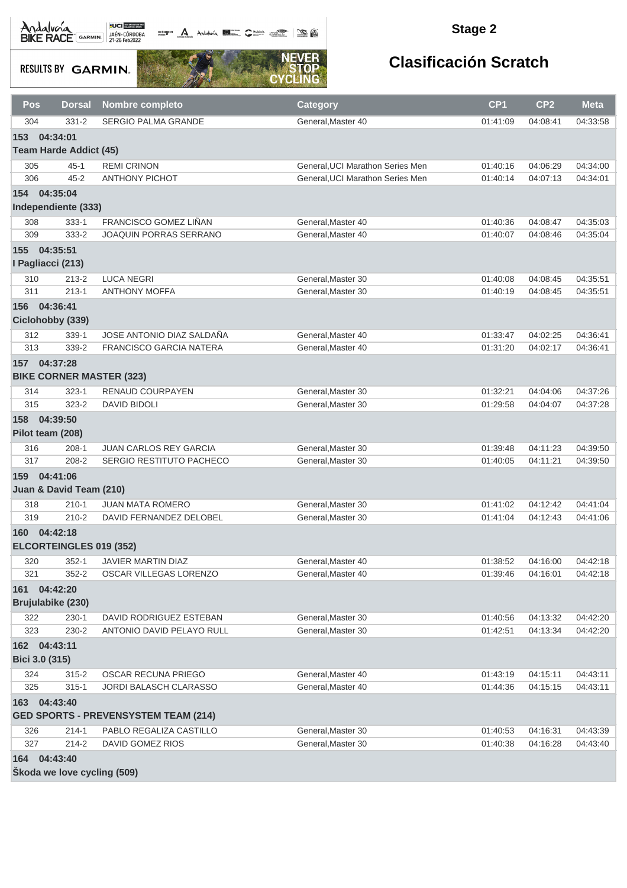## Stage 2

# Clasificación Scratch

| Pos | Dorsal | Nombre completo | Category | CP1 | CP2 | Meta |
|---|---|---|---|---|---|---|
| 304 | 331-2 | SERGIO PALMA GRANDE | General,Master 40 | 01:41:09 | 04:08:41 | 04:33:58 |
| **153 04:34:01** | | | | | | |
| **Team Harde Addict (45)** | | | | | | |
| 305 | 45-1 | REMI CRINON | General,UCI Marathon Series Men | 01:40:16 | 04:06:29 | 04:34:00 |
| 306 | 45-2 | ANTHONY PICHOT | General,UCI Marathon Series Men | 01:40:14 | 04:07:13 | 04:34:01 |
| **154 04:35:04** | | | | | | |
| **Independiente (333)** | | | | | | |
| 308 | 333-1 | FRANCISCO GOMEZ LIÑAN | General,Master 40 | 01:40:36 | 04:08:47 | 04:35:03 |
| 309 | 333-2 | JOAQUIN PORRAS SERRANO | General,Master 40 | 01:40:07 | 04:08:46 | 04:35:04 |
| **155 04:35:51** | | | | | | |
| **I Pagliacci (213)** | | | | | | |
| 310 | 213-2 | LUCA NEGRI | General,Master 30 | 01:40:08 | 04:08:45 | 04:35:51 |
| 311 | 213-1 | ANTHONY MOFFA | General,Master 30 | 01:40:19 | 04:08:45 | 04:35:51 |
| **156 04:36:41** | | | | | | |
| **Ciclohobby (339)** | | | | | | |
| 312 | 339-1 | JOSE ANTONIO DIAZ SALDAÑA | General,Master 40 | 01:33:47 | 04:02:25 | 04:36:41 |
| 313 | 339-2 | FRANCISCO GARCIA NATERA | General,Master 40 | 01:31:20 | 04:02:17 | 04:36:41 |
| **157 04:37:28** | | | | | | |
| **BIKE CORNER MASTER (323)** | | | | | | |
| 314 | 323-1 | RENAUD COURPAYEN | General,Master 30 | 01:32:21 | 04:04:06 | 04:37:26 |
| 315 | 323-2 | DAVID BIDOLI | General,Master 30 | 01:29:58 | 04:04:07 | 04:37:28 |
| **158 04:39:50** | | | | | | |
| **Pilot team (208)** | | | | | | |
| 316 | 208-1 | JUAN CARLOS REY GARCIA | General,Master 30 | 01:39:48 | 04:11:23 | 04:39:50 |
| 317 | 208-2 | SERGIO RESTITUTO PACHECO | General,Master 30 | 01:40:05 | 04:11:21 | 04:39:50 |
| **159 04:41:06** | | | | | | |
| **Juan & David Team (210)** | | | | | | |
| 318 | 210-1 | JUAN MATA ROMERO | General,Master 30 | 01:41:02 | 04:12:42 | 04:41:04 |
| 319 | 210-2 | DAVID FERNANDEZ DELOBEL | General,Master 30 | 01:41:04 | 04:12:43 | 04:41:06 |
| **160 04:42:18** | | | | | | |
| **ELCORTEINGLES 019 (352)** | | | | | | |
| 320 | 352-1 | JAVIER MARTIN DIAZ | General,Master 40 | 01:38:52 | 04:16:00 | 04:42:18 |
| 321 | 352-2 | OSCAR VILLEGAS LORENZO | General,Master 40 | 01:39:46 | 04:16:01 | 04:42:18 |
| **161 04:42:20** | | | | | | |
| **Brujulabike (230)** | | | | | | |
| 322 | 230-1 | DAVID RODRIGUEZ ESTEBAN | General,Master 30 | 01:40:56 | 04:13:32 | 04:42:20 |
| 323 | 230-2 | ANTONIO DAVID PELAYO RULL | General,Master 30 | 01:42:51 | 04:13:34 | 04:42:20 |
| **162 04:43:11** | | | | | | |
| **Bici 3.0 (315)** | | | | | | |
| 324 | 315-2 | OSCAR RECUNA PRIEGO | General,Master 40 | 01:43:19 | 04:15:11 | 04:43:11 |
| 325 | 315-1 | JORDI BALASCH CLARASSO | General,Master 40 | 01:44:36 | 04:15:15 | 04:43:11 |
| **163 04:43:40** | | | | | | |
| **GED SPORTS - PREVENSYSTEM TEAM (214)** | | | | | | |
| 326 | 214-1 | PABLO REGALIZA CASTILLO | General,Master 30 | 01:40:53 | 04:16:31 | 04:43:39 |
| 327 | 214-2 | DAVID GOMEZ RIOS | General,Master 30 | 01:40:38 | 04:16:28 | 04:43:40 |
| **164 04:43:40** | | | | | | |
| **Škoda we love cycling (509)** | | | | | | |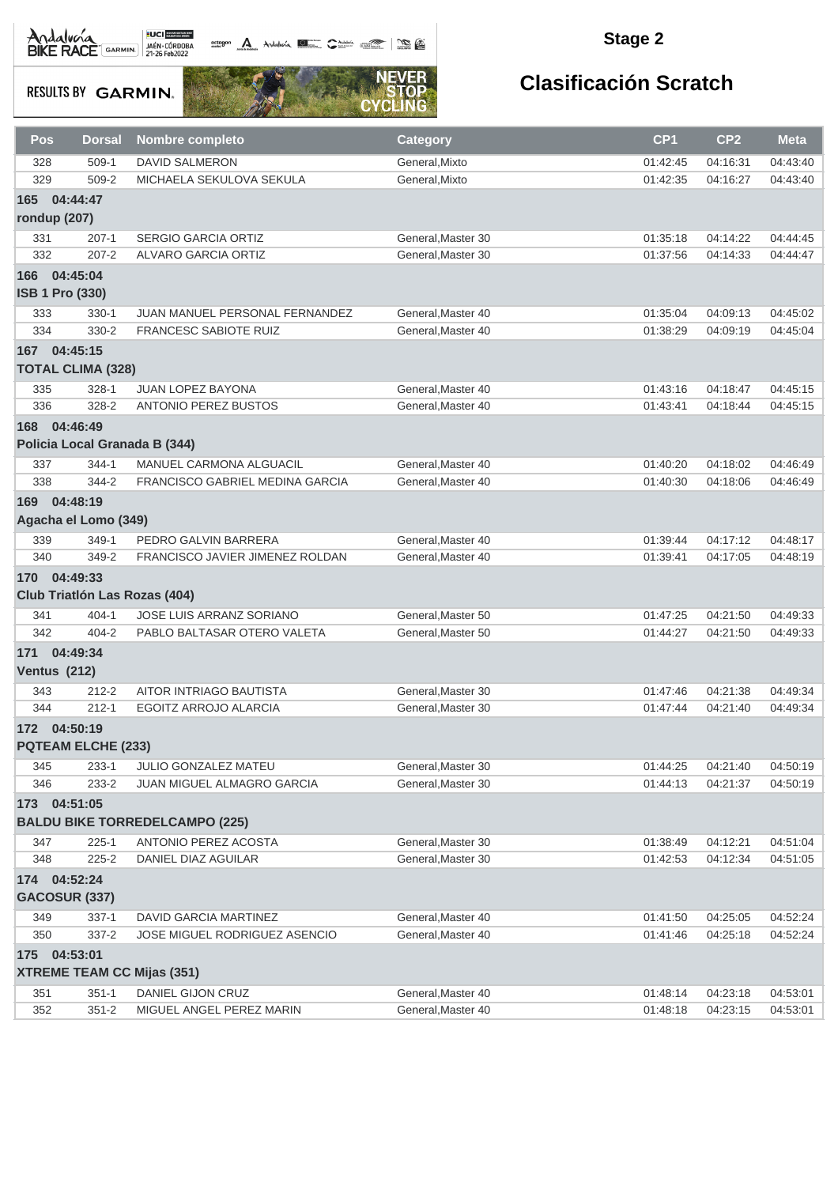## Stage 2

# Clasificación Scratch

| Pos | Dorsal | Nombre completo | Category | CP1 | CP2 | Meta |
|---|---|---|---|---|---|---|
| 328 | 509-1 | DAVID SALMERON | General,Mixto | 01:42:45 | 04:16:31 | 04:43:40 |
| 329 | 509-2 | MICHAELA SEKULOVA SEKULA | General,Mixto | 01:42:35 | 04:16:27 | 04:43:40 |
| **165 04:44:47** | | | | | | |
| **rondup (207)** | | | | | | |
| 331 | 207-1 | SERGIO GARCIA ORTIZ | General,Master 30 | 01:35:18 | 04:14:22 | 04:44:45 |
| 332 | 207-2 | ALVARO GARCIA ORTIZ | General,Master 30 | 01:37:56 | 04:14:33 | 04:44:47 |
| **166 04:45:04** | | | | | | |
| **ISB 1 Pro (330)** | | | | | | |
| 333 | 330-1 | JUAN MANUEL PERSONAL FERNANDEZ | General,Master 40 | 01:35:04 | 04:09:13 | 04:45:02 |
| 334 | 330-2 | FRANCESC SABIOTE RUIZ | General,Master 40 | 01:38:29 | 04:09:19 | 04:45:04 |
| **167 04:45:15** | | | | | | |
| **TOTAL CLIMA (328)** | | | | | | |
| 335 | 328-1 | JUAN LOPEZ BAYONA | General,Master 40 | 01:43:16 | 04:18:47 | 04:45:15 |
| 336 | 328-2 | ANTONIO PEREZ BUSTOS | General,Master 40 | 01:43:41 | 04:18:44 | 04:45:15 |
| **168 04:46:49** | | | | | | |
| **Policia Local Granada B (344)** | | | | | | |
| 337 | 344-1 | MANUEL CARMONA ALGUACIL | General,Master 40 | 01:40:20 | 04:18:02 | 04:46:49 |
| 338 | 344-2 | FRANCISCO GABRIEL MEDINA GARCIA | General,Master 40 | 01:40:30 | 04:18:06 | 04:46:49 |
| **169 04:48:19** | | | | | | |
| **Agacha el Lomo (349)** | | | | | | |
| 339 | 349-1 | PEDRO GALVIN BARRERA | General,Master 40 | 01:39:44 | 04:17:12 | 04:48:17 |
| 340 | 349-2 | FRANCISCO JAVIER JIMENEZ ROLDAN | General,Master 40 | 01:39:41 | 04:17:05 | 04:48:19 |
| **170 04:49:33** | | | | | | |
| **Club Triatlón Las Rozas (404)** | | | | | | |
| 341 | 404-1 | JOSE LUIS ARRANZ SORIANO | General,Master 50 | 01:47:25 | 04:21:50 | 04:49:33 |
| 342 | 404-2 | PABLO BALTASAR OTERO VALETA | General,Master 50 | 01:44:27 | 04:21:50 | 04:49:33 |
| **171 04:49:34** | | | | | | |
| **Ventus (212)** | | | | | | |
| 343 | 212-2 | AITOR INTRIAGO BAUTISTA | General,Master 30 | 01:47:46 | 04:21:38 | 04:49:34 |
| 344 | 212-1 | EGOITZ ARROJO ALARCIA | General,Master 30 | 01:47:44 | 04:21:40 | 04:49:34 |
| **172 04:50:19** | | | | | | |
| **PQTEAM ELCHE (233)** | | | | | | |
| 345 | 233-1 | JULIO GONZALEZ MATEU | General,Master 30 | 01:44:25 | 04:21:40 | 04:50:19 |
| 346 | 233-2 | JUAN MIGUEL ALMAGRO GARCIA | General,Master 30 | 01:44:13 | 04:21:37 | 04:50:19 |
| **173 04:51:05** | | | | | | |
| **BALDU BIKE TORREDELCAMPO (225)** | | | | | | |
| 347 | 225-1 | ANTONIO PEREZ ACOSTA | General,Master 30 | 01:38:49 | 04:12:21 | 04:51:04 |
| 348 | 225-2 | DANIEL DIAZ AGUILAR | General,Master 30 | 01:42:53 | 04:12:34 | 04:51:05 |
| **174 04:52:24** | | | | | | |
| **GACOSUR (337)** | | | | | | |
| 349 | 337-1 | DAVID GARCIA MARTINEZ | General,Master 40 | 01:41:50 | 04:25:05 | 04:52:24 |
| 350 | 337-2 | JOSE MIGUEL RODRIGUEZ ASENCIO | General,Master 40 | 01:41:46 | 04:25:18 | 04:52:24 |
| **175 04:53:01** | | | | | | |
| **XTREME TEAM CC Mijas (351)** | | | | | | |
| 351 | 351-1 | DANIEL GIJON CRUZ | General,Master 40 | 01:48:14 | 04:23:18 | 04:53:01 |
| 352 | 351-2 | MIGUEL ANGEL PEREZ MARIN | General,Master 40 | 01:48:18 | 04:23:15 | 04:53:01 |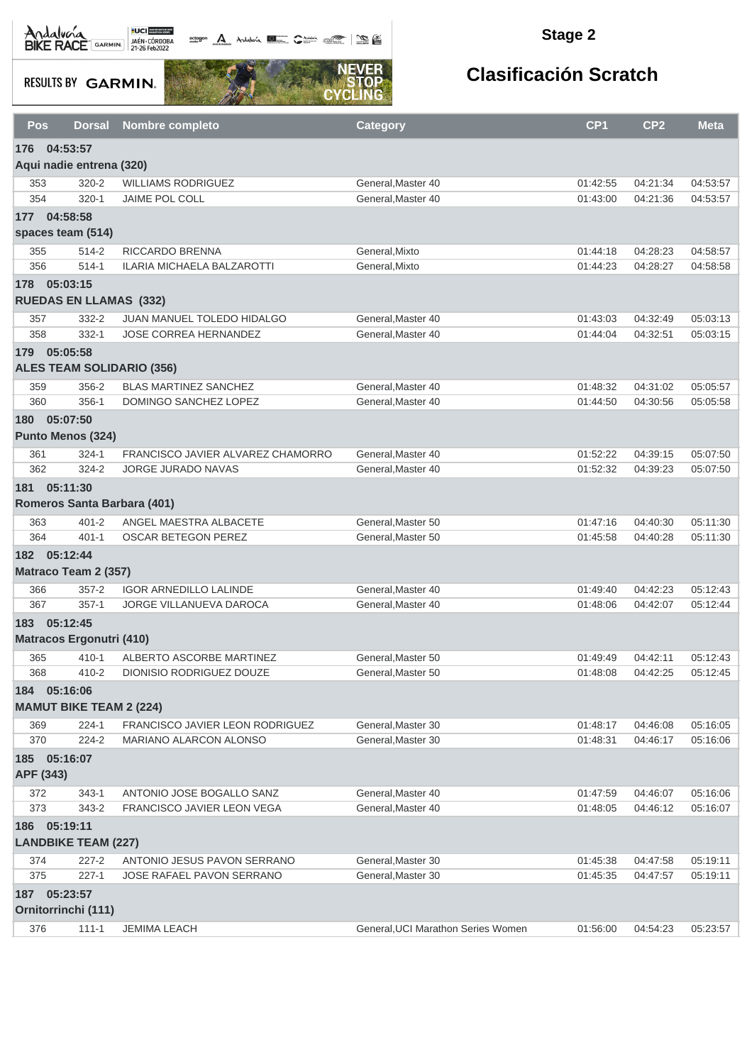## Stage 2

## Clasificación Scratch

| Pos | Dorsal | Nombre completo | Category | CP1 | CP2 | Meta |
|---|---|---|---|---|---|---|
| **176 04:53:57** | | | | | | |
| **Aqui nadie entrena (320)** | | | | | | |
| 353 | 320-2 | WILLIAMS RODRIGUEZ | General,Master 40 | 01:42:55 | 04:21:34 | 04:53:57 |
| 354 | 320-1 | JAIME POL COLL | General,Master 40 | 01:43:00 | 04:21:36 | 04:53:57 |
| **177 04:58:58** | | | | | | |
| **spaces team (514)** | | | | | | |
| 355 | 514-2 | RICCARDO BRENNA | General,Mixto | 01:44:18 | 04:28:23 | 04:58:57 |
| 356 | 514-1 | ILARIA MICHAELA BALZAROTTI | General,Mixto | 01:44:23 | 04:28:27 | 04:58:58 |
| **178 05:03:15** | | | | | | |
| **RUEDAS EN LLAMAS (332)** | | | | | | |
| 357 | 332-2 | JUAN MANUEL TOLEDO HIDALGO | General,Master 40 | 01:43:03 | 04:32:49 | 05:03:13 |
| 358 | 332-1 | JOSE CORREA HERNANDEZ | General,Master 40 | 01:44:04 | 04:32:51 | 05:03:15 |
| **179 05:05:58** | | | | | | |
| **ALES TEAM SOLIDARIO (356)** | | | | | | |
| 359 | 356-2 | BLAS MARTINEZ SANCHEZ | General,Master 40 | 01:48:32 | 04:31:02 | 05:05:57 |
| 360 | 356-1 | DOMINGO SANCHEZ LOPEZ | General,Master 40 | 01:44:50 | 04:30:56 | 05:05:58 |
| **180 05:07:50** | | | | | | |
| **Punto Menos (324)** | | | | | | |
| 361 | 324-1 | FRANCISCO JAVIER ALVAREZ CHAMORRO | General,Master 40 | 01:52:22 | 04:39:15 | 05:07:50 |
| 362 | 324-2 | JORGE JURADO NAVAS | General,Master 40 | 01:52:32 | 04:39:23 | 05:07:50 |
| **181 05:11:30** | | | | | | |
| **Romeros Santa Barbara (401)** | | | | | | |
| 363 | 401-2 | ANGEL MAESTRA ALBACETE | General,Master 50 | 01:47:16 | 04:40:30 | 05:11:30 |
| 364 | 401-1 | OSCAR BETEGON PEREZ | General,Master 50 | 01:45:58 | 04:40:28 | 05:11:30 |
| **182 05:12:44** | | | | | | |
| **Matraco Team 2 (357)** | | | | | | |
| 366 | 357-2 | IGOR ARNEDILLO LALINDE | General,Master 40 | 01:49:40 | 04:42:23 | 05:12:43 |
| 367 | 357-1 | JORGE VILLANUEVA DAROCA | General,Master 40 | 01:48:06 | 04:42:07 | 05:12:44 |
| **183 05:12:45** | | | | | | |
| **Matracos Ergonutri (410)** | | | | | | |
| 365 | 410-1 | ALBERTO ASCORBE MARTINEZ | General,Master 50 | 01:49:49 | 04:42:11 | 05:12:43 |
| 368 | 410-2 | DIONISIO RODRIGUEZ DOUZE | General,Master 50 | 01:48:08 | 04:42:25 | 05:12:45 |
| **184 05:16:06** | | | | | | |
| **MAMUT BIKE TEAM 2 (224)** | | | | | | |
| 369 | 224-1 | FRANCISCO JAVIER LEON RODRIGUEZ | General,Master 30 | 01:48:17 | 04:46:08 | 05:16:05 |
| 370 | 224-2 | MARIANO ALARCON ALONSO | General,Master 30 | 01:48:31 | 04:46:17 | 05:16:06 |
| **185 05:16:07** | | | | | | |
| **APF (343)** | | | | | | |
| 372 | 343-1 | ANTONIO JOSE BOGALLO SANZ | General,Master 40 | 01:47:59 | 04:46:07 | 05:16:06 |
| 373 | 343-2 | FRANCISCO JAVIER LEON VEGA | General,Master 40 | 01:48:05 | 04:46:12 | 05:16:07 |
| **186 05:19:11** | | | | | | |
| **LANDBIKE TEAM (227)** | | | | | | |
| 374 | 227-2 | ANTONIO JESUS PAVON SERRANO | General,Master 30 | 01:45:38 | 04:47:58 | 05:19:11 |
| 375 | 227-1 | JOSE RAFAEL PAVON SERRANO | General,Master 30 | 01:45:35 | 04:47:57 | 05:19:11 |
| **187 05:23:57** | | | | | | |
| **Ornitorrinchi (111)** | | | | | | |
| 376 | 111-1 | JEMIMA LEACH | General,UCI Marathon Series Women | 01:56:00 | 04:54:23 | 05:23:57 |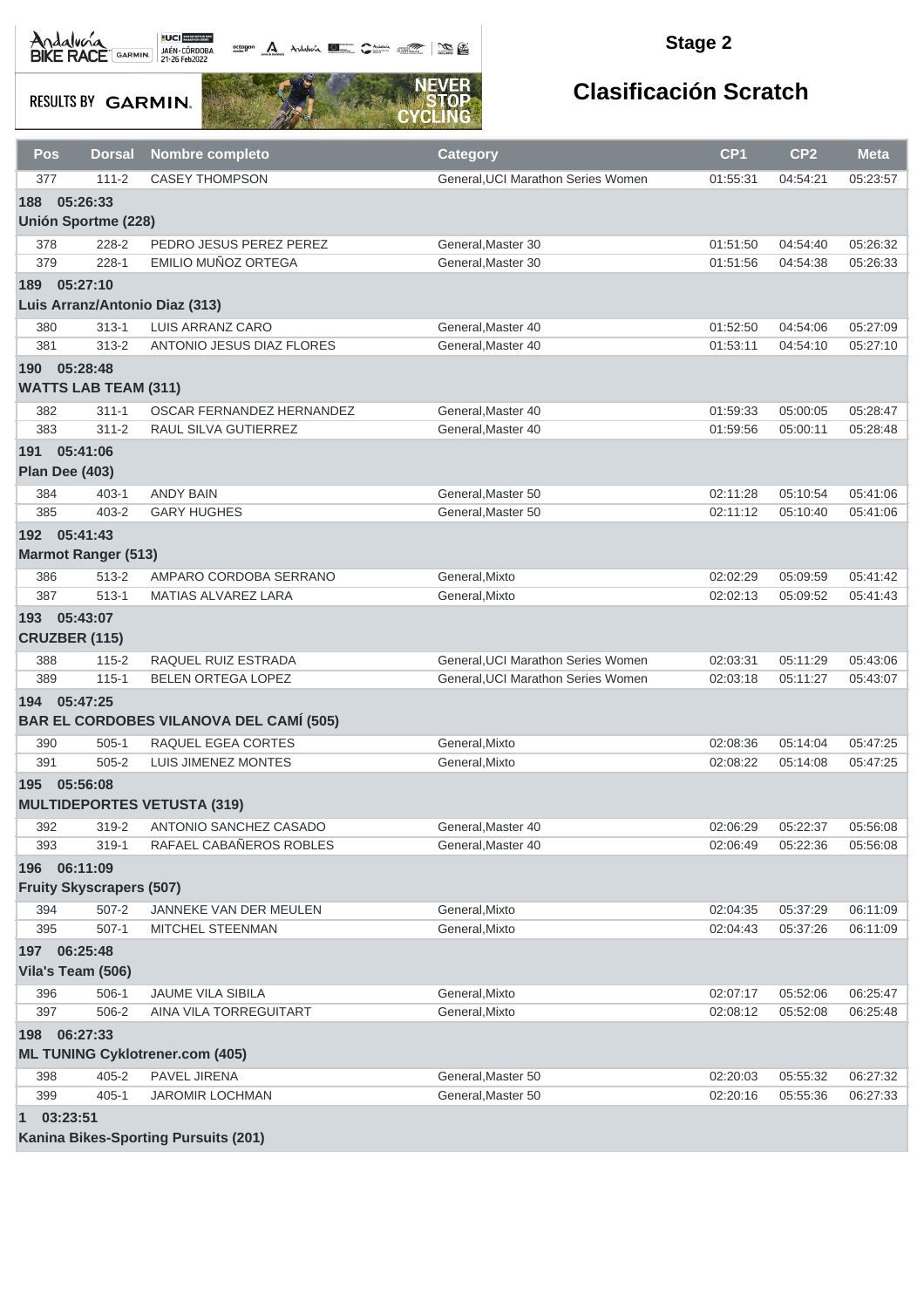## Stage 2

## Clasificación Scratch

| Pos | Dorsal | Nombre completo | Category | CP1 | CP2 | Meta |
|---|---|---|---|---|---|---|
| 377 | 111-2 | CASEY THOMPSON | General,UCI Marathon Series Women | 01:55:31 | 04:54:21 | 05:23:57 |
| **188 05:26:33** | | | | | | |
| **Unión Sportme (228)** | | | | | | |
| 378 | 228-2 | PEDRO JESUS PEREZ PEREZ | General,Master 30 | 01:51:50 | 04:54:40 | 05:26:32 |
| 379 | 228-1 | EMILIO MUÑOZ ORTEGA | General,Master 30 | 01:51:56 | 04:54:38 | 05:26:33 |
| **189 05:27:10** | | | | | | |
| **Luis Arranz/Antonio Diaz (313)** | | | | | | |
| 380 | 313-1 | LUIS ARRANZ CARO | General,Master 40 | 01:52:50 | 04:54:06 | 05:27:09 |
| 381 | 313-2 | ANTONIO JESUS DIAZ FLORES | General,Master 40 | 01:53:11 | 04:54:10 | 05:27:10 |
| **190 05:28:48** | | | | | | |
| **WATTS LAB TEAM (311)** | | | | | | |
| 382 | 311-1 | OSCAR FERNANDEZ HERNANDEZ | General,Master 40 | 01:59:33 | 05:00:05 | 05:28:47 |
| 383 | 311-2 | RAUL SILVA GUTIERREZ | General,Master 40 | 01:59:56 | 05:00:11 | 05:28:48 |
| **191 05:41:06** | | | | | | |
| **Plan Dee (403)** | | | | | | |
| 384 | 403-1 | ANDY BAIN | General,Master 50 | 02:11:28 | 05:10:54 | 05:41:06 |
| 385 | 403-2 | GARY HUGHES | General,Master 50 | 02:11:12 | 05:10:40 | 05:41:06 |
| **192 05:41:43** | | | | | | |
| **Marmot Ranger (513)** | | | | | | |
| 386 | 513-2 | AMPARO CORDOBA SERRANO | General,Mixto | 02:02:29 | 05:09:59 | 05:41:42 |
| 387 | 513-1 | MATIAS ALVAREZ LARA | General,Mixto | 02:02:13 | 05:09:52 | 05:41:43 |
| **193 05:43:07** | | | | | | |
| **CRUZBER (115)** | | | | | | |
| 388 | 115-2 | RAQUEL RUIZ ESTRADA | General,UCI Marathon Series Women | 02:03:31 | 05:11:29 | 05:43:06 |
| 389 | 115-1 | BELEN ORTEGA LOPEZ | General,UCI Marathon Series Women | 02:03:18 | 05:11:27 | 05:43:07 |
| **194 05:47:25** | | | | | | |
| **BAR EL CORDOBES VILANOVA DEL CAMÍ (505)** | | | | | | |
| 390 | 505-1 | RAQUEL EGEA CORTES | General,Mixto | 02:08:36 | 05:14:04 | 05:47:25 |
| 391 | 505-2 | LUIS JIMENEZ MONTES | General,Mixto | 02:08:22 | 05:14:08 | 05:47:25 |
| **195 05:56:08** | | | | | | |
| **MULTIDEPORTES VETUSTA (319)** | | | | | | |
| 392 | 319-2 | ANTONIO SANCHEZ CASADO | General,Master 40 | 02:06:29 | 05:22:37 | 05:56:08 |
| 393 | 319-1 | RAFAEL CABAÑEROS ROBLES | General,Master 40 | 02:06:49 | 05:22:36 | 05:56:08 |
| **196 06:11:09** | | | | | | |
| **Fruity Skyscrapers (507)** | | | | | | |
| 394 | 507-2 | JANNEKE VAN DER MEULEN | General,Mixto | 02:04:35 | 05:37:29 | 06:11:09 |
| 395 | 507-1 | MITCHEL STEENMAN | General,Mixto | 02:04:43 | 05:37:26 | 06:11:09 |
| **197 06:25:48** | | | | | | |
| **Vila's Team (506)** | | | | | | |
| 396 | 506-1 | JAUME VILA SIBILA | General,Mixto | 02:07:17 | 05:52:06 | 06:25:47 |
| 397 | 506-2 | AINA VILA TORREGUITART | General,Mixto | 02:08:12 | 05:52:08 | 06:25:48 |
| **198 06:27:33** | | | | | | |
| **ML TUNING Cyklotrener.com (405)** | | | | | | |
| 398 | 405-2 | PAVEL JIRENA | General,Master 50 | 02:20:03 | 05:55:32 | 06:27:32 |
| 399 | 405-1 | JAROMIR LOCHMAN | General,Master 50 | 02:20:16 | 05:55:36 | 06:27:33 |
| **1 03:23:51** | | | | | | |
| **Kanina Bikes-Sporting Pursuits (201)** | | | | | | |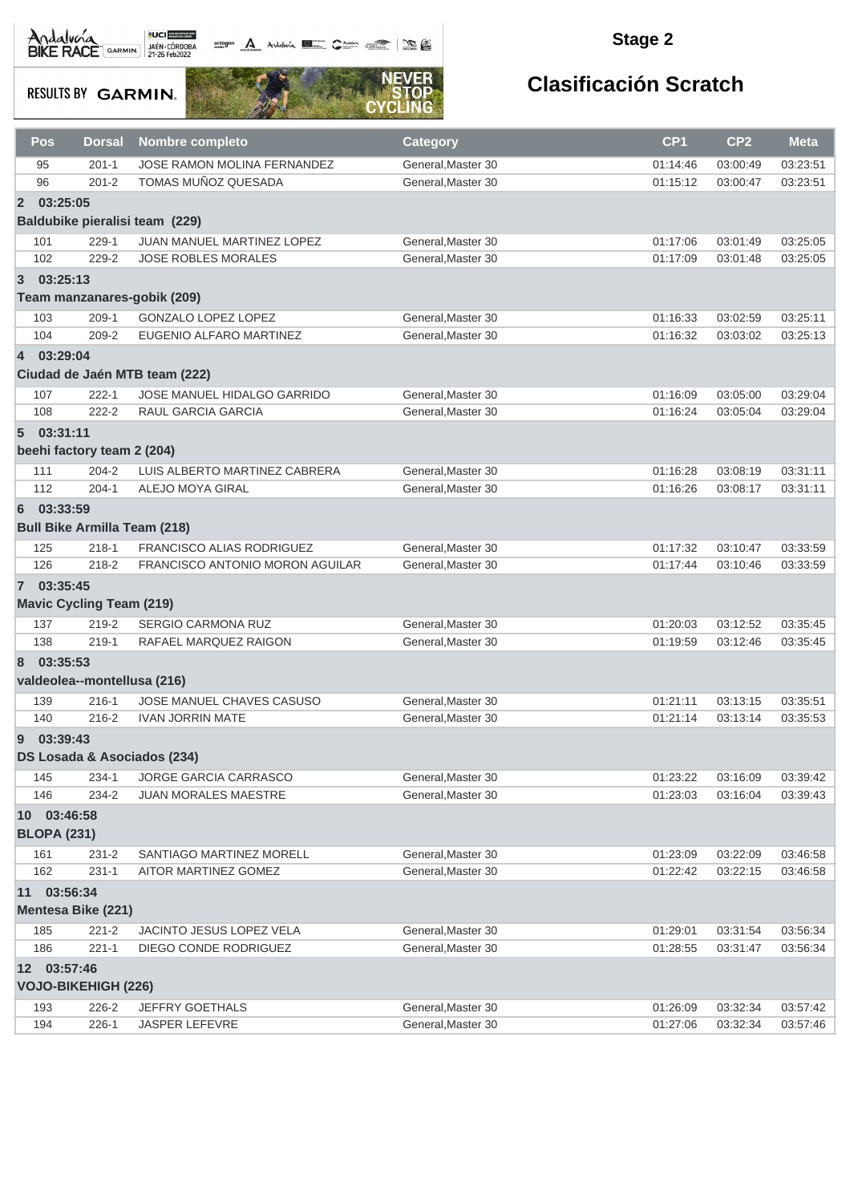## Stage 2

## Clasificación Scratch

| Pos | Dorsal | Nombre completo | Category | CP1 | CP2 | Meta |
|---|---|---|---|---|---|---|
| 95 | 201-1 | JOSE RAMON MOLINA FERNANDEZ | General,Master 30 | 01:14:46 | 03:00:49 | 03:23:51 |
| 96 | 201-2 | TOMAS MUÑOZ QUESADA | General,Master 30 | 01:15:12 | 03:00:47 | 03:23:51 |
| **2 03:25:05** | | | | | | |
| **Baldubike pieralisi team (229)** | | | | | | |
| 101 | 229-1 | JUAN MANUEL MARTINEZ LOPEZ | General,Master 30 | 01:17:06 | 03:01:49 | 03:25:05 |
| 102 | 229-2 | JOSE ROBLES MORALES | General,Master 30 | 01:17:09 | 03:01:48 | 03:25:05 |
| **3 03:25:13** | | | | | | |
| **Team manzanares-gobik (209)** | | | | | | |
| 103 | 209-1 | GONZALO LOPEZ LOPEZ | General,Master 30 | 01:16:33 | 03:02:59 | 03:25:11 |
| 104 | 209-2 | EUGENIO ALFARO MARTINEZ | General,Master 30 | 01:16:32 | 03:03:02 | 03:25:13 |
| **4 03:29:04** | | | | | | |
| **Ciudad de Jaén MTB team (222)** | | | | | | |
| 107 | 222-1 | JOSE MANUEL HIDALGO GARRIDO | General,Master 30 | 01:16:09 | 03:05:00 | 03:29:04 |
| 108 | 222-2 | RAUL GARCIA GARCIA | General,Master 30 | 01:16:24 | 03:05:04 | 03:29:04 |
| **5 03:31:11** | | | | | | |
| **beehi factory team 2 (204)** | | | | | | |
| 111 | 204-2 | LUIS ALBERTO MARTINEZ CABRERA | General,Master 30 | 01:16:28 | 03:08:19 | 03:31:11 |
| 112 | 204-1 | ALEJO MOYA GIRAL | General,Master 30 | 01:16:26 | 03:08:17 | 03:31:11 |
| **6 03:33:59** | | | | | | |
| **Bull Bike Armilla Team (218)** | | | | | | |
| 125 | 218-1 | FRANCISCO ALIAS RODRIGUEZ | General,Master 30 | 01:17:32 | 03:10:47 | 03:33:59 |
| 126 | 218-2 | FRANCISCO ANTONIO MORON AGUILAR | General,Master 30 | 01:17:44 | 03:10:46 | 03:33:59 |
| **7 03:35:45** | | | | | | |
| **Mavic Cycling Team (219)** | | | | | | |
| 137 | 219-2 | SERGIO CARMONA RUZ | General,Master 30 | 01:20:03 | 03:12:52 | 03:35:45 |
| 138 | 219-1 | RAFAEL MARQUEZ RAIGON | General,Master 30 | 01:19:59 | 03:12:46 | 03:35:45 |
| **8 03:35:53** | | | | | | |
| **valdeolea--montellusa (216)** | | | | | | |
| 139 | 216-1 | JOSE MANUEL CHAVES CASUSO | General,Master 30 | 01:21:11 | 03:13:15 | 03:35:51 |
| 140 | 216-2 | IVAN JORRIN MATE | General,Master 30 | 01:21:14 | 03:13:14 | 03:35:53 |
| **9 03:39:43** | | | | | | |
| **DS Losada & Asociados (234)** | | | | | | |
| 145 | 234-1 | JORGE GARCIA CARRASCO | General,Master 30 | 01:23:22 | 03:16:09 | 03:39:42 |
| 146 | 234-2 | JUAN MORALES MAESTRE | General,Master 30 | 01:23:03 | 03:16:04 | 03:39:43 |
| **10 03:46:58** | | | | | | |
| **BLOPA (231)** | | | | | | |
| 161 | 231-2 | SANTIAGO MARTINEZ MORELL | General,Master 30 | 01:23:09 | 03:22:09 | 03:46:58 |
| 162 | 231-1 | AITOR MARTINEZ GOMEZ | General,Master 30 | 01:22:42 | 03:22:15 | 03:46:58 |
| **11 03:56:34** | | | | | | |
| **Mentesa Bike (221)** | | | | | | |
| 185 | 221-2 | JACINTO JESUS LOPEZ VELA | General,Master 30 | 01:29:01 | 03:31:54 | 03:56:34 |
| 186 | 221-1 | DIEGO CONDE RODRIGUEZ | General,Master 30 | 01:28:55 | 03:31:47 | 03:56:34 |
| **12 03:57:46** | | | | | | |
| **VOJO-BIKEHIGH (226)** | | | | | | |
| 193 | 226-2 | JEFFRY GOETHALS | General,Master 30 | 01:26:09 | 03:32:34 | 03:57:42 |
| 194 | 226-1 | JASPER LEFEVRE | General,Master 30 | 01:27:06 | 03:32:34 | 03:57:46 |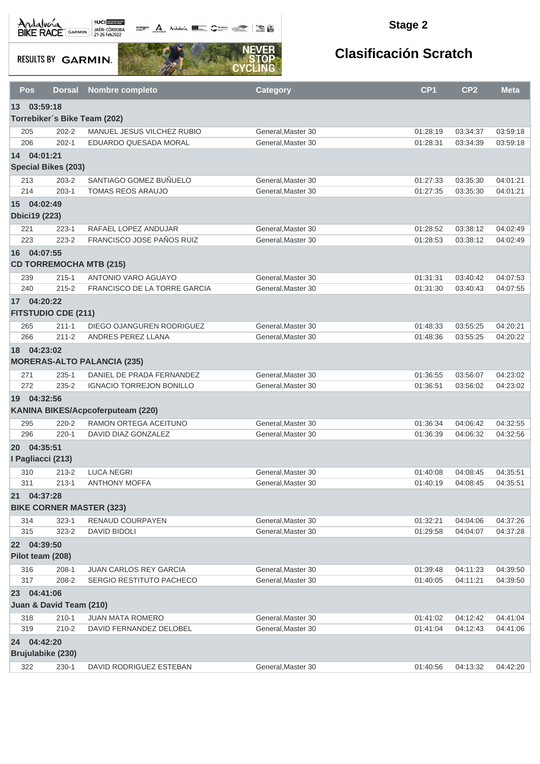# Stage 2

## Clasificación Scratch

| Pos | Dorsal | Nombre completo | Category | CP1 | CP2 | Meta |
|---|---|---|---|---|---|---|
| **13 03:59:18** | | | | | | |
| **Torrebiker´s Bike Team (202)** | | | | | | |
| 205 | 202-2 | MANUEL JESUS VILCHEZ RUBIO | General,Master 30 | 01:28:19 | 03:34:37 | 03:59:18 |
| 206 | 202-1 | EDUARDO QUESADA MORAL | General,Master 30 | 01:28:31 | 03:34:39 | 03:59:18 |
| **14 04:01:21** | | | | | | |
| **Special Bikes (203)** | | | | | | |
| 213 | 203-2 | SANTIAGO GOMEZ BUÑUELO | General,Master 30 | 01:27:33 | 03:35:30 | 04:01:21 |
| 214 | 203-1 | TOMAS REOS ARAUJO | General,Master 30 | 01:27:35 | 03:35:30 | 04:01:21 |
| **15 04:02:49** | | | | | | |
| **Dbici19 (223)** | | | | | | |
| 221 | 223-1 | RAFAEL LOPEZ ANDUJAR | General,Master 30 | 01:28:52 | 03:38:12 | 04:02:49 |
| 223 | 223-2 | FRANCISCO JOSE PAÑOS RUIZ | General,Master 30 | 01:28:53 | 03:38:12 | 04:02:49 |
| **16 04:07:55** | | | | | | |
| **CD TORREMOCHA MTB (215)** | | | | | | |
| 239 | 215-1 | ANTONIO VARO AGUAYO | General,Master 30 | 01:31:31 | 03:40:42 | 04:07:53 |
| 240 | 215-2 | FRANCISCO DE LA TORRE GARCIA | General,Master 30 | 01:31:30 | 03:40:43 | 04:07:55 |
| **17 04:20:22** | | | | | | |
| **FITSTUDIO CDE (211)** | | | | | | |
| 265 | 211-1 | DIEGO OJANGUREN RODRIGUEZ | General,Master 30 | 01:48:33 | 03:55:25 | 04:20:21 |
| 266 | 211-2 | ANDRES PEREZ LLANA | General,Master 30 | 01:48:36 | 03:55:25 | 04:20:22 |
| **18 04:23:02** | | | | | | |
| **MORERAS-ALTO PALANCIA (235)** | | | | | | |
| 271 | 235-1 | DANIEL DE PRADA FERNANDEZ | General,Master 30 | 01:36:55 | 03:56:07 | 04:23:02 |
| 272 | 235-2 | IGNACIO TORREJON BONILLO | General,Master 30 | 01:36:51 | 03:56:02 | 04:23:02 |
| **19 04:32:56** | | | | | | |
| **KANINA BIKES/Acpcoferputeam (220)** | | | | | | |
| 295 | 220-2 | RAMON ORTEGA ACEITUNO | General,Master 30 | 01:36:34 | 04:06:42 | 04:32:55 |
| 296 | 220-1 | DAVID DIAZ GONZALEZ | General,Master 30 | 01:36:39 | 04:06:32 | 04:32:56 |
| **20 04:35:51** | | | | | | |
| **I Pagliacci (213)** | | | | | | |
| 310 | 213-2 | LUCA NEGRI | General,Master 30 | 01:40:08 | 04:08:45 | 04:35:51 |
| 311 | 213-1 | ANTHONY MOFFA | General,Master 30 | 01:40:19 | 04:08:45 | 04:35:51 |
| **21 04:37:28** | | | | | | |
| **BIKE CORNER MASTER (323)** | | | | | | |
| 314 | 323-1 | RENAUD COURPAYEN | General,Master 30 | 01:32:21 | 04:04:06 | 04:37:26 |
| 315 | 323-2 | DAVID BIDOLI | General,Master 30 | 01:29:58 | 04:04:07 | 04:37:28 |
| **22 04:39:50** | | | | | | |
| **Pilot team (208)** | | | | | | |
| 316 | 208-1 | JUAN CARLOS REY GARCIA | General,Master 30 | 01:39:48 | 04:11:23 | 04:39:50 |
| 317 | 208-2 | SERGIO RESTITUTO PACHECO | General,Master 30 | 01:40:05 | 04:11:21 | 04:39:50 |
| **23 04:41:06** | | | | | | |
| **Juan & David Team (210)** | | | | | | |
| 318 | 210-1 | JUAN MATA ROMERO | General,Master 30 | 01:41:02 | 04:12:42 | 04:41:04 |
| 319 | 210-2 | DAVID FERNANDEZ DELOBEL | General,Master 30 | 01:41:04 | 04:12:43 | 04:41:06 |
| **24 04:42:20** | | | | | | |
| **Brujulabike (230)** | | | | | | |
| 322 | 230-1 | DAVID RODRIGUEZ ESTEBAN | General,Master 30 | 01:40:56 | 04:13:32 | 04:42:20 |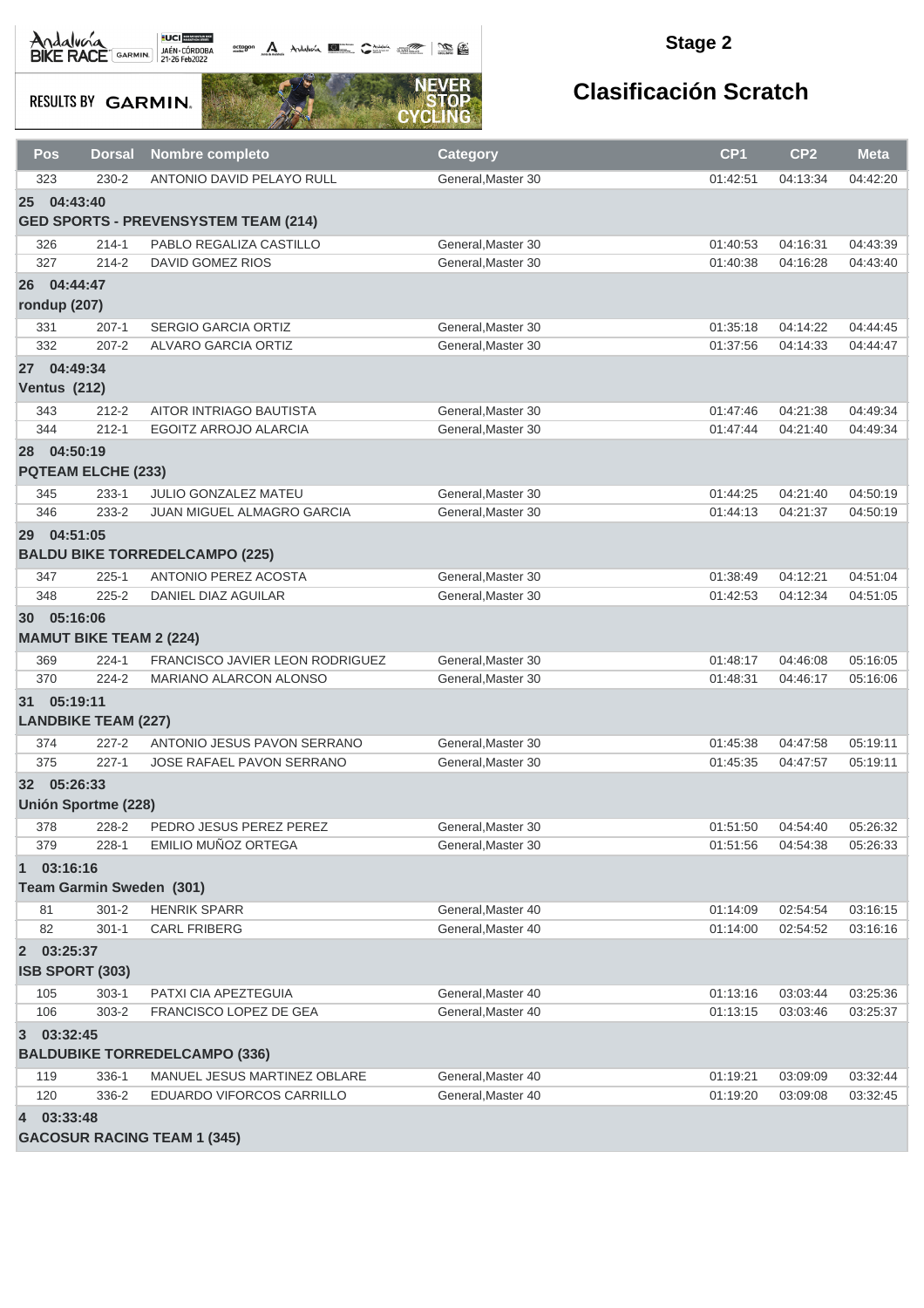## Stage 2

# Clasificación Scratch

RESULTS BY GARMIN

| Pos | Dorsal | Nombre completo | Category | CP1 | CP2 | Meta |
|---|---|---|---|---|---|---|
| 323 | 230-2 | ANTONIO DAVID PELAYO RULL | General,Master 30 | 01:42:51 | 04:13:34 | 04:42:20 |
| **25 04:43:40** | | | | | | |
| **GED SPORTS - PREVENSYSTEM TEAM (214)** | | | | | | |
| 326 | 214-1 | PABLO REGALIZA CASTILLO | General,Master 30 | 01:40:53 | 04:16:31 | 04:43:39 |
| 327 | 214-2 | DAVID GOMEZ RIOS | General,Master 30 | 01:40:38 | 04:16:28 | 04:43:40 |
| **26 04:44:47** | | | | | | |
| **rondup (207)** | | | | | | |
| 331 | 207-1 | SERGIO GARCIA ORTIZ | General,Master 30 | 01:35:18 | 04:14:22 | 04:44:45 |
| 332 | 207-2 | ALVARO GARCIA ORTIZ | General,Master 30 | 01:37:56 | 04:14:33 | 04:44:47 |
| **27 04:49:34** | | | | | | |
| **Ventus (212)** | | | | | | |
| 343 | 212-2 | AITOR INTRIAGO BAUTISTA | General,Master 30 | 01:47:46 | 04:21:38 | 04:49:34 |
| 344 | 212-1 | EGOITZ ARROJO ALARCIA | General,Master 30 | 01:47:44 | 04:21:40 | 04:49:34 |
| **28 04:50:19** | | | | | | |
| **PQTEAM ELCHE (233)** | | | | | | |
| 345 | 233-1 | JULIO GONZALEZ MATEU | General,Master 30 | 01:44:25 | 04:21:40 | 04:50:19 |
| 346 | 233-2 | JUAN MIGUEL ALMAGRO GARCIA | General,Master 30 | 01:44:13 | 04:21:37 | 04:50:19 |
| **29 04:51:05** | | | | | | |
| **BALDU BIKE TORREDELCAMPO (225)** | | | | | | |
| 347 | 225-1 | ANTONIO PEREZ ACOSTA | General,Master 30 | 01:38:49 | 04:12:21 | 04:51:04 |
| 348 | 225-2 | DANIEL DIAZ AGUILAR | General,Master 30 | 01:42:53 | 04:12:34 | 04:51:05 |
| **30 05:16:06** | | | | | | |
| **MAMUT BIKE TEAM 2 (224)** | | | | | | |
| 369 | 224-1 | FRANCISCO JAVIER LEON RODRIGUEZ | General,Master 30 | 01:48:17 | 04:46:08 | 05:16:05 |
| 370 | 224-2 | MARIANO ALARCON ALONSO | General,Master 30 | 01:48:31 | 04:46:17 | 05:16:06 |
| **31 05:19:11** | | | | | | |
| **LANDBIKE TEAM (227)** | | | | | | |
| 374 | 227-2 | ANTONIO JESUS PAVON SERRANO | General,Master 30 | 01:45:38 | 04:47:58 | 05:19:11 |
| 375 | 227-1 | JOSE RAFAEL PAVON SERRANO | General,Master 30 | 01:45:35 | 04:47:57 | 05:19:11 |
| **32 05:26:33** | | | | | | |
| **Unión Sportme (228)** | | | | | | |
| 378 | 228-2 | PEDRO JESUS PEREZ PEREZ | General,Master 30 | 01:51:50 | 04:54:40 | 05:26:32 |
| 379 | 228-1 | EMILIO MUÑOZ ORTEGA | General,Master 30 | 01:51:56 | 04:54:38 | 05:26:33 |
| **1 03:16:16** | | | | | | |
| **Team Garmin Sweden (301)** | | | | | | |
| 81 | 301-2 | HENRIK SPARR | General,Master 40 | 01:14:09 | 02:54:54 | 03:16:15 |
| 82 | 301-1 | CARL FRIBERG | General,Master 40 | 01:14:00 | 02:54:52 | 03:16:16 |
| **2 03:25:37** | | | | | | |
| **ISB SPORT (303)** | | | | | | |
| 105 | 303-1 | PATXI CIA APEZTEGUIA | General,Master 40 | 01:13:16 | 03:03:44 | 03:25:36 |
| 106 | 303-2 | FRANCISCO LOPEZ DE GEA | General,Master 40 | 01:13:15 | 03:03:46 | 03:25:37 |
| **3 03:32:45** | | | | | | |
| **BALDUBIKE TORREDELCAMPO (336)** | | | | | | |
| 119 | 336-1 | MANUEL JESUS MARTINEZ OBLARE | General,Master 40 | 01:19:21 | 03:09:09 | 03:32:44 |
| 120 | 336-2 | EDUARDO VIFORCOS CARRILLO | General,Master 40 | 01:19:20 | 03:09:08 | 03:32:45 |
| **4 03:33:48** | | | | | | |
| **GACOSUR RACING TEAM 1 (345)** | | | | | | |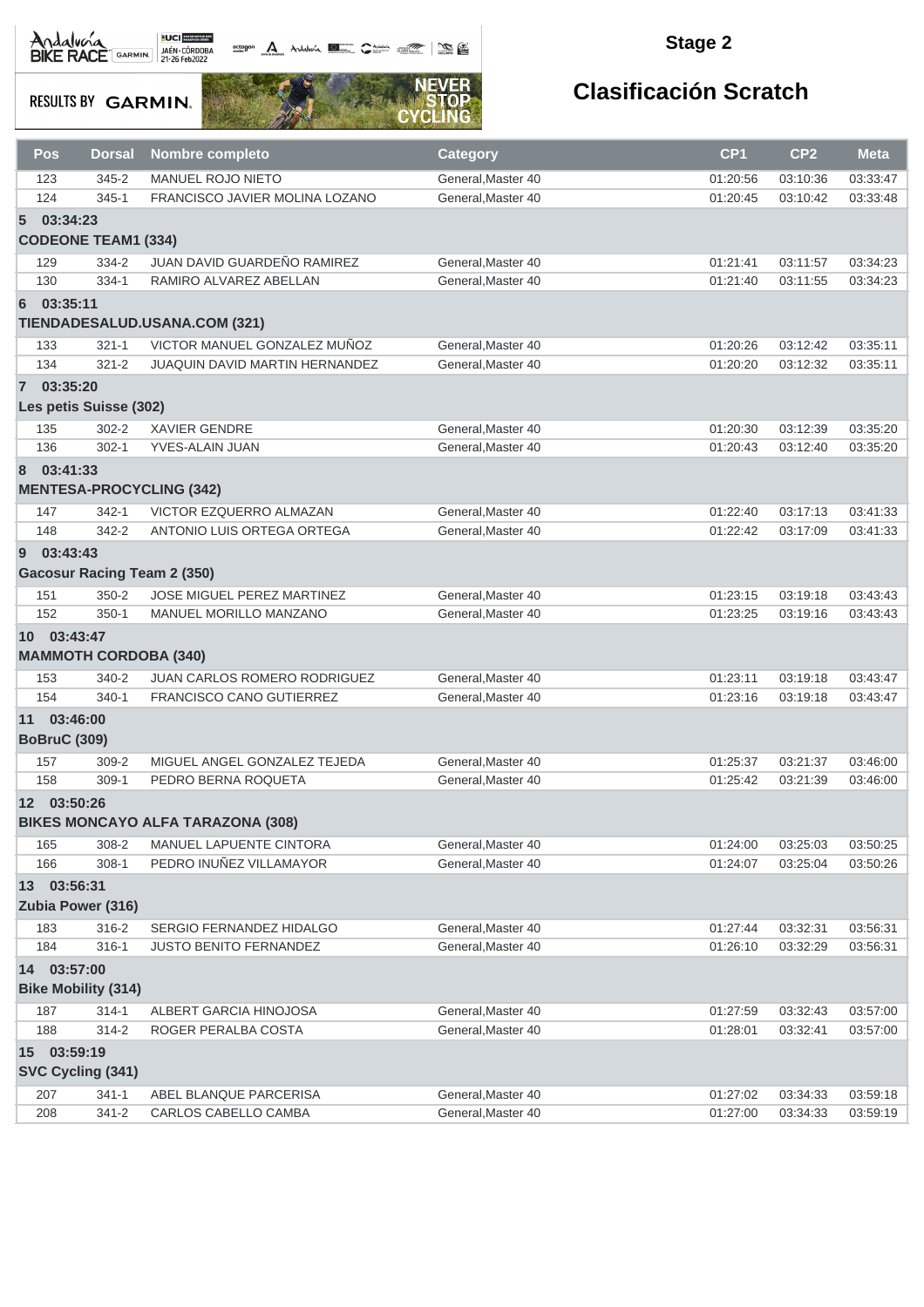## Stage 2

# Clasificación Scratch

| Pos | Dorsal | Nombre completo | Category | CP1 | CP2 | Meta |
|---|---|---|---|---|---|---|
| 123 | 345-2 | MANUEL ROJO NIETO | General,Master 40 | 01:20:56 | 03:10:36 | 03:33:47 |
| 124 | 345-1 | FRANCISCO JAVIER MOLINA LOZANO | General,Master 40 | 01:20:45 | 03:10:42 | 03:33:48 |
| **5 03:34:23** | | | | | | |
| **CODEONE TEAM1 (334)** | | | | | | |
| 129 | 334-2 | JUAN DAVID GUARDEÑO RAMIREZ | General,Master 40 | 01:21:41 | 03:11:57 | 03:34:23 |
| 130 | 334-1 | RAMIRO ALVAREZ ABELLAN | General,Master 40 | 01:21:40 | 03:11:55 | 03:34:23 |
| **6 03:35:11** | | | | | | |
| **TIENDADESALUD.USANA.COM (321)** | | | | | | |
| 133 | 321-1 | VICTOR MANUEL GONZALEZ MUÑOZ | General,Master 40 | 01:20:26 | 03:12:42 | 03:35:11 |
| 134 | 321-2 | JUAQUIN DAVID MARTIN HERNANDEZ | General,Master 40 | 01:20:20 | 03:12:32 | 03:35:11 |
| **7 03:35:20** | | | | | | |
| **Les petis Suisse (302)** | | | | | | |
| 135 | 302-2 | XAVIER GENDRE | General,Master 40 | 01:20:30 | 03:12:39 | 03:35:20 |
| 136 | 302-1 | YVES-ALAIN JUAN | General,Master 40 | 01:20:43 | 03:12:40 | 03:35:20 |
| **8 03:41:33** | | | | | | |
| **MENTESA-PROCYCLING (342)** | | | | | | |
| 147 | 342-1 | VICTOR EZQUERRO ALMAZAN | General,Master 40 | 01:22:40 | 03:17:13 | 03:41:33 |
| 148 | 342-2 | ANTONIO LUIS ORTEGA ORTEGA | General,Master 40 | 01:22:42 | 03:17:09 | 03:41:33 |
| **9 03:43:43** | | | | | | |
| **Gacosur Racing Team 2 (350)** | | | | | | |
| 151 | 350-2 | JOSE MIGUEL PEREZ MARTINEZ | General,Master 40 | 01:23:15 | 03:19:18 | 03:43:43 |
| 152 | 350-1 | MANUEL MORILLO MANZANO | General,Master 40 | 01:23:25 | 03:19:16 | 03:43:43 |
| **10 03:43:47** | | | | | | |
| **MAMMOTH CORDOBA (340)** | | | | | | |
| 153 | 340-2 | JUAN CARLOS ROMERO RODRIGUEZ | General,Master 40 | 01:23:11 | 03:19:18 | 03:43:47 |
| 154 | 340-1 | FRANCISCO CANO GUTIERREZ | General,Master 40 | 01:23:16 | 03:19:18 | 03:43:47 |
| **11 03:46:00** | | | | | | |
| **BoBruC (309)** | | | | | | |
| 157 | 309-2 | MIGUEL ANGEL GONZALEZ TEJEDA | General,Master 40 | 01:25:37 | 03:21:37 | 03:46:00 |
| 158 | 309-1 | PEDRO BERNA ROQUETA | General,Master 40 | 01:25:42 | 03:21:39 | 03:46:00 |
| **12 03:50:26** | | | | | | |
| **BIKES MONCAYO ALFA TARAZONA (308)** | | | | | | |
| 165 | 308-2 | MANUEL LAPUENTE CINTORA | General,Master 40 | 01:24:00 | 03:25:03 | 03:50:25 |
| 166 | 308-1 | PEDRO INUÑEZ VILLAMAYOR | General,Master 40 | 01:24:07 | 03:25:04 | 03:50:26 |
| **13 03:56:31** | | | | | | |
| **Zubia Power (316)** | | | | | | |
| 183 | 316-2 | SERGIO FERNANDEZ HIDALGO | General,Master 40 | 01:27:44 | 03:32:31 | 03:56:31 |
| 184 | 316-1 | JUSTO BENITO FERNANDEZ | General,Master 40 | 01:26:10 | 03:32:29 | 03:56:31 |
| **14 03:57:00** | | | | | | |
| **Bike Mobility (314)** | | | | | | |
| 187 | 314-1 | ALBERT GARCIA HINOJOSA | General,Master 40 | 01:27:59 | 03:32:43 | 03:57:00 |
| 188 | 314-2 | ROGER PERALBA COSTA | General,Master 40 | 01:28:01 | 03:32:41 | 03:57:00 |
| **15 03:59:19** | | | | | | |
| **SVC Cycling (341)** | | | | | | |
| 207 | 341-1 | ABEL BLANQUE PARCERISA | General,Master 40 | 01:27:02 | 03:34:33 | 03:59:18 |
| 208 | 341-2 | CARLOS CABELLO CAMBA | General,Master 40 | 01:27:00 | 03:34:33 | 03:59:19 |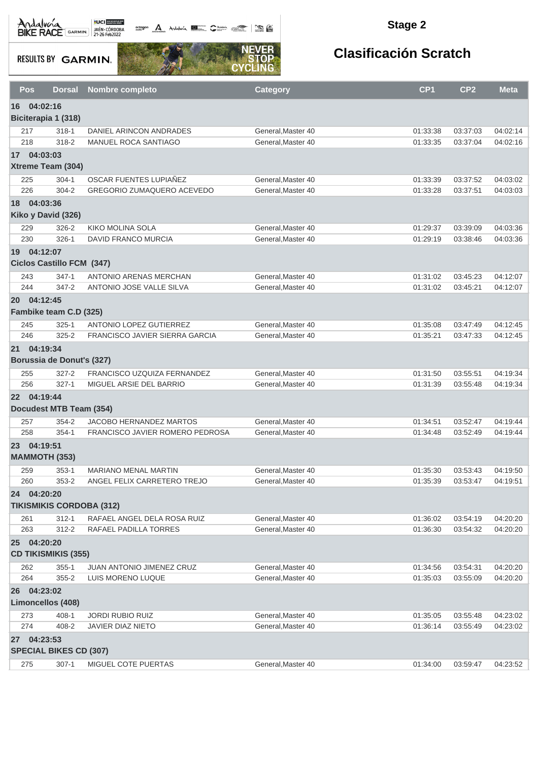## Stage 2

# Clasificación Scratch

| Pos | Dorsal | Nombre completo | Category | CP1 | CP2 | Meta |
|---|---|---|---|---|---|---|
| **16 04:02:16** | | | | | | |
| **Biciterapia 1 (318)** | | | | | | |
| 217 | 318-1 | DANIEL ARINCON ANDRADES | General,Master 40 | 01:33:38 | 03:37:03 | 04:02:14 |
| 218 | 318-2 | MANUEL ROCA SANTIAGO | General,Master 40 | 01:33:35 | 03:37:04 | 04:02:16 |
| **17 04:03:03** | | | | | | |
| **Xtreme Team (304)** | | | | | | |
| 225 | 304-1 | OSCAR FUENTES LUPIAÑEZ | General,Master 40 | 01:33:39 | 03:37:52 | 04:03:02 |
| 226 | 304-2 | GREGORIO ZUMAQUERO ACEVEDO | General,Master 40 | 01:33:28 | 03:37:51 | 04:03:03 |
| **18 04:03:36** | | | | | | |
| **Kiko y David (326)** | | | | | | |
| 229 | 326-2 | KIKO MOLINA SOLA | General,Master 40 | 01:29:37 | 03:39:09 | 04:03:36 |
| 230 | 326-1 | DAVID FRANCO MURCIA | General,Master 40 | 01:29:19 | 03:38:46 | 04:03:36 |
| **19 04:12:07** | | | | | | |
| **Ciclos Castillo FCM (347)** | | | | | | |
| 243 | 347-1 | ANTONIO ARENAS MERCHAN | General,Master 40 | 01:31:02 | 03:45:23 | 04:12:07 |
| 244 | 347-2 | ANTONIO JOSE VALLE SILVA | General,Master 40 | 01:31:02 | 03:45:21 | 04:12:07 |
| **20 04:12:45** | | | | | | |
| **Fambike team C.D (325)** | | | | | | |
| 245 | 325-1 | ANTONIO LOPEZ GUTIERREZ | General,Master 40 | 01:35:08 | 03:47:49 | 04:12:45 |
| 246 | 325-2 | FRANCISCO JAVIER SIERRA GARCIA | General,Master 40 | 01:35:21 | 03:47:33 | 04:12:45 |
| **21 04:19:34** | | | | | | |
| **Borussia de Donut's (327)** | | | | | | |
| 255 | 327-2 | FRANCISCO UZQUIZA FERNANDEZ | General,Master 40 | 01:31:50 | 03:55:51 | 04:19:34 |
| 256 | 327-1 | MIGUEL ARSIE DEL BARRIO | General,Master 40 | 01:31:39 | 03:55:48 | 04:19:34 |
| **22 04:19:44** | | | | | | |
| **Docudest MTB Team (354)** | | | | | | |
| 257 | 354-2 | JACOBO HERNANDEZ MARTOS | General,Master 40 | 01:34:51 | 03:52:47 | 04:19:44 |
| 258 | 354-1 | FRANCISCO JAVIER ROMERO PEDROSA | General,Master 40 | 01:34:48 | 03:52:49 | 04:19:44 |
| **23 04:19:51** | | | | | | |
| **MAMMOTH (353)** | | | | | | |
| 259 | 353-1 | MARIANO MENAL MARTIN | General,Master 40 | 01:35:30 | 03:53:43 | 04:19:50 |
| 260 | 353-2 | ANGEL FELIX CARRETERO TREJO | General,Master 40 | 01:35:39 | 03:53:47 | 04:19:51 |
| **24 04:20:20** | | | | | | |
| **TIKISMIKIS CORDOBA (312)** | | | | | | |
| 261 | 312-1 | RAFAEL ANGEL DELA ROSA RUIZ | General,Master 40 | 01:36:02 | 03:54:19 | 04:20:20 |
| 263 | 312-2 | RAFAEL PADILLA TORRES | General,Master 40 | 01:36:30 | 03:54:32 | 04:20:20 |
| **25 04:20:20** | | | | | | |
| **CD TIKISMIKIS (355)** | | | | | | |
| 262 | 355-1 | JUAN ANTONIO JIMENEZ CRUZ | General,Master 40 | 01:34:56 | 03:54:31 | 04:20:20 |
| 264 | 355-2 | LUIS MORENO LUQUE | General,Master 40 | 01:35:03 | 03:55:09 | 04:20:20 |
| **26 04:23:02** | | | | | | |
| **Limoncellos (408)** | | | | | | |
| 273 | 408-1 | JORDI RUBIO RUIZ | General,Master 40 | 01:35:05 | 03:55:48 | 04:23:02 |
| 274 | 408-2 | JAVIER DIAZ NIETO | General,Master 40 | 01:36:14 | 03:55:49 | 04:23:02 |
| **27 04:23:53** | | | | | | |
| **SPECIAL BIKES CD (307)** | | | | | | |
| 275 | 307-1 | MIGUEL COTE PUERTAS | General,Master 40 | 01:34:00 | 03:59:47 | 04:23:52 |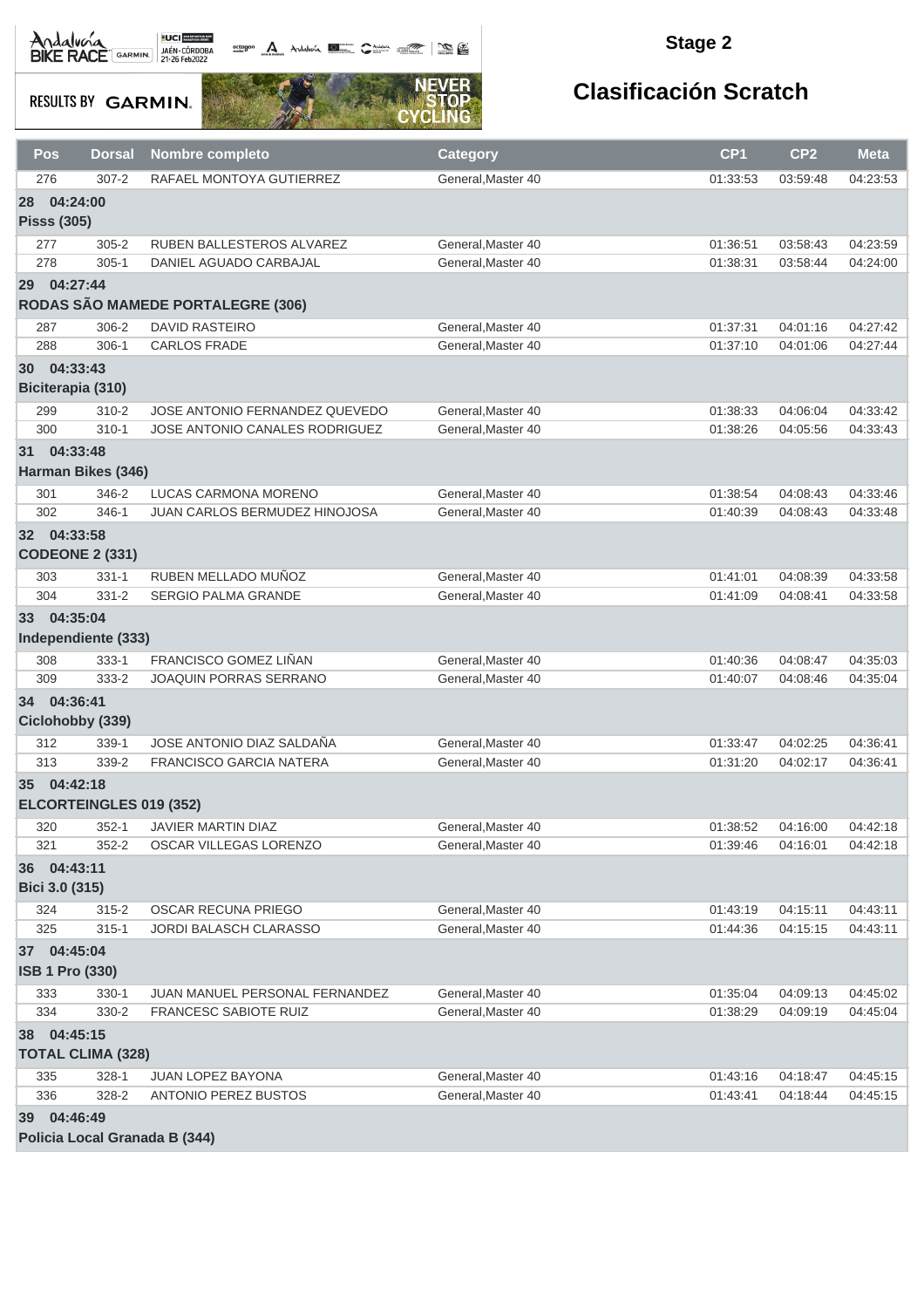## Stage 2

# Clasificación Scratch

| Pos | Dorsal | Nombre completo | Category | CP1 | CP2 | Meta |
|---|---|---|---|---|---|---|
| 276 | 307-2 | RAFAEL MONTOYA GUTIERREZ | General,Master 40 | 01:33:53 | 03:59:48 | 04:23:53 |
| **28 04:24:00** | | | | | | |
| **Pisss (305)** | | | | | | |
| 277 | 305-2 | RUBEN BALLESTEROS ALVAREZ | General,Master 40 | 01:36:51 | 03:58:43 | 04:23:59 |
| 278 | 305-1 | DANIEL AGUADO CARBAJAL | General,Master 40 | 01:38:31 | 03:58:44 | 04:24:00 |
| **29 04:27:44** | | | | | | |
| **RODAS SÃO MAMEDE PORTALEGRE (306)** | | | | | | |
| 287 | 306-2 | DAVID RASTEIRO | General,Master 40 | 01:37:31 | 04:01:16 | 04:27:42 |
| 288 | 306-1 | CARLOS FRADE | General,Master 40 | 01:37:10 | 04:01:06 | 04:27:44 |
| **30 04:33:43** | | | | | | |
| **Biciterapia (310)** | | | | | | |
| 299 | 310-2 | JOSE ANTONIO FERNANDEZ QUEVEDO | General,Master 40 | 01:38:33 | 04:06:04 | 04:33:42 |
| 300 | 310-1 | JOSE ANTONIO CANALES RODRIGUEZ | General,Master 40 | 01:38:26 | 04:05:56 | 04:33:43 |
| **31 04:33:48** | | | | | | |
| **Harman Bikes (346)** | | | | | | |
| 301 | 346-2 | LUCAS CARMONA MORENO | General,Master 40 | 01:38:54 | 04:08:43 | 04:33:46 |
| 302 | 346-1 | JUAN CARLOS BERMUDEZ HINOJOSA | General,Master 40 | 01:40:39 | 04:08:43 | 04:33:48 |
| **32 04:33:58** | | | | | | |
| **CODEONE 2 (331)** | | | | | | |
| 303 | 331-1 | RUBEN MELLADO MUÑOZ | General,Master 40 | 01:41:01 | 04:08:39 | 04:33:58 |
| 304 | 331-2 | SERGIO PALMA GRANDE | General,Master 40 | 01:41:09 | 04:08:41 | 04:33:58 |
| **33 04:35:04** | | | | | | |
| **Independiente (333)** | | | | | | |
| 308 | 333-1 | FRANCISCO GOMEZ LIÑAN | General,Master 40 | 01:40:36 | 04:08:47 | 04:35:03 |
| 309 | 333-2 | JOAQUIN PORRAS SERRANO | General,Master 40 | 01:40:07 | 04:08:46 | 04:35:04 |
| **34 04:36:41** | | | | | | |
| **Ciclohobby (339)** | | | | | | |
| 312 | 339-1 | JOSE ANTONIO DIAZ SALDAÑA | General,Master 40 | 01:33:47 | 04:02:25 | 04:36:41 |
| 313 | 339-2 | FRANCISCO GARCIA NATERA | General,Master 40 | 01:31:20 | 04:02:17 | 04:36:41 |
| **35 04:42:18** | | | | | | |
| **ELCORTEINGLES 019 (352)** | | | | | | |
| 320 | 352-1 | JAVIER MARTIN DIAZ | General,Master 40 | 01:38:52 | 04:16:00 | 04:42:18 |
| 321 | 352-2 | OSCAR VILLEGAS LORENZO | General,Master 40 | 01:39:46 | 04:16:01 | 04:42:18 |
| **36 04:43:11** | | | | | | |
| **Bici 3.0 (315)** | | | | | | |
| 324 | 315-2 | OSCAR RECUNA PRIEGO | General,Master 40 | 01:43:19 | 04:15:11 | 04:43:11 |
| 325 | 315-1 | JORDI BALASCH CLARASSO | General,Master 40 | 01:44:36 | 04:15:15 | 04:43:11 |
| **37 04:45:04** | | | | | | |
| **ISB 1 Pro (330)** | | | | | | |
| 333 | 330-1 | JUAN MANUEL PERSONAL FERNANDEZ | General,Master 40 | 01:35:04 | 04:09:13 | 04:45:02 |
| 334 | 330-2 | FRANCESC SABIOTE RUIZ | General,Master 40 | 01:38:29 | 04:09:19 | 04:45:04 |
| **38 04:45:15** | | | | | | |
| **TOTAL CLIMA (328)** | | | | | | |
| 335 | 328-1 | JUAN LOPEZ BAYONA | General,Master 40 | 01:43:16 | 04:18:47 | 04:45:15 |
| 336 | 328-2 | ANTONIO PEREZ BUSTOS | General,Master 40 | 01:43:41 | 04:18:44 | 04:45:15 |
| **39 04:46:49** | | | | | | |
| **Policia Local Granada B (344)** | | | | | | |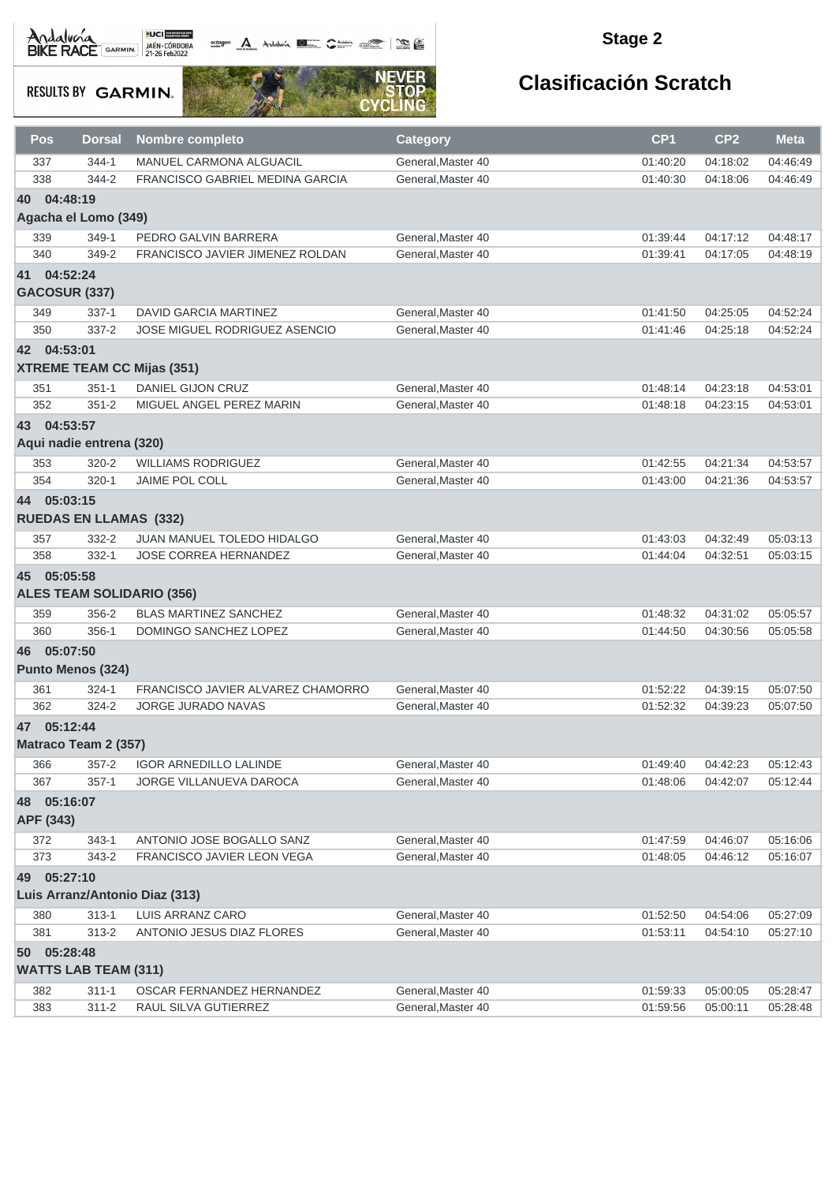## Stage 2

# Clasificación Scratch

| Pos | Dorsal | Nombre completo | Category | CP1 | CP2 | Meta |
|---|---|---|---|---|---|---|
| 337 | 344-1 | MANUEL CARMONA ALGUACIL | General,Master 40 | 01:40:20 | 04:18:02 | 04:46:49 |
| 338 | 344-2 | FRANCISCO GABRIEL MEDINA GARCIA | General,Master 40 | 01:40:30 | 04:18:06 | 04:46:49 |
| **40 04:48:19** | | | | | | |
| **Agacha el Lomo (349)** | | | | | | |
| 339 | 349-1 | PEDRO GALVIN BARRERA | General,Master 40 | 01:39:44 | 04:17:12 | 04:48:17 |
| 340 | 349-2 | FRANCISCO JAVIER JIMENEZ ROLDAN | General,Master 40 | 01:39:41 | 04:17:05 | 04:48:19 |
| **41 04:52:24** | | | | | | |
| **GACOSUR (337)** | | | | | | |
| 349 | 337-1 | DAVID GARCIA MARTINEZ | General,Master 40 | 01:41:50 | 04:25:05 | 04:52:24 |
| 350 | 337-2 | JOSE MIGUEL RODRIGUEZ ASENCIO | General,Master 40 | 01:41:46 | 04:25:18 | 04:52:24 |
| **42 04:53:01** | | | | | | |
| **XTREME TEAM CC Mijas (351)** | | | | | | |
| 351 | 351-1 | DANIEL GIJON CRUZ | General,Master 40 | 01:48:14 | 04:23:18 | 04:53:01 |
| 352 | 351-2 | MIGUEL ANGEL PEREZ MARIN | General,Master 40 | 01:48:18 | 04:23:15 | 04:53:01 |
| **43 04:53:57** | | | | | | |
| **Aqui nadie entrena (320)** | | | | | | |
| 353 | 320-2 | WILLIAMS RODRIGUEZ | General,Master 40 | 01:42:55 | 04:21:34 | 04:53:57 |
| 354 | 320-1 | JAIME POL COLL | General,Master 40 | 01:43:00 | 04:21:36 | 04:53:57 |
| **44 05:03:15** | | | | | | |
| **RUEDAS EN LLAMAS (332)** | | | | | | |
| 357 | 332-2 | JUAN MANUEL TOLEDO HIDALGO | General,Master 40 | 01:43:03 | 04:32:49 | 05:03:13 |
| 358 | 332-1 | JOSE CORREA HERNANDEZ | General,Master 40 | 01:44:04 | 04:32:51 | 05:03:15 |
| **45 05:05:58** | | | | | | |
| **ALES TEAM SOLIDARIO (356)** | | | | | | |
| 359 | 356-2 | BLAS MARTINEZ SANCHEZ | General,Master 40 | 01:48:32 | 04:31:02 | 05:05:57 |
| 360 | 356-1 | DOMINGO SANCHEZ LOPEZ | General,Master 40 | 01:44:50 | 04:30:56 | 05:05:58 |
| **46 05:07:50** | | | | | | |
| **Punto Menos (324)** | | | | | | |
| 361 | 324-1 | FRANCISCO JAVIER ALVAREZ CHAMORRO | General,Master 40 | 01:52:22 | 04:39:15 | 05:07:50 |
| 362 | 324-2 | JORGE JURADO NAVAS | General,Master 40 | 01:52:32 | 04:39:23 | 05:07:50 |
| **47 05:12:44** | | | | | | |
| **Matraco Team 2 (357)** | | | | | | |
| 366 | 357-2 | IGOR ARNEDILLO LALINDE | General,Master 40 | 01:49:40 | 04:42:23 | 05:12:43 |
| 367 | 357-1 | JORGE VILLANUEVA DAROCA | General,Master 40 | 01:48:06 | 04:42:07 | 05:12:44 |
| **48 05:16:07** | | | | | | |
| **APF (343)** | | | | | | |
| 372 | 343-1 | ANTONIO JOSE BOGALLO SANZ | General,Master 40 | 01:47:59 | 04:46:07 | 05:16:06 |
| 373 | 343-2 | FRANCISCO JAVIER LEON VEGA | General,Master 40 | 01:48:05 | 04:46:12 | 05:16:07 |
| **49 05:27:10** | | | | | | |
| **Luis Arranz/Antonio Diaz (313)** | | | | | | |
| 380 | 313-1 | LUIS ARRANZ CARO | General,Master 40 | 01:52:50 | 04:54:06 | 05:27:09 |
| 381 | 313-2 | ANTONIO JESUS DIAZ FLORES | General,Master 40 | 01:53:11 | 04:54:10 | 05:27:10 |
| **50 05:28:48** | | | | | | |
| **WATTS LAB TEAM (311)** | | | | | | |
| 382 | 311-1 | OSCAR FERNANDEZ HERNANDEZ | General,Master 40 | 01:59:33 | 05:00:05 | 05:28:47 |
| 383 | 311-2 | RAUL SILVA GUTIERREZ | General,Master 40 | 01:59:56 | 05:00:11 | 05:28:48 |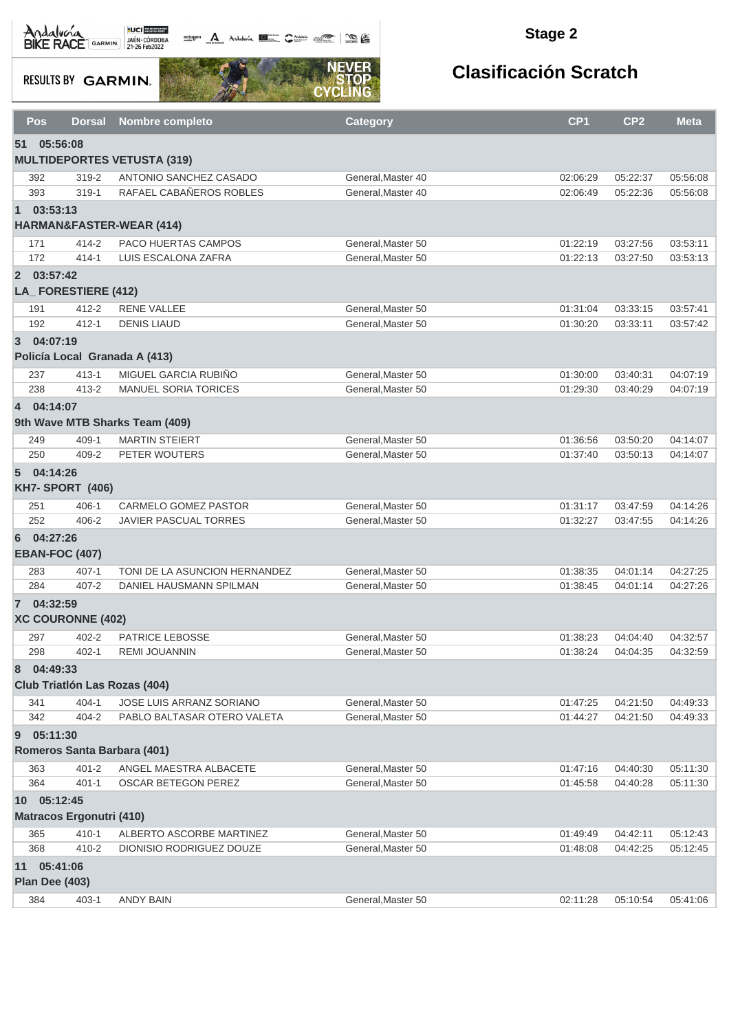## Stage 2

# Clasificación Scratch

| Pos | Dorsal | Nombre completo | Category | CP1 | CP2 | Meta |
|---|---|---|---|---|---|---|
| **51 05:56:08** | | | | | | |
| **MULTIDEPORTES VETUSTA (319)** | | | | | | |
| 392 | 319-2 | ANTONIO SANCHEZ CASADO | General,Master 40 | 02:06:29 | 05:22:37 | 05:56:08 |
| 393 | 319-1 | RAFAEL CABAÑEROS ROBLES | General,Master 40 | 02:06:49 | 05:22:36 | 05:56:08 |
| **1 03:53:13** | | | | | | |
| **HARMAN&FASTER-WEAR (414)** | | | | | | |
| 171 | 414-2 | PACO HUERTAS CAMPOS | General,Master 50 | 01:22:19 | 03:27:56 | 03:53:11 |
| 172 | 414-1 | LUIS ESCALONA ZAFRA | General,Master 50 | 01:22:13 | 03:27:50 | 03:53:13 |
| **2 03:57:42** | | | | | | |
| **LA_ FORESTIERE (412)** | | | | | | |
| 191 | 412-2 | RENE VALLEE | General,Master 50 | 01:31:04 | 03:33:15 | 03:57:41 |
| 192 | 412-1 | DENIS LIAUD | General,Master 50 | 01:30:20 | 03:33:11 | 03:57:42 |
| **3 04:07:19** | | | | | | |
| **Policía Local Granada A (413)** | | | | | | |
| 237 | 413-1 | MIGUEL GARCIA RUBIÑO | General,Master 50 | 01:30:00 | 03:40:31 | 04:07:19 |
| 238 | 413-2 | MANUEL SORIA TORICES | General,Master 50 | 01:29:30 | 03:40:29 | 04:07:19 |
| **4 04:14:07** | | | | | | |
| **9th Wave MTB Sharks Team (409)** | | | | | | |
| 249 | 409-1 | MARTIN STEIERT | General,Master 50 | 01:36:56 | 03:50:20 | 04:14:07 |
| 250 | 409-2 | PETER WOUTERS | General,Master 50 | 01:37:40 | 03:50:13 | 04:14:07 |
| **5 04:14:26** | | | | | | |
| **KH7- SPORT (406)** | | | | | | |
| 251 | 406-1 | CARMELO GOMEZ PASTOR | General,Master 50 | 01:31:17 | 03:47:59 | 04:14:26 |
| 252 | 406-2 | JAVIER PASCUAL TORRES | General,Master 50 | 01:32:27 | 03:47:55 | 04:14:26 |
| **6 04:27:26** | | | | | | |
| **EBAN-FOC (407)** | | | | | | |
| 283 | 407-1 | TONI DE LA ASUNCION HERNANDEZ | General,Master 50 | 01:38:35 | 04:01:14 | 04:27:25 |
| 284 | 407-2 | DANIEL HAUSMANN SPILMAN | General,Master 50 | 01:38:45 | 04:01:14 | 04:27:26 |
| **7 04:32:59** | | | | | | |
| **XC COURONNE (402)** | | | | | | |
| 297 | 402-2 | PATRICE LEBOSSE | General,Master 50 | 01:38:23 | 04:04:40 | 04:32:57 |
| 298 | 402-1 | REMI JOUANNIN | General,Master 50 | 01:38:24 | 04:04:35 | 04:32:59 |
| **8 04:49:33** | | | | | | |
| **Club Triatlón Las Rozas (404)** | | | | | | |
| 341 | 404-1 | JOSE LUIS ARRANZ SORIANO | General,Master 50 | 01:47:25 | 04:21:50 | 04:49:33 |
| 342 | 404-2 | PABLO BALTASAR OTERO VALETA | General,Master 50 | 01:44:27 | 04:21:50 | 04:49:33 |
| **9 05:11:30** | | | | | | |
| **Romeros Santa Barbara (401)** | | | | | | |
| 363 | 401-2 | ANGEL MAESTRA ALBACETE | General,Master 50 | 01:47:16 | 04:40:30 | 05:11:30 |
| 364 | 401-1 | OSCAR BETEGON PEREZ | General,Master 50 | 01:45:58 | 04:40:28 | 05:11:30 |
| **10 05:12:45** | | | | | | |
| **Matracos Ergonutri (410)** | | | | | | |
| 365 | 410-1 | ALBERTO ASCORBE MARTINEZ | General,Master 50 | 01:49:49 | 04:42:11 | 05:12:43 |
| 368 | 410-2 | DIONISIO RODRIGUEZ DOUZE | General,Master 50 | 01:48:08 | 04:42:25 | 05:12:45 |
| **11 05:41:06** | | | | | | |
| **Plan Dee (403)** | | | | | | |
| 384 | 403-1 | ANDY BAIN | General,Master 50 | 02:11:28 | 05:10:54 | 05:41:06 |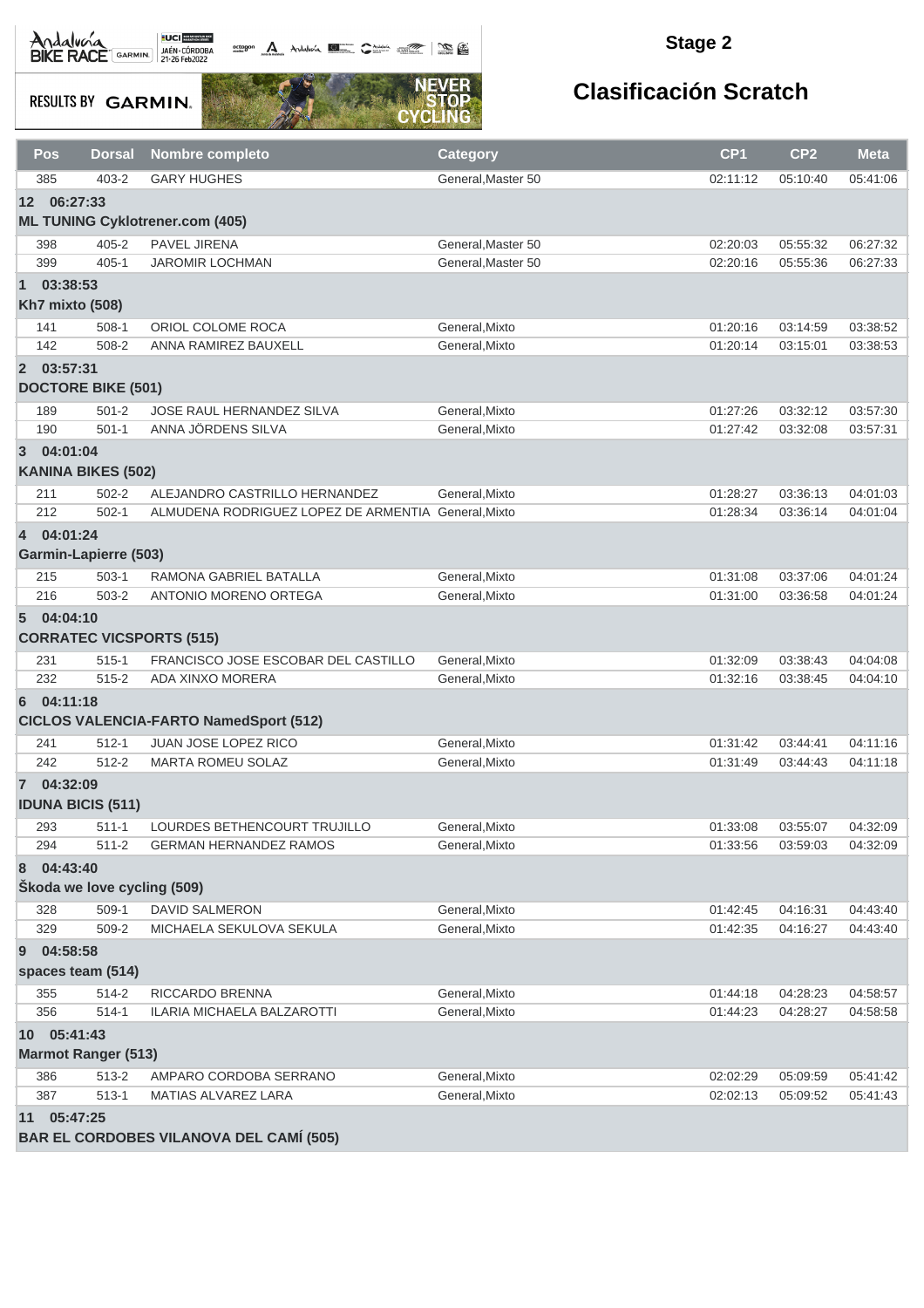## Stage 2

# Clasificación Scratch

| Pos | Dorsal | Nombre completo | Category | CP1 | CP2 | Meta |
|---|---|---|---|---|---|---|
| 385 | 403-2 | GARY HUGHES | General,Master 50 | 02:11:12 | 05:10:40 | 05:41:06 |
| **12 06:27:33** | | | | | | |
| **ML TUNING Cyklotrener.com (405)** | | | | | | |
| 398 | 405-2 | PAVEL JIRENA | General,Master 50 | 02:20:03 | 05:55:32 | 06:27:32 |
| 399 | 405-1 | JAROMIR LOCHMAN | General,Master 50 | 02:20:16 | 05:55:36 | 06:27:33 |
| **1 03:38:53** | | | | | | |
| **Kh7 mixto (508)** | | | | | | |
| 141 | 508-1 | ORIOL COLOME ROCA | General,Mixto | 01:20:16 | 03:14:59 | 03:38:52 |
| 142 | 508-2 | ANNA RAMIREZ BAUXELL | General,Mixto | 01:20:14 | 03:15:01 | 03:38:53 |
| **2 03:57:31** | | | | | | |
| **DOCTORE BIKE (501)** | | | | | | |
| 189 | 501-2 | JOSE RAUL HERNANDEZ SILVA | General,Mixto | 01:27:26 | 03:32:12 | 03:57:30 |
| 190 | 501-1 | ANNA JÖRDENS SILVA | General,Mixto | 01:27:42 | 03:32:08 | 03:57:31 |
| **3 04:01:04** | | | | | | |
| **KANINA BIKES (502)** | | | | | | |
| 211 | 502-2 | ALEJANDRO CASTRILLO HERNANDEZ | General,Mixto | 01:28:27 | 03:36:13 | 04:01:03 |
| 212 | 502-1 | ALMUDENA RODRIGUEZ LOPEZ DE ARMENTIA | General,Mixto | 01:28:34 | 03:36:14 | 04:01:04 |
| **4 04:01:24** | | | | | | |
| **Garmin-Lapierre (503)** | | | | | | |
| 215 | 503-1 | RAMONA GABRIEL BATALLA | General,Mixto | 01:31:08 | 03:37:06 | 04:01:24 |
| 216 | 503-2 | ANTONIO MORENO ORTEGA | General,Mixto | 01:31:00 | 03:36:58 | 04:01:24 |
| **5 04:04:10** | | | | | | |
| **CORRATEC VICSPORTS (515)** | | | | | | |
| 231 | 515-1 | FRANCISCO JOSE ESCOBAR DEL CASTILLO | General,Mixto | 01:32:09 | 03:38:43 | 04:04:08 |
| 232 | 515-2 | ADA XINXO MORERA | General,Mixto | 01:32:16 | 03:38:45 | 04:04:10 |
| **6 04:11:18** | | | | | | |
| **CICLOS VALENCIA-FARTO NamedSport (512)** | | | | | | |
| 241 | 512-1 | JUAN JOSE LOPEZ RICO | General,Mixto | 01:31:42 | 03:44:41 | 04:11:16 |
| 242 | 512-2 | MARTA ROMEU SOLAZ | General,Mixto | 01:31:49 | 03:44:43 | 04:11:18 |
| **7 04:32:09** | | | | | | |
| **IDUNA BICIS (511)** | | | | | | |
| 293 | 511-1 | LOURDES BETHENCOURT TRUJILLO | General,Mixto | 01:33:08 | 03:55:07 | 04:32:09 |
| 294 | 511-2 | GERMAN HERNANDEZ RAMOS | General,Mixto | 01:33:56 | 03:59:03 | 04:32:09 |
| **8 04:43:40** | | | | | | |
| **Škoda we love cycling (509)** | | | | | | |
| 328 | 509-1 | DAVID SALMERON | General,Mixto | 01:42:45 | 04:16:31 | 04:43:40 |
| 329 | 509-2 | MICHAELA SEKULOVA SEKULA | General,Mixto | 01:42:35 | 04:16:27 | 04:43:40 |
| **9 04:58:58** | | | | | | |
| **spaces team (514)** | | | | | | |
| 355 | 514-2 | RICCARDO BRENNA | General,Mixto | 01:44:18 | 04:28:23 | 04:58:57 |
| 356 | 514-1 | ILARIA MICHAELA BALZAROTTI | General,Mixto | 01:44:23 | 04:28:27 | 04:58:58 |
| **10 05:41:43** | | | | | | |
| **Marmot Ranger (513)** | | | | | | |
| 386 | 513-2 | AMPARO CORDOBA SERRANO | General,Mixto | 02:02:29 | 05:09:59 | 05:41:42 |
| 387 | 513-1 | MATIAS ALVAREZ LARA | General,Mixto | 02:02:13 | 05:09:52 | 05:41:43 |
| **11 05:47:25** | | | | | | |
| **BAR EL CORDOBES VILANOVA DEL CAMÍ (505)** | | | | | | |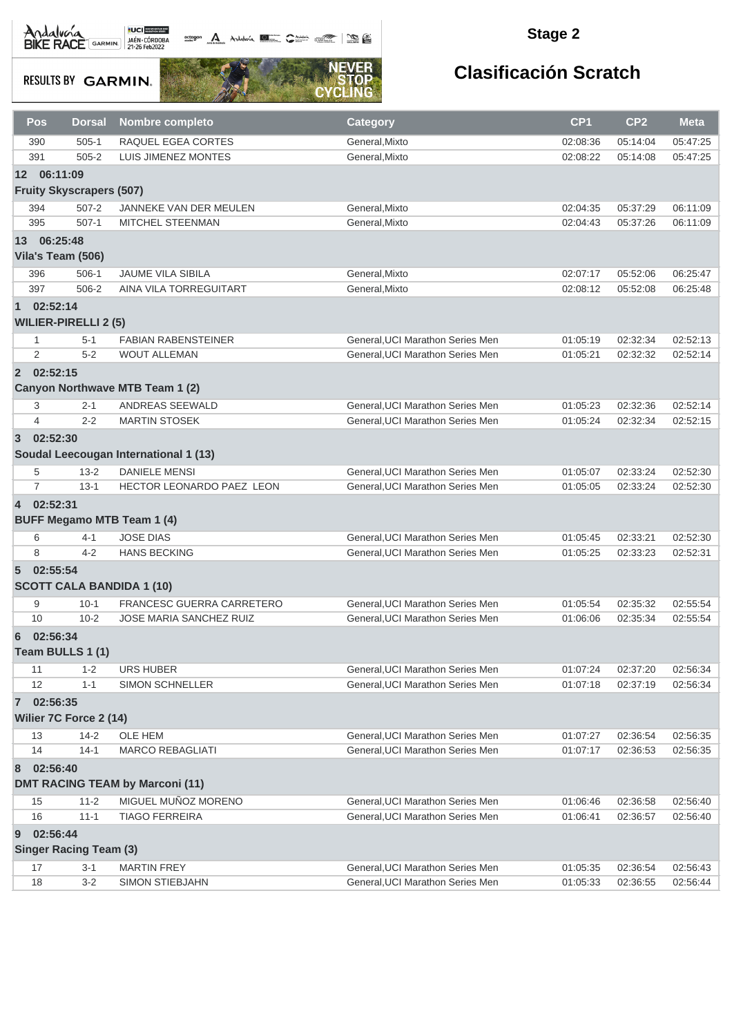## Stage 2

## Clasificación Scratch

| Pos | Dorsal | Nombre completo | Category | CP1 | CP2 | Meta |
|---|---|---|---|---|---|---|
| 390 | 505-1 | RAQUEL EGEA CORTES | General,Mixto | 02:08:36 | 05:14:04 | 05:47:25 |
| 391 | 505-2 | LUIS JIMENEZ MONTES | General,Mixto | 02:08:22 | 05:14:08 | 05:47:25 |
| **12 06:11:09** | | | | | | |
| **Fruity Skyscrapers (507)** | | | | | | |
| 394 | 507-2 | JANNEKE VAN DER MEULEN | General,Mixto | 02:04:35 | 05:37:29 | 06:11:09 |
| 395 | 507-1 | MITCHEL STEENMAN | General,Mixto | 02:04:43 | 05:37:26 | 06:11:09 |
| **13 06:25:48** | | | | | | |
| **Vila's Team (506)** | | | | | | |
| 396 | 506-1 | JAUME VILA SIBILA | General,Mixto | 02:07:17 | 05:52:06 | 06:25:47 |
| 397 | 506-2 | AINA VILA TORREGUITART | General,Mixto | 02:08:12 | 05:52:08 | 06:25:48 |
| **1 02:52:14** | | | | | | |
| **WILIER-PIRELLI 2 (5)** | | | | | | |
| 1 | 5-1 | FABIAN RABENSTEINER | General,UCI Marathon Series Men | 01:05:19 | 02:32:34 | 02:52:13 |
| 2 | 5-2 | WOUT ALLEMAN | General,UCI Marathon Series Men | 01:05:21 | 02:32:32 | 02:52:14 |
| **2 02:52:15** | | | | | | |
| **Canyon Northwave MTB Team 1 (2)** | | | | | | |
| 3 | 2-1 | ANDREAS SEEWALD | General,UCI Marathon Series Men | 01:05:23 | 02:32:36 | 02:52:14 |
| 4 | 2-2 | MARTIN STOSEK | General,UCI Marathon Series Men | 01:05:24 | 02:32:34 | 02:52:15 |
| **3 02:52:30** | | | | | | |
| **Soudal Leecougan International 1 (13)** | | | | | | |
| 5 | 13-2 | DANIELE MENSI | General,UCI Marathon Series Men | 01:05:07 | 02:33:24 | 02:52:30 |
| 7 | 13-1 | HECTOR LEONARDO PAEZ LEON | General,UCI Marathon Series Men | 01:05:05 | 02:33:24 | 02:52:30 |
| **4 02:52:31** | | | | | | |
| **BUFF Megamo MTB Team 1 (4)** | | | | | | |
| 6 | 4-1 | JOSE DIAS | General,UCI Marathon Series Men | 01:05:45 | 02:33:21 | 02:52:30 |
| 8 | 4-2 | HANS BECKING | General,UCI Marathon Series Men | 01:05:25 | 02:33:23 | 02:52:31 |
| **5 02:55:54** | | | | | | |
| **SCOTT CALA BANDIDA 1 (10)** | | | | | | |
| 9 | 10-1 | FRANCESC GUERRA CARRETERO | General,UCI Marathon Series Men | 01:05:54 | 02:35:32 | 02:55:54 |
| 10 | 10-2 | JOSE MARIA SANCHEZ RUIZ | General,UCI Marathon Series Men | 01:06:06 | 02:35:34 | 02:55:54 |
| **6 02:56:34** | | | | | | |
| **Team BULLS 1 (1)** | | | | | | |
| 11 | 1-2 | URS HUBER | General,UCI Marathon Series Men | 01:07:24 | 02:37:20 | 02:56:34 |
| 12 | 1-1 | SIMON SCHNELLER | General,UCI Marathon Series Men | 01:07:18 | 02:37:19 | 02:56:34 |
| **7 02:56:35** | | | | | | |
| **Wilier 7C Force 2 (14)** | | | | | | |
| 13 | 14-2 | OLE HEM | General,UCI Marathon Series Men | 01:07:27 | 02:36:54 | 02:56:35 |
| 14 | 14-1 | MARCO REBAGLIATI | General,UCI Marathon Series Men | 01:07:17 | 02:36:53 | 02:56:35 |
| **8 02:56:40** | | | | | | |
| **DMT RACING TEAM by Marconi (11)** | | | | | | |
| 15 | 11-2 | MIGUEL MUÑOZ MORENO | General,UCI Marathon Series Men | 01:06:46 | 02:36:58 | 02:56:40 |
| 16 | 11-1 | TIAGO FERREIRA | General,UCI Marathon Series Men | 01:06:41 | 02:36:57 | 02:56:40 |
| **9 02:56:44** | | | | | | |
| **Singer Racing Team (3)** | | | | | | |
| 17 | 3-1 | MARTIN FREY | General,UCI Marathon Series Men | 01:05:35 | 02:36:54 | 02:56:43 |
| 18 | 3-2 | SIMON STIEBJAHN | General,UCI Marathon Series Men | 01:05:33 | 02:36:55 | 02:56:44 |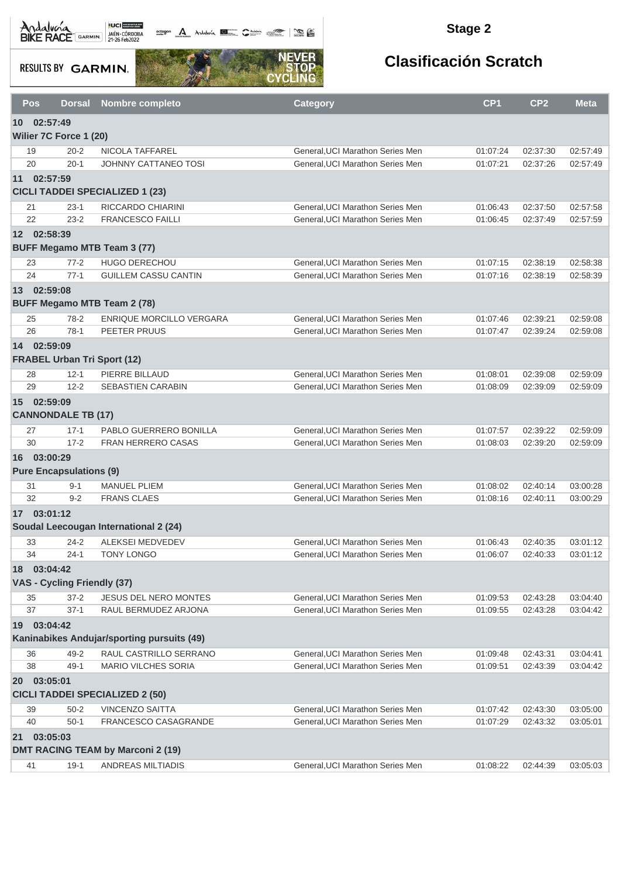## Stage 2

# Clasificación Scratch

| Pos | Dorsal | Nombre completo | Category | CP1 | CP2 | Meta |
|---|---|---|---|---|---|---|
| **10 02:57:49** | | | | | | |
| **Wilier 7C Force 1 (20)** | | | | | | |
| 19 | 20-2 | NICOLA TAFFAREL | General,UCI Marathon Series Men | 01:07:24 | 02:37:30 | 02:57:49 |
| 20 | 20-1 | JOHNNY CATTANEO TOSI | General,UCI Marathon Series Men | 01:07:21 | 02:37:26 | 02:57:49 |
| **11 02:57:59** | | | | | | |
| **CICLI TADDEI SPECIALIZED 1 (23)** | | | | | | |
| 21 | 23-1 | RICCARDO CHIARINI | General,UCI Marathon Series Men | 01:06:43 | 02:37:50 | 02:57:58 |
| 22 | 23-2 | FRANCESCO FAILLI | General,UCI Marathon Series Men | 01:06:45 | 02:37:49 | 02:57:59 |
| **12 02:58:39** | | | | | | |
| **BUFF Megamo MTB Team 3 (77)** | | | | | | |
| 23 | 77-2 | HUGO DERECHOU | General,UCI Marathon Series Men | 01:07:15 | 02:38:19 | 02:58:38 |
| 24 | 77-1 | GUILLEM CASSU CANTIN | General,UCI Marathon Series Men | 01:07:16 | 02:38:19 | 02:58:39 |
| **13 02:59:08** | | | | | | |
| **BUFF Megamo MTB Team 2 (78)** | | | | | | |
| 25 | 78-2 | ENRIQUE MORCILLO VERGARA | General,UCI Marathon Series Men | 01:07:46 | 02:39:21 | 02:59:08 |
| 26 | 78-1 | PEETER PRUUS | General,UCI Marathon Series Men | 01:07:47 | 02:39:24 | 02:59:08 |
| **14 02:59:09** | | | | | | |
| **FRABEL Urban Tri Sport (12)** | | | | | | |
| 28 | 12-1 | PIERRE BILLAUD | General,UCI Marathon Series Men | 01:08:01 | 02:39:08 | 02:59:09 |
| 29 | 12-2 | SEBASTIEN CARABIN | General,UCI Marathon Series Men | 01:08:09 | 02:39:09 | 02:59:09 |
| **15 02:59:09** | | | | | | |
| **CANNONDALE TB (17)** | | | | | | |
| 27 | 17-1 | PABLO GUERRERO BONILLA | General,UCI Marathon Series Men | 01:07:57 | 02:39:22 | 02:59:09 |
| 30 | 17-2 | FRAN HERRERO CASAS | General,UCI Marathon Series Men | 01:08:03 | 02:39:20 | 02:59:09 |
| **16 03:00:29** | | | | | | |
| **Pure Encapsulations (9)** | | | | | | |
| 31 | 9-1 | MANUEL PLIEM | General,UCI Marathon Series Men | 01:08:02 | 02:40:14 | 03:00:28 |
| 32 | 9-2 | FRANS CLAES | General,UCI Marathon Series Men | 01:08:16 | 02:40:11 | 03:00:29 |
| **17 03:01:12** | | | | | | |
| **Soudal Leecougan International 2 (24)** | | | | | | |
| 33 | 24-2 | ALEKSEI MEDVEDEV | General,UCI Marathon Series Men | 01:06:43 | 02:40:35 | 03:01:12 |
| 34 | 24-1 | TONY LONGO | General,UCI Marathon Series Men | 01:06:07 | 02:40:33 | 03:01:12 |
| **18 03:04:42** | | | | | | |
| **VAS - Cycling Friendly (37)** | | | | | | |
| 35 | 37-2 | JESUS DEL NERO MONTES | General,UCI Marathon Series Men | 01:09:53 | 02:43:28 | 03:04:40 |
| 37 | 37-1 | RAUL BERMUDEZ ARJONA | General,UCI Marathon Series Men | 01:09:55 | 02:43:28 | 03:04:42 |
| **19 03:04:42** | | | | | | |
| **Kaninabikes Andujar/sporting pursuits (49)** | | | | | | |
| 36 | 49-2 | RAUL CASTRILLO SERRANO | General,UCI Marathon Series Men | 01:09:48 | 02:43:31 | 03:04:41 |
| 38 | 49-1 | MARIO VILCHES SORIA | General,UCI Marathon Series Men | 01:09:51 | 02:43:39 | 03:04:42 |
| **20 03:05:01** | | | | | | |
| **CICLI TADDEI SPECIALIZED 2 (50)** | | | | | | |
| 39 | 50-2 | VINCENZO SAITTA | General,UCI Marathon Series Men | 01:07:42 | 02:43:30 | 03:05:00 |
| 40 | 50-1 | FRANCESCO CASAGRANDE | General,UCI Marathon Series Men | 01:07:29 | 02:43:32 | 03:05:01 |
| **21 03:05:03** | | | | | | |
| **DMT RACING TEAM by Marconi 2 (19)** | | | | | | |
| 41 | 19-1 | ANDREAS MILTIADIS | General,UCI Marathon Series Men | 01:08:22 | 02:44:39 | 03:05:03 |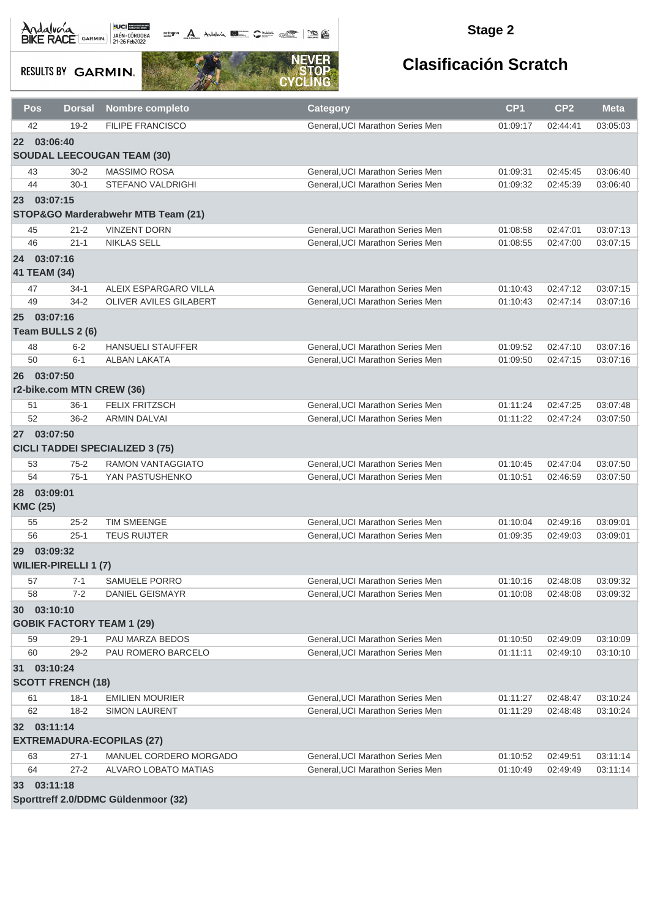## Stage 2

# Clasificación Scratch

| Pos | Dorsal | Nombre completo | Category | CP1 | CP2 | Meta |
|---|---|---|---|---|---|---|
| 42 | 19-2 | FILIPE FRANCISCO | General,UCI Marathon Series Men | 01:09:17 | 02:44:41 | 03:05:03 |
| **22 03:06:40** | | | | | | |
| **SOUDAL LEECOUGAN TEAM (30)** | | | | | | |
| 43 | 30-2 | MASSIMO ROSA | General,UCI Marathon Series Men | 01:09:31 | 02:45:45 | 03:06:40 |
| 44 | 30-1 | STEFANO VALDRIGHI | General,UCI Marathon Series Men | 01:09:32 | 02:45:39 | 03:06:40 |
| **23 03:07:15** | | | | | | |
| **STOP&GO Marderabwehr MTB Team (21)** | | | | | | |
| 45 | 21-2 | VINZENT DORN | General,UCI Marathon Series Men | 01:08:58 | 02:47:01 | 03:07:13 |
| 46 | 21-1 | NIKLAS SELL | General,UCI Marathon Series Men | 01:08:55 | 02:47:00 | 03:07:15 |
| **24 03:07:16** | | | | | | |
| **41 TEAM (34)** | | | | | | |
| 47 | 34-1 | ALEIX ESPARGARO VILLA | General,UCI Marathon Series Men | 01:10:43 | 02:47:12 | 03:07:15 |
| 49 | 34-2 | OLIVER AVILES GILABERT | General,UCI Marathon Series Men | 01:10:43 | 02:47:14 | 03:07:16 |
| **25 03:07:16** | | | | | | |
| **Team BULLS 2 (6)** | | | | | | |
| 48 | 6-2 | HANSUELI STAUFFER | General,UCI Marathon Series Men | 01:09:52 | 02:47:10 | 03:07:16 |
| 50 | 6-1 | ALBAN LAKATA | General,UCI Marathon Series Men | 01:09:50 | 02:47:15 | 03:07:16 |
| **26 03:07:50** | | | | | | |
| **r2-bike.com MTN CREW (36)** | | | | | | |
| 51 | 36-1 | FELIX FRITZSCH | General,UCI Marathon Series Men | 01:11:24 | 02:47:25 | 03:07:48 |
| 52 | 36-2 | ARMIN DALVAI | General,UCI Marathon Series Men | 01:11:22 | 02:47:24 | 03:07:50 |
| **27 03:07:50** | | | | | | |
| **CICLI TADDEI SPECIALIZED 3 (75)** | | | | | | |
| 53 | 75-2 | RAMON VANTAGGIATO | General,UCI Marathon Series Men | 01:10:45 | 02:47:04 | 03:07:50 |
| 54 | 75-1 | YAN PASTUSHENKO | General,UCI Marathon Series Men | 01:10:51 | 02:46:59 | 03:07:50 |
| **28 03:09:01** | | | | | | |
| **KMC (25)** | | | | | | |
| 55 | 25-2 | TIM SMEENGE | General,UCI Marathon Series Men | 01:10:04 | 02:49:16 | 03:09:01 |
| 56 | 25-1 | TEUS RUIJTER | General,UCI Marathon Series Men | 01:09:35 | 02:49:03 | 03:09:01 |
| **29 03:09:32** | | | | | | |
| **WILIER-PIRELLI 1 (7)** | | | | | | |
| 57 | 7-1 | SAMUELE PORRO | General,UCI Marathon Series Men | 01:10:16 | 02:48:08 | 03:09:32 |
| 58 | 7-2 | DANIEL GEISMAYR | General,UCI Marathon Series Men | 01:10:08 | 02:48:08 | 03:09:32 |
| **30 03:10:10** | | | | | | |
| **GOBIK FACTORY TEAM 1 (29)** | | | | | | |
| 59 | 29-1 | PAU MARZA BEDOS | General,UCI Marathon Series Men | 01:10:50 | 02:49:09 | 03:10:09 |
| 60 | 29-2 | PAU ROMERO BARCELO | General,UCI Marathon Series Men | 01:11:11 | 02:49:10 | 03:10:10 |
| **31 03:10:24** | | | | | | |
| **SCOTT FRENCH (18)** | | | | | | |
| 61 | 18-1 | EMILIEN MOURIER | General,UCI Marathon Series Men | 01:11:27 | 02:48:47 | 03:10:24 |
| 62 | 18-2 | SIMON LAURENT | General,UCI Marathon Series Men | 01:11:29 | 02:48:48 | 03:10:24 |
| **32 03:11:14** | | | | | | |
| **EXTREMADURA-ECOPILAS (27)** | | | | | | |
| 63 | 27-1 | MANUEL CORDERO MORGADO | General,UCI Marathon Series Men | 01:10:52 | 02:49:51 | 03:11:14 |
| 64 | 27-2 | ALVARO LOBATO MATIAS | General,UCI Marathon Series Men | 01:10:49 | 02:49:49 | 03:11:14 |
| **33 03:11:18** | | | | | | |
| **Sporttreff 2.0/DDMC Güldenmoor (32)** | | | | | | |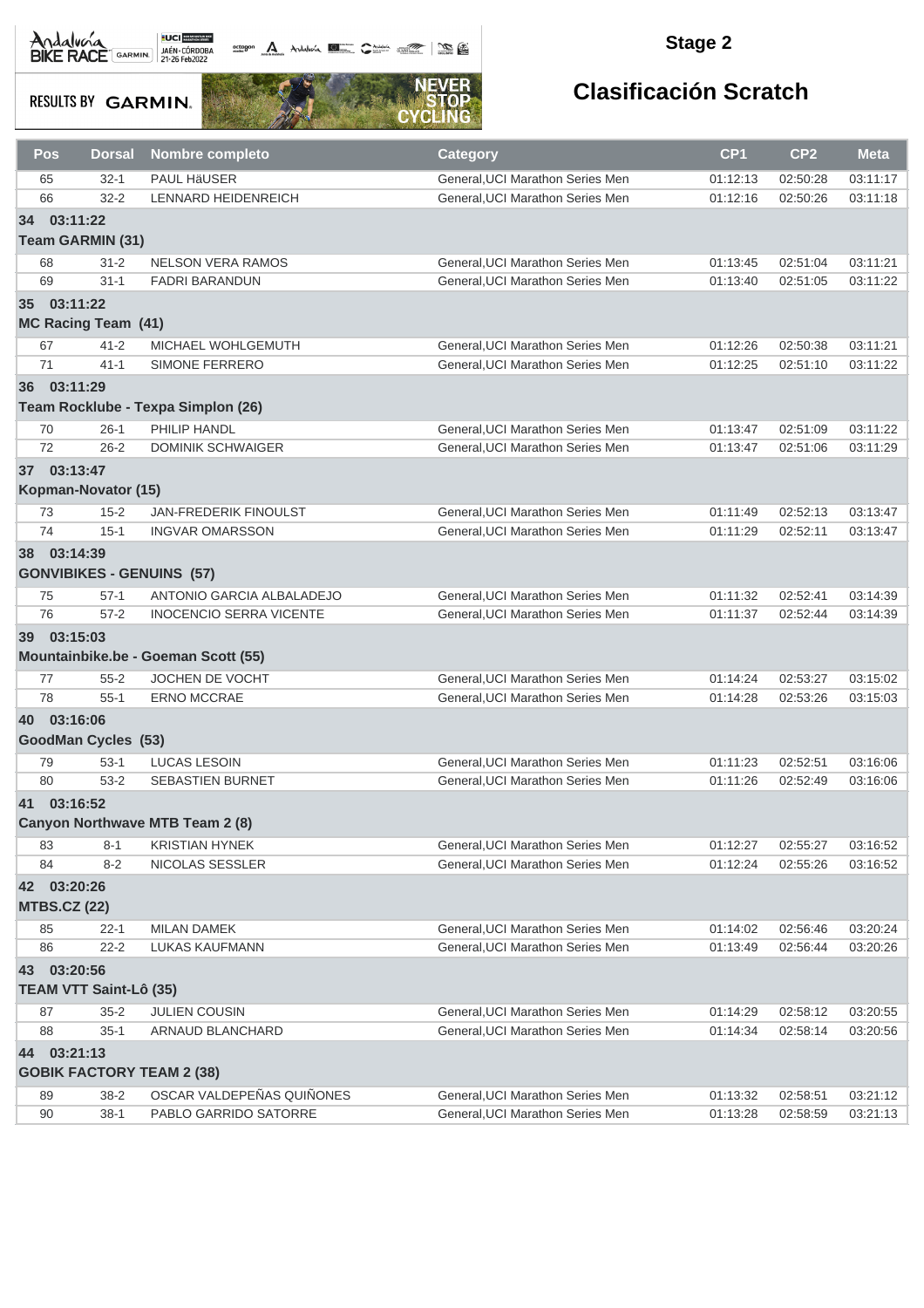## Stage 2

# Clasificación Scratch

| Pos | Dorsal | Nombre completo | Category | CP1 | CP2 | Meta |
|---|---|---|---|---|---|---|
| 65 | 32-1 | PAUL HäUSER | General,UCI Marathon Series Men | 01:12:13 | 02:50:28 | 03:11:17 |
| 66 | 32-2 | LENNARD HEIDENREICH | General,UCI Marathon Series Men | 01:12:16 | 02:50:26 | 03:11:18 |
| **34 03:11:22** | | | | | | |
| **Team GARMIN (31)** | | | | | | |
| 68 | 31-2 | NELSON VERA RAMOS | General,UCI Marathon Series Men | 01:13:45 | 02:51:04 | 03:11:21 |
| 69 | 31-1 | FADRI BARANDUN | General,UCI Marathon Series Men | 01:13:40 | 02:51:05 | 03:11:22 |
| **35 03:11:22** | | | | | | |
| **MC Racing Team (41)** | | | | | | |
| 67 | 41-2 | MICHAEL WOHLGEMUTH | General,UCI Marathon Series Men | 01:12:26 | 02:50:38 | 03:11:21 |
| 71 | 41-1 | SIMONE FERRERO | General,UCI Marathon Series Men | 01:12:25 | 02:51:10 | 03:11:22 |
| **36 03:11:29** | | | | | | |
| **Team Rocklube - Texpa Simplon (26)** | | | | | | |
| 70 | 26-1 | PHILIP HANDL | General,UCI Marathon Series Men | 01:13:47 | 02:51:09 | 03:11:22 |
| 72 | 26-2 | DOMINIK SCHWAIGER | General,UCI Marathon Series Men | 01:13:47 | 02:51:06 | 03:11:29 |
| **37 03:13:47** | | | | | | |
| **Kopman-Novator (15)** | | | | | | |
| 73 | 15-2 | JAN-FREDERIK FINOULST | General,UCI Marathon Series Men | 01:11:49 | 02:52:13 | 03:13:47 |
| 74 | 15-1 | INGVAR OMARSSON | General,UCI Marathon Series Men | 01:11:29 | 02:52:11 | 03:13:47 |
| **38 03:14:39** | | | | | | |
| **GONVIBIKES - GENUINS (57)** | | | | | | |
| 75 | 57-1 | ANTONIO GARCIA ALBALADEJO | General,UCI Marathon Series Men | 01:11:32 | 02:52:41 | 03:14:39 |
| 76 | 57-2 | INOCENCIO SERRA VICENTE | General,UCI Marathon Series Men | 01:11:37 | 02:52:44 | 03:14:39 |
| **39 03:15:03** | | | | | | |
| **Mountainbike.be - Goeman Scott (55)** | | | | | | |
| 77 | 55-2 | JOCHEN DE VOCHT | General,UCI Marathon Series Men | 01:14:24 | 02:53:27 | 03:15:02 |
| 78 | 55-1 | ERNO MCCRAE | General,UCI Marathon Series Men | 01:14:28 | 02:53:26 | 03:15:03 |
| **40 03:16:06** | | | | | | |
| **GoodMan Cycles (53)** | | | | | | |
| 79 | 53-1 | LUCAS LESOIN | General,UCI Marathon Series Men | 01:11:23 | 02:52:51 | 03:16:06 |
| 80 | 53-2 | SEBASTIEN BURNET | General,UCI Marathon Series Men | 01:11:26 | 02:52:49 | 03:16:06 |
| **41 03:16:52** | | | | | | |
| **Canyon Northwave MTB Team 2 (8)** | | | | | | |
| 83 | 8-1 | KRISTIAN HYNEK | General,UCI Marathon Series Men | 01:12:27 | 02:55:27 | 03:16:52 |
| 84 | 8-2 | NICOLAS SESSLER | General,UCI Marathon Series Men | 01:12:24 | 02:55:26 | 03:16:52 |
| **42 03:20:26** | | | | | | |
| **MTBS.CZ (22)** | | | | | | |
| 85 | 22-1 | MILAN DAMEK | General,UCI Marathon Series Men | 01:14:02 | 02:56:46 | 03:20:24 |
| 86 | 22-2 | LUKAS KAUFMANN | General,UCI Marathon Series Men | 01:13:49 | 02:56:44 | 03:20:26 |
| **43 03:20:56** | | | | | | |
| **TEAM VTT Saint-Lô (35)** | | | | | | |
| 87 | 35-2 | JULIEN COUSIN | General,UCI Marathon Series Men | 01:14:29 | 02:58:12 | 03:20:55 |
| 88 | 35-1 | ARNAUD BLANCHARD | General,UCI Marathon Series Men | 01:14:34 | 02:58:14 | 03:20:56 |
| **44 03:21:13** | | | | | | |
| **GOBIK FACTORY TEAM 2 (38)** | | | | | | |
| 89 | 38-2 | OSCAR VALDEPEÑAS QUIÑONES | General,UCI Marathon Series Men | 01:13:32 | 02:58:51 | 03:21:12 |
| 90 | 38-1 | PABLO GARRIDO SATORRE | General,UCI Marathon Series Men | 01:13:28 | 02:58:59 | 03:21:13 |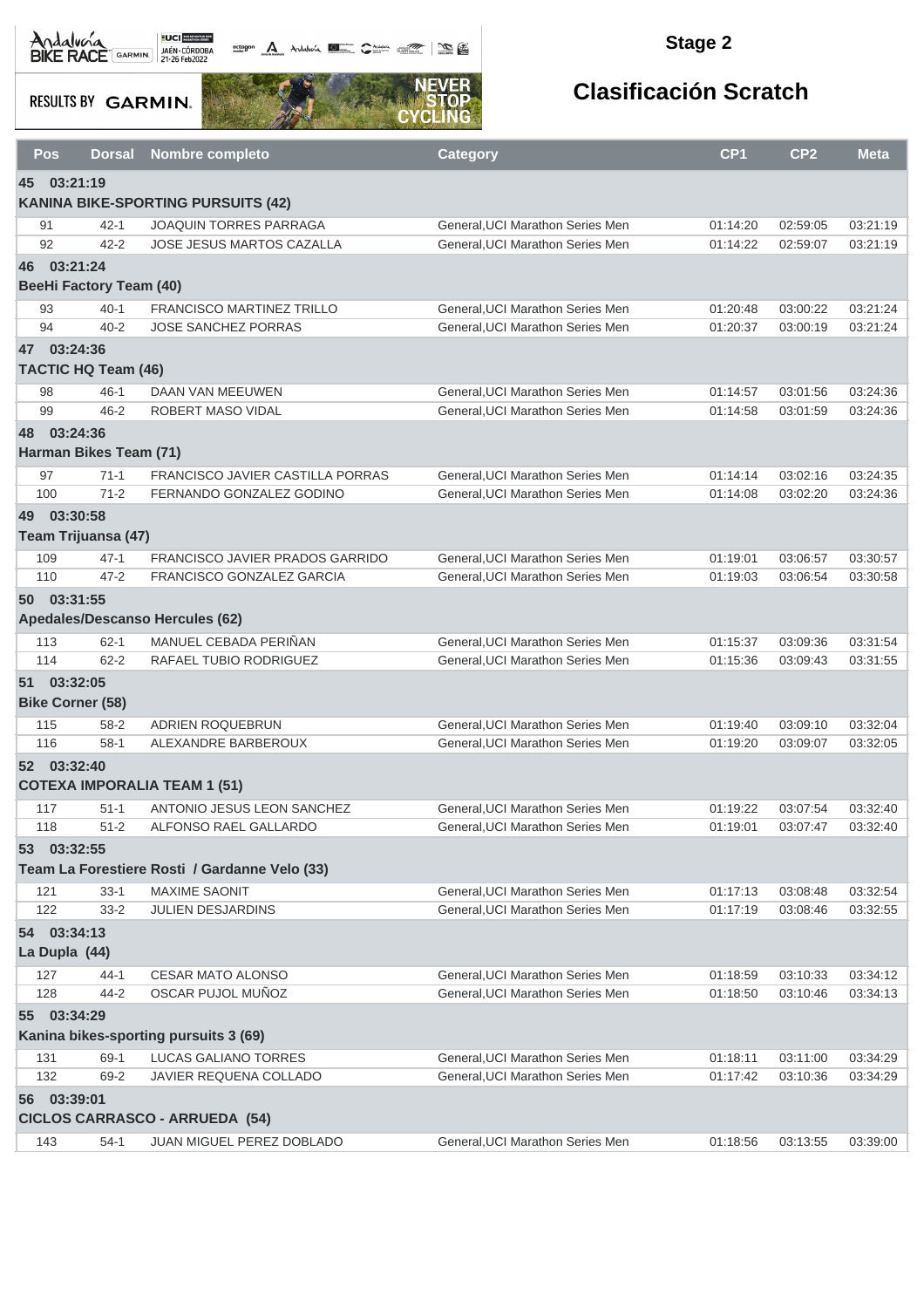## Stage 2

# Clasificación Scratch

| Pos | Dorsal | Nombre completo | Category | CP1 | CP2 | Meta |
|---|---|---|---|---|---|---|
| **45 03:21:19** | | | | | | |
| **KANINA BIKE-SPORTING PURSUITS (42)** | | | | | | |
| 91 | 42-1 | JOAQUIN TORRES PARRAGA | General,UCI Marathon Series Men | 01:14:20 | 02:59:05 | 03:21:19 |
| 92 | 42-2 | JOSE JESUS MARTOS CAZALLA | General,UCI Marathon Series Men | 01:14:22 | 02:59:07 | 03:21:19 |
| **46 03:21:24** | | | | | | |
| **BeeHi Factory Team (40)** | | | | | | |
| 93 | 40-1 | FRANCISCO MARTINEZ TRILLO | General,UCI Marathon Series Men | 01:20:48 | 03:00:22 | 03:21:24 |
| 94 | 40-2 | JOSE SANCHEZ PORRAS | General,UCI Marathon Series Men | 01:20:37 | 03:00:19 | 03:21:24 |
| **47 03:24:36** | | | | | | |
| **TACTIC HQ Team (46)** | | | | | | |
| 98 | 46-1 | DAAN VAN MEEUWEN | General,UCI Marathon Series Men | 01:14:57 | 03:01:56 | 03:24:36 |
| 99 | 46-2 | ROBERT MASO VIDAL | General,UCI Marathon Series Men | 01:14:58 | 03:01:59 | 03:24:36 |
| **48 03:24:36** | | | | | | |
| **Harman Bikes Team (71)** | | | | | | |
| 97 | 71-1 | FRANCISCO JAVIER CASTILLA PORRAS | General,UCI Marathon Series Men | 01:14:14 | 03:02:16 | 03:24:35 |
| 100 | 71-2 | FERNANDO GONZALEZ GODINO | General,UCI Marathon Series Men | 01:14:08 | 03:02:20 | 03:24:36 |
| **49 03:30:58** | | | | | | |
| **Team Trijuansa (47)** | | | | | | |
| 109 | 47-1 | FRANCISCO JAVIER PRADOS GARRIDO | General,UCI Marathon Series Men | 01:19:01 | 03:06:57 | 03:30:57 |
| 110 | 47-2 | FRANCISCO GONZALEZ GARCIA | General,UCI Marathon Series Men | 01:19:03 | 03:06:54 | 03:30:58 |
| **50 03:31:55** | | | | | | |
| **Apedales/Descanso Hercules (62)** | | | | | | |
| 113 | 62-1 | MANUEL CEBADA PERIÑAN | General,UCI Marathon Series Men | 01:15:37 | 03:09:36 | 03:31:54 |
| 114 | 62-2 | RAFAEL TUBIO RODRIGUEZ | General,UCI Marathon Series Men | 01:15:36 | 03:09:43 | 03:31:55 |
| **51 03:32:05** | | | | | | |
| **Bike Corner (58)** | | | | | | |
| 115 | 58-2 | ADRIEN ROQUEBRUN | General,UCI Marathon Series Men | 01:19:40 | 03:09:10 | 03:32:04 |
| 116 | 58-1 | ALEXANDRE BARBEROUX | General,UCI Marathon Series Men | 01:19:20 | 03:09:07 | 03:32:05 |
| **52 03:32:40** | | | | | | |
| **COTEXA IMPORALIA TEAM 1 (51)** | | | | | | |
| 117 | 51-1 | ANTONIO JESUS LEON SANCHEZ | General,UCI Marathon Series Men | 01:19:22 | 03:07:54 | 03:32:40 |
| 118 | 51-2 | ALFONSO RAEL GALLARDO | General,UCI Marathon Series Men | 01:19:01 | 03:07:47 | 03:32:40 |
| **53 03:32:55** | | | | | | |
| **Team La Forestiere Rosti / Gardanne Velo (33)** | | | | | | |
| 121 | 33-1 | MAXIME SAONIT | General,UCI Marathon Series Men | 01:17:13 | 03:08:48 | 03:32:54 |
| 122 | 33-2 | JULIEN DESJARDINS | General,UCI Marathon Series Men | 01:17:19 | 03:08:46 | 03:32:55 |
| **54 03:34:13** | | | | | | |
| **La Dupla (44)** | | | | | | |
| 127 | 44-1 | CESAR MATO ALONSO | General,UCI Marathon Series Men | 01:18:59 | 03:10:33 | 03:34:12 |
| 128 | 44-2 | OSCAR PUJOL MUÑOZ | General,UCI Marathon Series Men | 01:18:50 | 03:10:46 | 03:34:13 |
| **55 03:34:29** | | | | | | |
| **Kanina bikes-sporting pursuits 3 (69)** | | | | | | |
| 131 | 69-1 | LUCAS GALIANO TORRES | General,UCI Marathon Series Men | 01:18:11 | 03:11:00 | 03:34:29 |
| 132 | 69-2 | JAVIER REQUENA COLLADO | General,UCI Marathon Series Men | 01:17:42 | 03:10:36 | 03:34:29 |
| **56 03:39:01** | | | | | | |
| **CICLOS CARRASCO - ARRUEDA (54)** | | | | | | |
| 143 | 54-1 | JUAN MIGUEL PEREZ DOBLADO | General,UCI Marathon Series Men | 01:18:56 | 03:13:55 | 03:39:00 |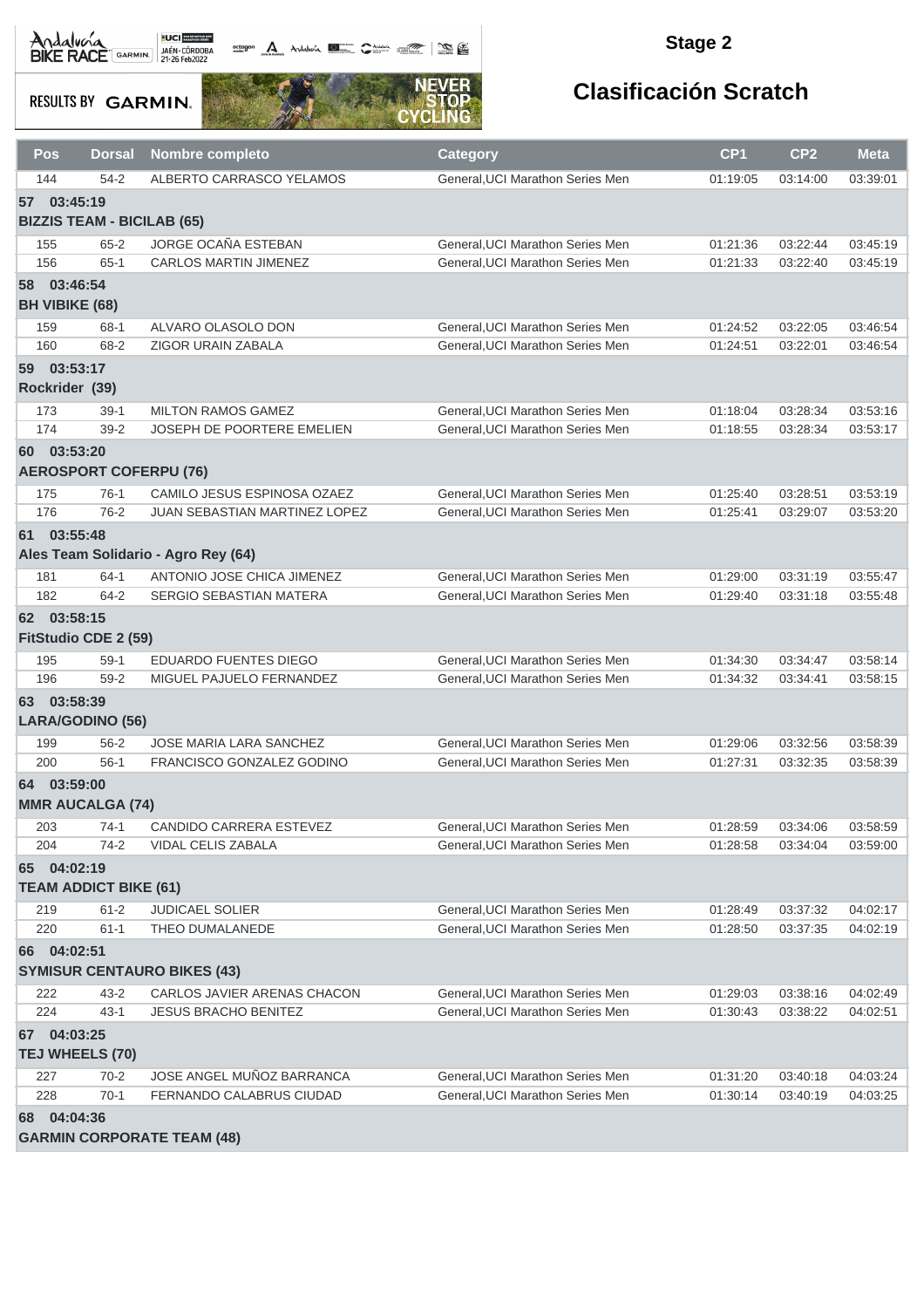## Stage 2

# Clasificación Scratch

| Pos | Dorsal | Nombre completo | Category | CP1 | CP2 | Meta |
|---|---|---|---|---|---|---|
| 144 | 54-2 | ALBERTO CARRASCO YELAMOS | General,UCI Marathon Series Men | 01:19:05 | 03:14:00 | 03:39:01 |
| **57 03:45:19** | | | | | | |
| **BIZZIS TEAM - BICILAB (65)** | | | | | | |
| 155 | 65-2 | JORGE OCAÑA ESTEBAN | General,UCI Marathon Series Men | 01:21:36 | 03:22:44 | 03:45:19 |
| 156 | 65-1 | CARLOS MARTIN JIMENEZ | General,UCI Marathon Series Men | 01:21:33 | 03:22:40 | 03:45:19 |
| **58 03:46:54** | | | | | | |
| **BH VIBIKE (68)** | | | | | | |
| 159 | 68-1 | ALVARO OLASOLO DON | General,UCI Marathon Series Men | 01:24:52 | 03:22:05 | 03:46:54 |
| 160 | 68-2 | ZIGOR URAIN ZABALA | General,UCI Marathon Series Men | 01:24:51 | 03:22:01 | 03:46:54 |
| **59 03:53:17** | | | | | | |
| **Rockrider (39)** | | | | | | |
| 173 | 39-1 | MILTON RAMOS GAMEZ | General,UCI Marathon Series Men | 01:18:04 | 03:28:34 | 03:53:16 |
| 174 | 39-2 | JOSEPH DE POORTERE EMELIEN | General,UCI Marathon Series Men | 01:18:55 | 03:28:34 | 03:53:17 |
| **60 03:53:20** | | | | | | |
| **AEROSPORT COFERPU (76)** | | | | | | |
| 175 | 76-1 | CAMILO JESUS ESPINOSA OZAEZ | General,UCI Marathon Series Men | 01:25:40 | 03:28:51 | 03:53:19 |
| 176 | 76-2 | JUAN SEBASTIAN MARTINEZ LOPEZ | General,UCI Marathon Series Men | 01:25:41 | 03:29:07 | 03:53:20 |
| **61 03:55:48** | | | | | | |
| **Ales Team Solidario - Agro Rey (64)** | | | | | | |
| 181 | 64-1 | ANTONIO JOSE CHICA JIMENEZ | General,UCI Marathon Series Men | 01:29:00 | 03:31:19 | 03:55:47 |
| 182 | 64-2 | SERGIO SEBASTIAN MATERA | General,UCI Marathon Series Men | 01:29:40 | 03:31:18 | 03:55:48 |
| **62 03:58:15** | | | | | | |
| **FitStudio CDE 2 (59)** | | | | | | |
| 195 | 59-1 | EDUARDO FUENTES DIEGO | General,UCI Marathon Series Men | 01:34:30 | 03:34:47 | 03:58:14 |
| 196 | 59-2 | MIGUEL PAJUELO FERNANDEZ | General,UCI Marathon Series Men | 01:34:32 | 03:34:41 | 03:58:15 |
| **63 03:58:39** | | | | | | |
| **LARA/GODINO (56)** | | | | | | |
| 199 | 56-2 | JOSE MARIA LARA SANCHEZ | General,UCI Marathon Series Men | 01:29:06 | 03:32:56 | 03:58:39 |
| 200 | 56-1 | FRANCISCO GONZALEZ GODINO | General,UCI Marathon Series Men | 01:27:31 | 03:32:35 | 03:58:39 |
| **64 03:59:00** | | | | | | |
| **MMR AUCALGA (74)** | | | | | | |
| 203 | 74-1 | CANDIDO CARRERA ESTEVEZ | General,UCI Marathon Series Men | 01:28:59 | 03:34:06 | 03:58:59 |
| 204 | 74-2 | VIDAL CELIS ZABALA | General,UCI Marathon Series Men | 01:28:58 | 03:34:04 | 03:59:00 |
| **65 04:02:19** | | | | | | |
| **TEAM ADDICT BIKE (61)** | | | | | | |
| 219 | 61-2 | JUDICAEL SOLIER | General,UCI Marathon Series Men | 01:28:49 | 03:37:32 | 04:02:17 |
| 220 | 61-1 | THEO DUMALANEDE | General,UCI Marathon Series Men | 01:28:50 | 03:37:35 | 04:02:19 |
| **66 04:02:51** | | | | | | |
| **SYMISUR CENTAURO BIKES (43)** | | | | | | |
| 222 | 43-2 | CARLOS JAVIER ARENAS CHACON | General,UCI Marathon Series Men | 01:29:03 | 03:38:16 | 04:02:49 |
| 224 | 43-1 | JESUS BRACHO BENITEZ | General,UCI Marathon Series Men | 01:30:43 | 03:38:22 | 04:02:51 |
| **67 04:03:25** | | | | | | |
| **TEJ WHEELS (70)** | | | | | | |
| 227 | 70-2 | JOSE ANGEL MUÑOZ BARRANCA | General,UCI Marathon Series Men | 01:31:20 | 03:40:18 | 04:03:24 |
| 228 | 70-1 | FERNANDO CALABRUS CIUDAD | General,UCI Marathon Series Men | 01:30:14 | 03:40:19 | 04:03:25 |
| **68 04:04:36** | | | | | | |
| **GARMIN CORPORATE TEAM (48)** | | | | | | |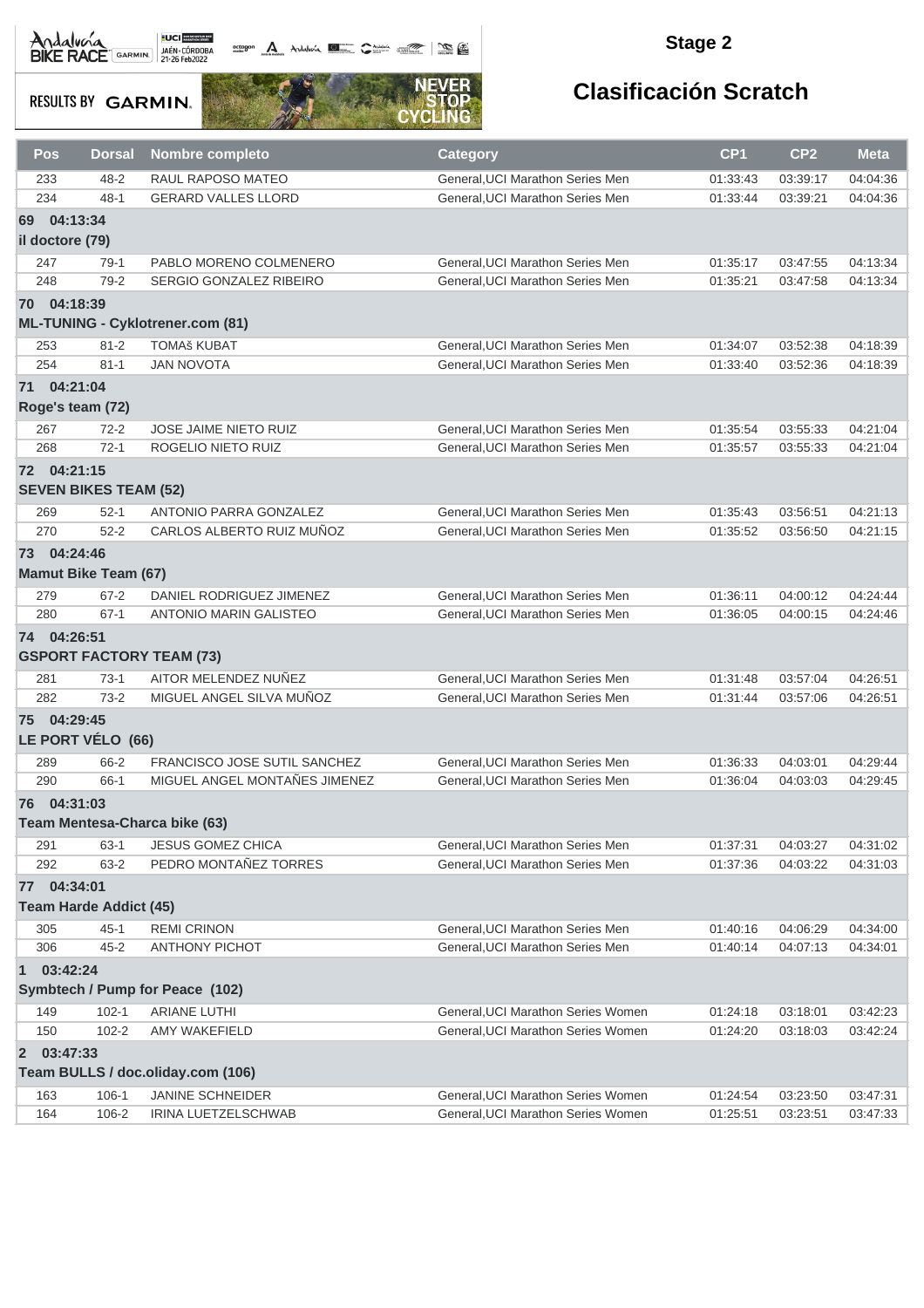## Stage 2

# Clasificación Scratch

| Pos | Dorsal | Nombre completo | Category | CP1 | CP2 | Meta |
|---|---|---|---|---|---|---|
| 233 | 48-2 | RAUL RAPOSO MATEO | General,UCI Marathon Series Men | 01:33:43 | 03:39:17 | 04:04:36 |
| 234 | 48-1 | GERARD VALLES LLORD | General,UCI Marathon Series Men | 01:33:44 | 03:39:21 | 04:04:36 |
| **69 04:13:34** | | | | | | |
| **il doctore (79)** | | | | | | |
| 247 | 79-1 | PABLO MORENO COLMENERO | General,UCI Marathon Series Men | 01:35:17 | 03:47:55 | 04:13:34 |
| 248 | 79-2 | SERGIO GONZALEZ RIBEIRO | General,UCI Marathon Series Men | 01:35:21 | 03:47:58 | 04:13:34 |
| **70 04:18:39** | | | | | | |
| **ML-TUNING - Cyklotrener.com (81)** | | | | | | |
| 253 | 81-2 | TOMAš KUBAT | General,UCI Marathon Series Men | 01:34:07 | 03:52:38 | 04:18:39 |
| 254 | 81-1 | JAN NOVOTA | General,UCI Marathon Series Men | 01:33:40 | 03:52:36 | 04:18:39 |
| **71 04:21:04** | | | | | | |
| **Roge's team (72)** | | | | | | |
| 267 | 72-2 | JOSE JAIME NIETO RUIZ | General,UCI Marathon Series Men | 01:35:54 | 03:55:33 | 04:21:04 |
| 268 | 72-1 | ROGELIO NIETO RUIZ | General,UCI Marathon Series Men | 01:35:57 | 03:55:33 | 04:21:04 |
| **72 04:21:15** | | | | | | |
| **SEVEN BIKES TEAM (52)** | | | | | | |
| 269 | 52-1 | ANTONIO PARRA GONZALEZ | General,UCI Marathon Series Men | 01:35:43 | 03:56:51 | 04:21:13 |
| 270 | 52-2 | CARLOS ALBERTO RUIZ MUÑOZ | General,UCI Marathon Series Men | 01:35:52 | 03:56:50 | 04:21:15 |
| **73 04:24:46** | | | | | | |
| **Mamut Bike Team (67)** | | | | | | |
| 279 | 67-2 | DANIEL RODRIGUEZ JIMENEZ | General,UCI Marathon Series Men | 01:36:11 | 04:00:12 | 04:24:44 |
| 280 | 67-1 | ANTONIO MARIN GALISTEO | General,UCI Marathon Series Men | 01:36:05 | 04:00:15 | 04:24:46 |
| **74 04:26:51** | | | | | | |
| **GSPORT FACTORY TEAM (73)** | | | | | | |
| 281 | 73-1 | AITOR MELENDEZ NUÑEZ | General,UCI Marathon Series Men | 01:31:48 | 03:57:04 | 04:26:51 |
| 282 | 73-2 | MIGUEL ANGEL SILVA MUÑOZ | General,UCI Marathon Series Men | 01:31:44 | 03:57:06 | 04:26:51 |
| **75 04:29:45** | | | | | | |
| **LE PORT VÉLO (66)** | | | | | | |
| 289 | 66-2 | FRANCISCO JOSE SUTIL SANCHEZ | General,UCI Marathon Series Men | 01:36:33 | 04:03:01 | 04:29:44 |
| 290 | 66-1 | MIGUEL ANGEL MONTAÑES JIMENEZ | General,UCI Marathon Series Men | 01:36:04 | 04:03:03 | 04:29:45 |
| **76 04:31:03** | | | | | | |
| **Team Mentesa-Charca bike (63)** | | | | | | |
| 291 | 63-1 | JESUS GOMEZ CHICA | General,UCI Marathon Series Men | 01:37:31 | 04:03:27 | 04:31:02 |
| 292 | 63-2 | PEDRO MONTAÑEZ TORRES | General,UCI Marathon Series Men | 01:37:36 | 04:03:22 | 04:31:03 |
| **77 04:34:01** | | | | | | |
| **Team Harde Addict (45)** | | | | | | |
| 305 | 45-1 | REMI CRINON | General,UCI Marathon Series Men | 01:40:16 | 04:06:29 | 04:34:00 |
| 306 | 45-2 | ANTHONY PICHOT | General,UCI Marathon Series Men | 01:40:14 | 04:07:13 | 04:34:01 |
| **1 03:42:24** | | | | | | |
| **Symbtech / Pump for Peace (102)** | | | | | | |
| 149 | 102-1 | ARIANE LUTHI | General,UCI Marathon Series Women | 01:24:18 | 03:18:01 | 03:42:23 |
| 150 | 102-2 | AMY WAKEFIELD | General,UCI Marathon Series Women | 01:24:20 | 03:18:03 | 03:42:24 |
| **2 03:47:33** | | | | | | |
| **Team BULLS / doc.oliday.com (106)** | | | | | | |
| 163 | 106-1 | JANINE SCHNEIDER | General,UCI Marathon Series Women | 01:24:54 | 03:23:50 | 03:47:31 |
| 164 | 106-2 | IRINA LUETZELSCHWAB | General,UCI Marathon Series Women | 01:25:51 | 03:23:51 | 03:47:33 |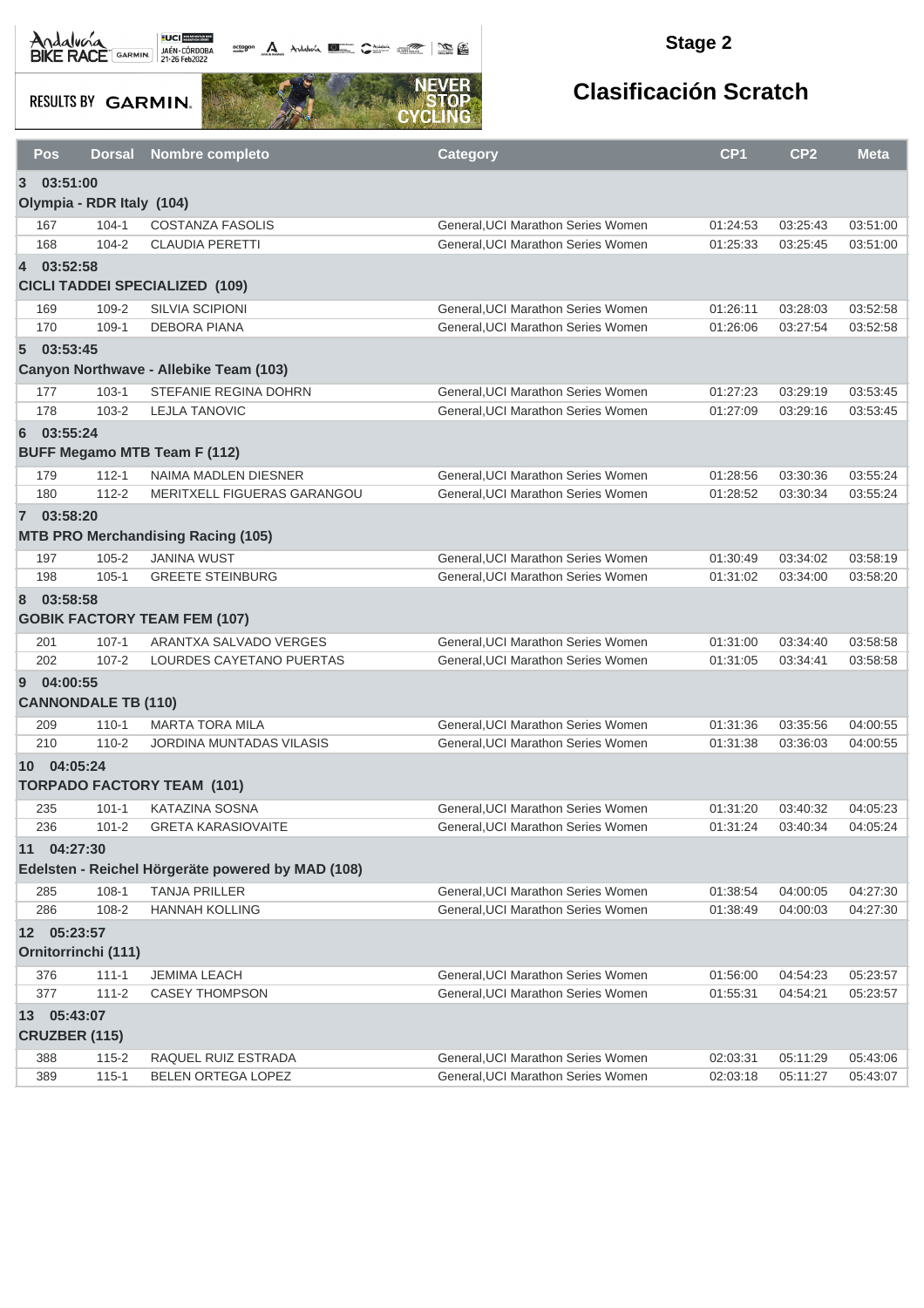## Stage 2

# Clasificación Scratch

| Pos | Dorsal | Nombre completo | Category | CP1 | CP2 | Meta |
|---|---|---|---|---|---|---|
| **3 03:51:00** | | | | | | |
| **Olympia - RDR Italy (104)** | | | | | | |
| 167 | 104-1 | COSTANZA FASOLIS | General,UCI Marathon Series Women | 01:24:53 | 03:25:43 | 03:51:00 |
| 168 | 104-2 | CLAUDIA PERETTI | General,UCI Marathon Series Women | 01:25:33 | 03:25:45 | 03:51:00 |
| **4 03:52:58** | | | | | | |
| **CICLI TADDEI SPECIALIZED (109)** | | | | | | |
| 169 | 109-2 | SILVIA SCIPIONI | General,UCI Marathon Series Women | 01:26:11 | 03:28:03 | 03:52:58 |
| 170 | 109-1 | DEBORA PIANA | General,UCI Marathon Series Women | 01:26:06 | 03:27:54 | 03:52:58 |
| **5 03:53:45** | | | | | | |
| **Canyon Northwave - Allebike Team (103)** | | | | | | |
| 177 | 103-1 | STEFANIE REGINA DOHRN | General,UCI Marathon Series Women | 01:27:23 | 03:29:19 | 03:53:45 |
| 178 | 103-2 | LEJLA TANOVIC | General,UCI Marathon Series Women | 01:27:09 | 03:29:16 | 03:53:45 |
| **6 03:55:24** | | | | | | |
| **BUFF Megamo MTB Team F (112)** | | | | | | |
| 179 | 112-1 | NAIMA MADLEN DIESNER | General,UCI Marathon Series Women | 01:28:56 | 03:30:36 | 03:55:24 |
| 180 | 112-2 | MERITXELL FIGUERAS GARANGOU | General,UCI Marathon Series Women | 01:28:52 | 03:30:34 | 03:55:24 |
| **7 03:58:20** | | | | | | |
| **MTB PRO Merchandising Racing (105)** | | | | | | |
| 197 | 105-2 | JANINA WUST | General,UCI Marathon Series Women | 01:30:49 | 03:34:02 | 03:58:19 |
| 198 | 105-1 | GREETE STEINBURG | General,UCI Marathon Series Women | 01:31:02 | 03:34:00 | 03:58:20 |
| **8 03:58:58** | | | | | | |
| **GOBIK FACTORY TEAM FEM (107)** | | | | | | |
| 201 | 107-1 | ARANTXA SALVADO VERGES | General,UCI Marathon Series Women | 01:31:00 | 03:34:40 | 03:58:58 |
| 202 | 107-2 | LOURDES CAYETANO PUERTAS | General,UCI Marathon Series Women | 01:31:05 | 03:34:41 | 03:58:58 |
| **9 04:00:55** | | | | | | |
| **CANNONDALE TB (110)** | | | | | | |
| 209 | 110-1 | MARTA TORA MILA | General,UCI Marathon Series Women | 01:31:36 | 03:35:56 | 04:00:55 |
| 210 | 110-2 | JORDINA MUNTADAS VILASIS | General,UCI Marathon Series Women | 01:31:38 | 03:36:03 | 04:00:55 |
| **10 04:05:24** | | | | | | |
| **TORPADO FACTORY TEAM (101)** | | | | | | |
| 235 | 101-1 | KATAZINA SOSNA | General,UCI Marathon Series Women | 01:31:20 | 03:40:32 | 04:05:23 |
| 236 | 101-2 | GRETA KARASIOVAITE | General,UCI Marathon Series Women | 01:31:24 | 03:40:34 | 04:05:24 |
| **11 04:27:30** | | | | | | |
| **Edelsten - Reichel Hörgeräte powered by MAD (108)** | | | | | | |
| 285 | 108-1 | TANJA PRILLER | General,UCI Marathon Series Women | 01:38:54 | 04:00:05 | 04:27:30 |
| 286 | 108-2 | HANNAH KOLLING | General,UCI Marathon Series Women | 01:38:49 | 04:00:03 | 04:27:30 |
| **12 05:23:57** | | | | | | |
| **Ornitorrinchi (111)** | | | | | | |
| 376 | 111-1 | JEMIMA LEACH | General,UCI Marathon Series Women | 01:56:00 | 04:54:23 | 05:23:57 |
| 377 | 111-2 | CASEY THOMPSON | General,UCI Marathon Series Women | 01:55:31 | 04:54:21 | 05:23:57 |
| **13 05:43:07** | | | | | | |
| **CRUZBER (115)** | | | | | | |
| 388 | 115-2 | RAQUEL RUIZ ESTRADA | General,UCI Marathon Series Women | 02:03:31 | 05:11:29 | 05:43:06 |
| 389 | 115-1 | BELEN ORTEGA LOPEZ | General,UCI Marathon Series Women | 02:03:18 | 05:11:27 | 05:43:07 |